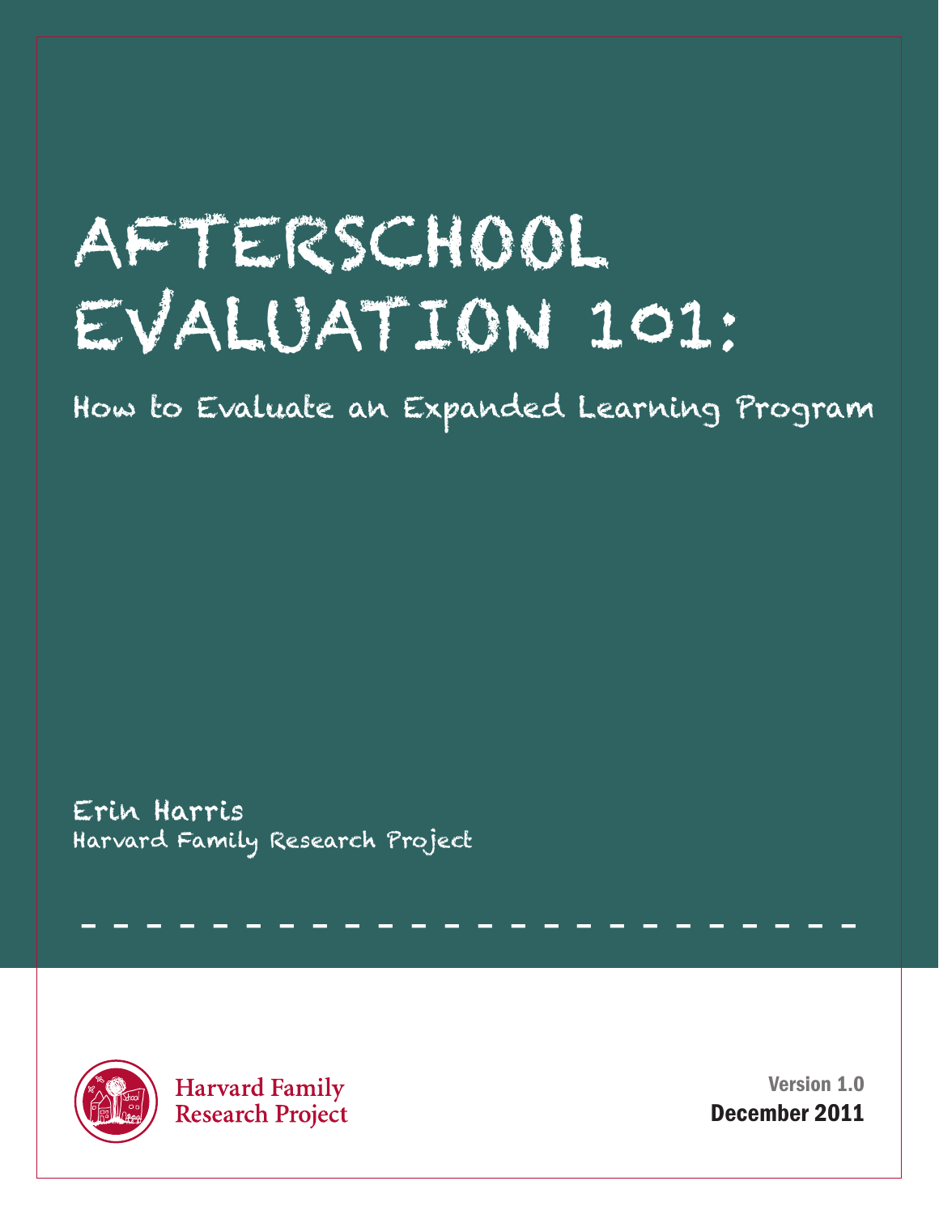# AFTERSCHOOL EVALUATION 101:

## How to Evaluate an Expanded Learning Program

**Erin Harris**
Harvard Family Research Project

Harvard Family Research Project

Version 1.0
December 2011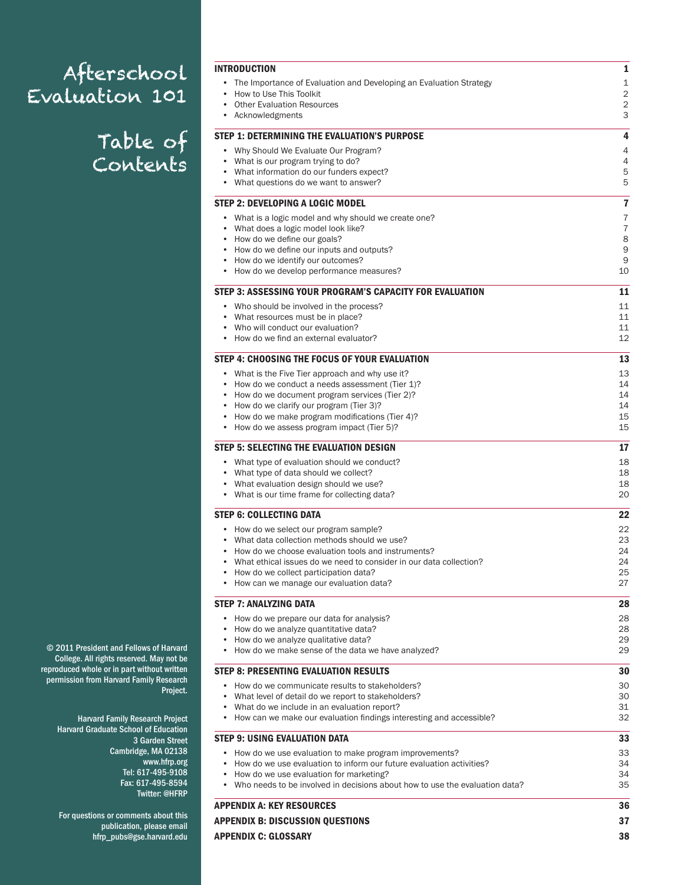# Afterschool Evaluation 101

## Table of Contents

© 2011 President and Fellows of Harvard College. All rights reserved. May not be reproduced whole or in part without written permission from Harvard Family Research Project.

Harvard Family Research Project
Harvard Graduate School of Education
3 Garden Street
Cambridge, MA 02138
www.hfrp.org
Tel: 617-495-9108
Fax: 617-495-8594
Twitter: @HFRP

For questions or comments about this publication, please email hfrp_pubs@gse.harvard.edu

**INTRODUCTION** — 1
- The Importance of Evaluation and Developing an Evaluation Strategy — 1
- How to Use This Toolkit — 2
- Other Evaluation Resources — 2
- Acknowledgments — 3

**STEP 1: DETERMINING THE EVALUATION'S PURPOSE** — 4
- Why Should We Evaluate Our Program? — 4
- What is our program trying to do? — 4
- What information do our funders expect? — 5
- What questions do we want to answer? — 5

**STEP 2: DEVELOPING A LOGIC MODEL** — 7
- What is a logic model and why should we create one? — 7
- What does a logic model look like? — 7
- How do we define our goals? — 8
- How do we define our inputs and outputs? — 9
- How do we identify our outcomes? — 9
- How do we develop performance measures? — 10

**STEP 3: ASSESSING YOUR PROGRAM'S CAPACITY FOR EVALUATION** — 11
- Who should be involved in the process? — 11
- What resources must be in place? — 11
- Who will conduct our evaluation? — 11
- How do we find an external evaluator? — 12

**STEP 4: CHOOSING THE FOCUS OF YOUR EVALUATION** — 13
- What is the Five Tier approach and why use it? — 13
- How do we conduct a needs assessment (Tier 1)? — 14
- How do we document program services (Tier 2)? — 14
- How do we clarify our program (Tier 3)? — 14
- How do we make program modifications (Tier 4)? — 15
- How do we assess program impact (Tier 5)? — 15

**STEP 5: SELECTING THE EVALUATION DESIGN** — 17
- What type of evaluation should we conduct? — 18
- What type of data should we collect? — 18
- What evaluation design should we use? — 18
- What is our time frame for collecting data? — 20

**STEP 6: COLLECTING DATA** — 22
- How do we select our program sample? — 22
- What data collection methods should we use? — 23
- How do we choose evaluation tools and instruments? — 24
- What ethical issues do we need to consider in our data collection? — 24
- How do we collect participation data? — 25
- How can we manage our evaluation data? — 27

**STEP 7: ANALYZING DATA** — 28
- How do we prepare our data for analysis? — 28
- How do we analyze quantitative data? — 28
- How do we analyze qualitative data? — 29
- How do we make sense of the data we have analyzed? — 29

**STEP 8: PRESENTING EVALUATION RESULTS** — 30
- How do we communicate results to stakeholders? — 30
- What level of detail do we report to stakeholders? — 30
- What do we include in an evaluation report? — 31
- How can we make our evaluation findings interesting and accessible? — 32

**STEP 9: USING EVALUATION DATA** — 33
- How do we use evaluation to make program improvements? — 33
- How do we use evaluation to inform our future evaluation activities? — 34
- How do we use evaluation for marketing? — 34
- Who needs to be involved in decisions about how to use the evaluation data? — 35

**APPENDIX A: KEY RESOURCES** — 36

**APPENDIX B: DISCUSSION QUESTIONS** — 37

**APPENDIX C: GLOSSARY** — 38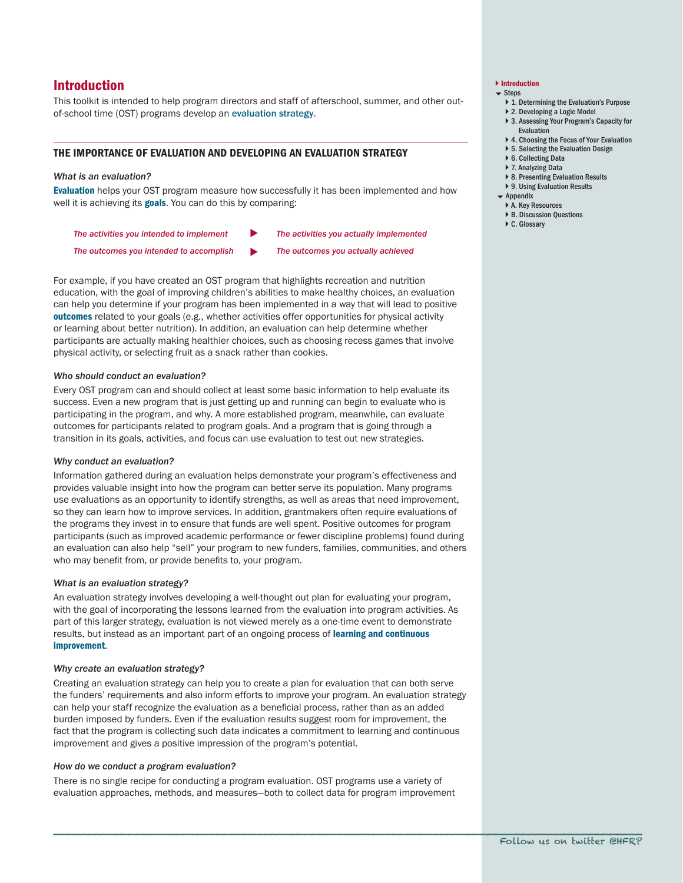# Introduction

This toolkit is intended to help program directors and staff of afterschool, summer, and other out-of-school time (OST) programs develop an **evaluation strategy**.

## THE IMPORTANCE OF EVALUATION AND DEVELOPING AN EVALUATION STRATEGY

*What is an evaluation?*

**Evaluation** helps your OST program measure how successfully it has been implemented and how well it is achieving its **goals**. You can do this by comparing:

| | | |
|---|---|---|
| *The activities you intended to implement* | ▶ | *The activities you actually implemented* |
| *The outcomes you intended to accomplish* | ▶ | *The outcomes you actually achieved* |

For example, if you have created an OST program that highlights recreation and nutrition education, with the goal of improving children's abilities to make healthy choices, an evaluation can help you determine if your program has been implemented in a way that will lead to positive **outcomes** related to your goals (e.g., whether activities offer opportunities for physical activity or learning about better nutrition). In addition, an evaluation can help determine whether participants are actually making healthier choices, such as choosing recess games that involve physical activity, or selecting fruit as a snack rather than cookies.

*Who should conduct an evaluation?*

Every OST program can and should collect at least some basic information to help evaluate its success. Even a new program that is just getting up and running can begin to evaluate who is participating in the program, and why. A more established program, meanwhile, can evaluate outcomes for participants related to program goals. And a program that is going through a transition in its goals, activities, and focus can use evaluation to test out new strategies.

*Why conduct an evaluation?*

Information gathered during an evaluation helps demonstrate your program's effectiveness and provides valuable insight into how the program can better serve its population. Many programs use evaluations as an opportunity to identify strengths, as well as areas that need improvement, so they can learn how to improve services. In addition, grantmakers often require evaluations of the programs they invest in to ensure that funds are well spent. Positive outcomes for program participants (such as improved academic performance or fewer discipline problems) found during an evaluation can also help "sell" your program to new funders, families, communities, and others who may benefit from, or provide benefits to, your program.

*What is an evaluation strategy?*

An evaluation strategy involves developing a well-thought out plan for evaluating your program, with the goal of incorporating the lessons learned from the evaluation into program activities. As part of this larger strategy, evaluation is not viewed merely as a one-time event to demonstrate results, but instead as an important part of an ongoing process of **learning and continuous improvement**.

*Why create an evaluation strategy?*

Creating an evaluation strategy can help you to create a plan for evaluation that can both serve the funders' requirements and also inform efforts to improve your program. An evaluation strategy can help your staff recognize the evaluation as a beneficial process, rather than as an added burden imposed by funders. Even if the evaluation results suggest room for improvement, the fact that the program is collecting such data indicates a commitment to learning and continuous improvement and gives a positive impression of the program's potential.

*How do we conduct a program evaluation?*

There is no single recipe for conducting a program evaluation. OST programs use a variety of evaluation approaches, methods, and measures—both to collect data for program improvement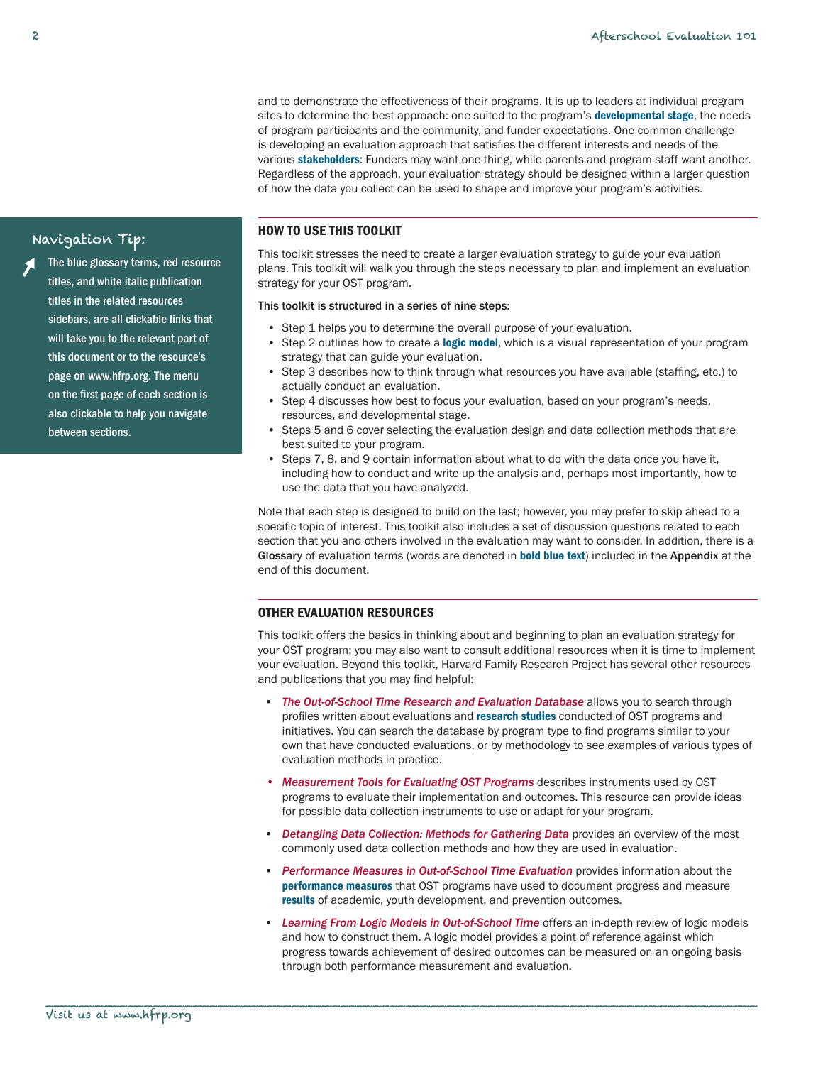and to demonstrate the effectiveness of their programs. It is up to leaders at individual program sites to determine the best approach: one suited to the program's **developmental stage**, the needs of program participants and the community, and funder expectations. One common challenge is developing an evaluation approach that satisfies the different interests and needs of the various **stakeholders**: Funders may want one thing, while parents and program staff want another. Regardless of the approach, your evaluation strategy should be designed within a larger question of how the data you collect can be used to shape and improve your program's activities.

> **Navigation Tip:**
>
> The blue glossary terms, red resource titles, and white italic publication titles in the related resources sidebars, are all clickable links that will take you to the relevant part of this document or to the resource's page on www.hfrp.org. The menu on the first page of each section is also clickable to help you navigate between sections.

## HOW TO USE THIS TOOLKIT

This toolkit stresses the need to create a larger evaluation strategy to guide your evaluation plans. This toolkit will walk you through the steps necessary to plan and implement an evaluation strategy for your OST program.

**This toolkit is structured in a series of nine steps:**

- Step 1 helps you to determine the overall purpose of your evaluation.
- Step 2 outlines how to create a **logic model**, which is a visual representation of your program strategy that can guide your evaluation.
- Step 3 describes how to think through what resources you have available (staffing, etc.) to actually conduct an evaluation.
- Step 4 discusses how best to focus your evaluation, based on your program's needs, resources, and developmental stage.
- Steps 5 and 6 cover selecting the evaluation design and data collection methods that are best suited to your program.
- Steps 7, 8, and 9 contain information about what to do with the data once you have it, including how to conduct and write up the analysis and, perhaps most importantly, how to use the data that you have analyzed.

Note that each step is designed to build on the last; however, you may prefer to skip ahead to a specific topic of interest. This toolkit also includes a set of discussion questions related to each section that you and others involved in the evaluation may want to consider. In addition, there is a **Glossary** of evaluation terms (words are denoted in **bold blue text**) included in the **Appendix** at the end of this document.

## OTHER EVALUATION RESOURCES

This toolkit offers the basics in thinking about and beginning to plan an evaluation strategy for your OST program; you may also want to consult additional resources when it is time to implement your evaluation. Beyond this toolkit, Harvard Family Research Project has several other resources and publications that you may find helpful:

- ***The Out-of-School Time Research and Evaluation Database*** allows you to search through profiles written about evaluations and **research studies** conducted of OST programs and initiatives. You can search the database by program type to find programs similar to your own that have conducted evaluations, or by methodology to see examples of various types of evaluation methods in practice.
- ***Measurement Tools for Evaluating OST Programs*** describes instruments used by OST programs to evaluate their implementation and outcomes. This resource can provide ideas for possible data collection instruments to use or adapt for your program.
- ***Detangling Data Collection: Methods for Gathering Data*** provides an overview of the most commonly used data collection methods and how they are used in evaluation.
- ***Performance Measures in Out-of-School Time Evaluation*** provides information about the **performance measures** that OST programs have used to document progress and measure **results** of academic, youth development, and prevention outcomes.
- ***Learning From Logic Models in Out-of-School Time*** offers an in-depth review of logic models and how to construct them. A logic model provides a point of reference against which progress towards achievement of desired outcomes can be measured on an ongoing basis through both performance measurement and evaluation.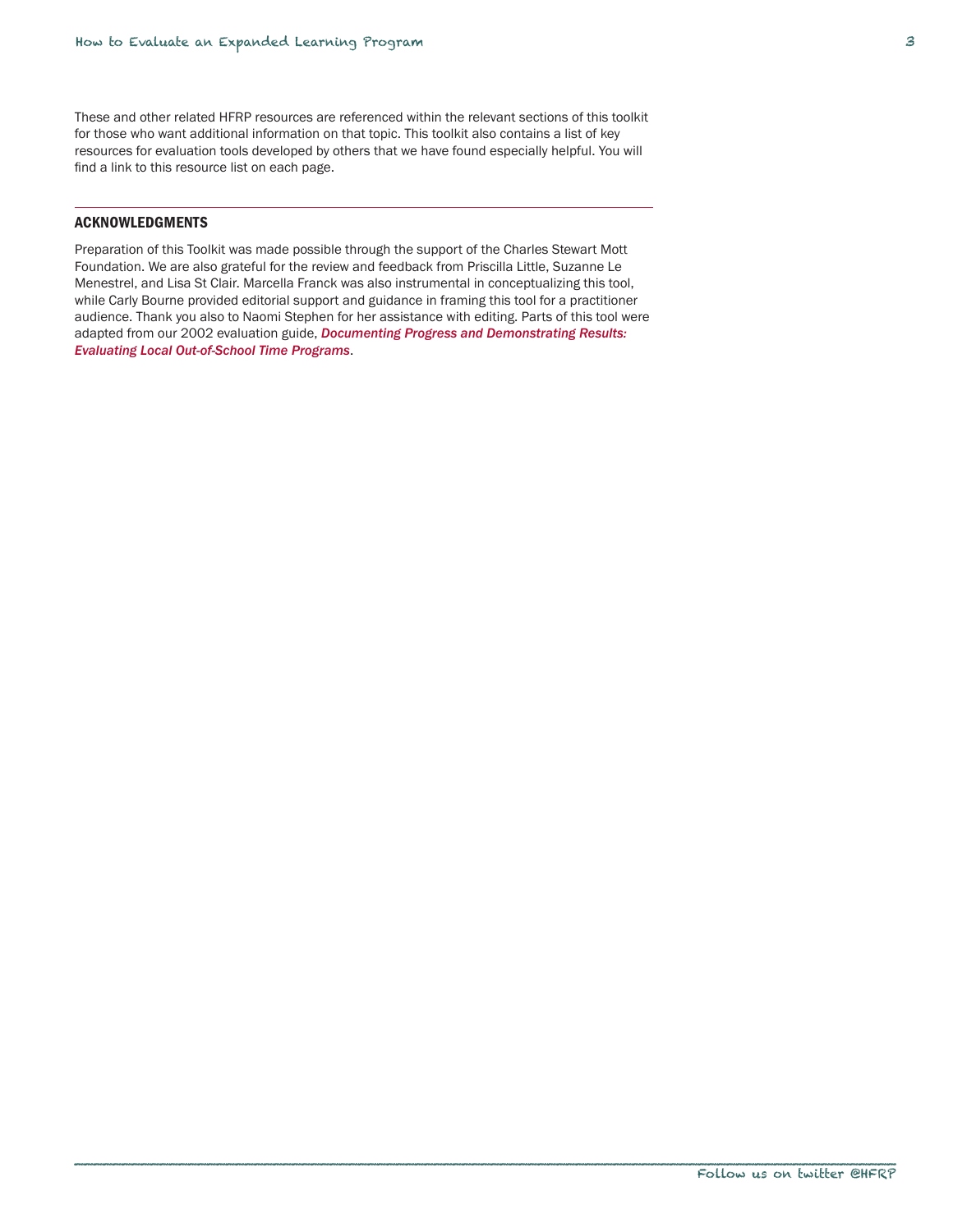These and other related HFRP resources are referenced within the relevant sections of this toolkit for those who want additional information on that topic. This toolkit also contains a list of key resources for evaluation tools developed by others that we have found especially helpful. You will find a link to this resource list on each page.

## ACKNOWLEDGMENTS

Preparation of this Toolkit was made possible through the support of the Charles Stewart Mott Foundation. We are also grateful for the review and feedback from Priscilla Little, Suzanne Le Menestrel, and Lisa St Clair. Marcella Franck was also instrumental in conceptualizing this tool, while Carly Bourne provided editorial support and guidance in framing this tool for a practitioner audience. Thank you also to Naomi Stephen for her assistance with editing. Parts of this tool were adapted from our 2002 evaluation guide, ***Documenting Progress and Demonstrating Results: Evaluating Local Out-of-School Time Programs***.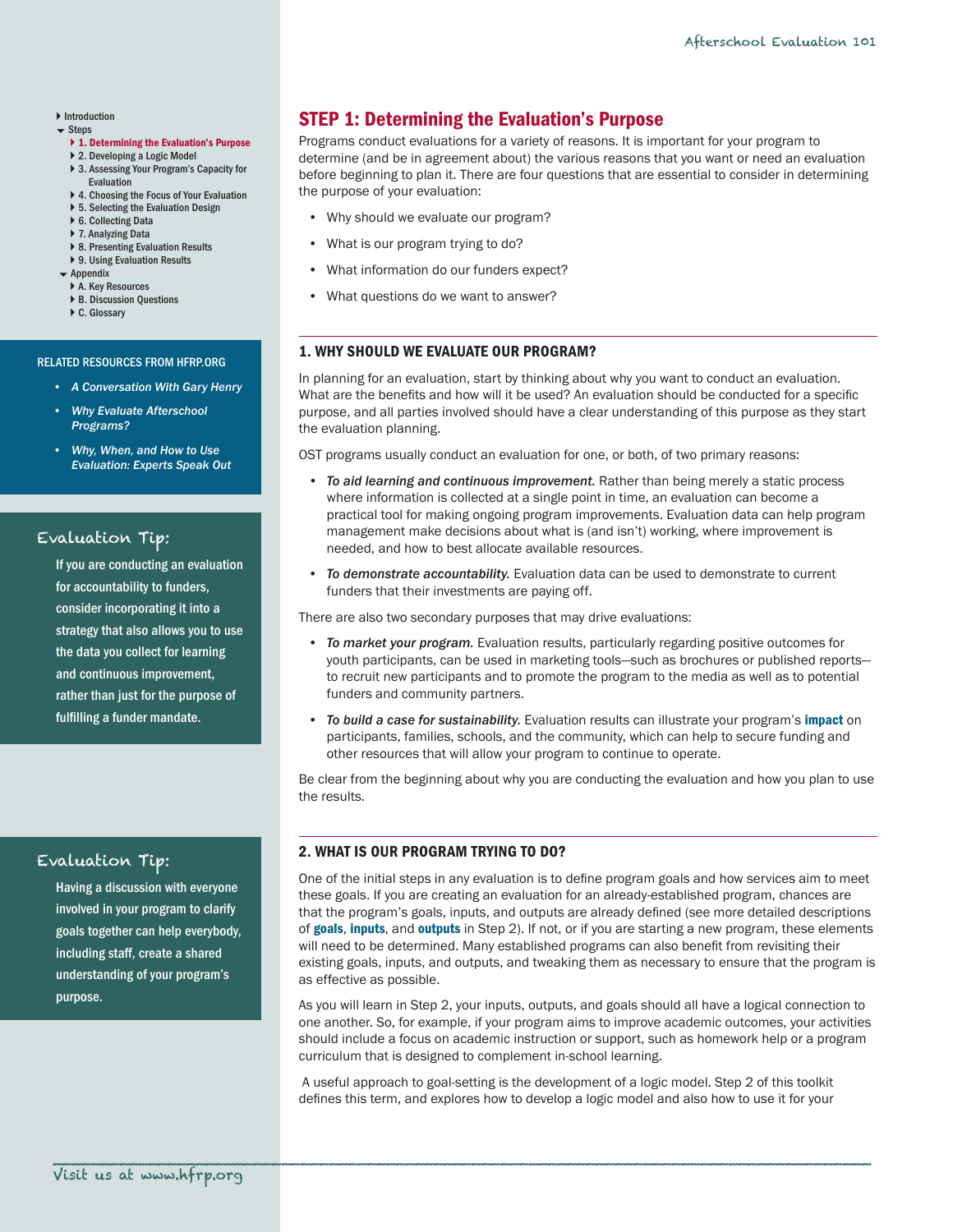- Introduction
- Steps
  - 1. Determining the Evaluation's Purpose
  - 2. Developing a Logic Model
  - 3. Assessing Your Program's Capacity for Evaluation
  - 4. Choosing the Focus of Your Evaluation
  - 5. Selecting the Evaluation Design
  - 6. Collecting Data
  - 7. Analyzing Data
  - 8. Presenting Evaluation Results
  - 9. Using Evaluation Results
- Appendix
  - A. Key Resources
  - B. Discussion Questions
  - C. Glossary

## STEP 1: Determining the Evaluation's Purpose

Programs conduct evaluations for a variety of reasons. It is important for your program to determine (and be in agreement about) the various reasons that you want or need an evaluation before beginning to plan it. There are four questions that are essential to consider in determining the purpose of your evaluation:

- Why should we evaluate our program?
- What is our program trying to do?
- What information do our funders expect?
- What questions do we want to answer?

### 1. WHY SHOULD WE EVALUATE OUR PROGRAM?

In planning for an evaluation, start by thinking about why you want to conduct an evaluation. What are the benefits and how will it be used? An evaluation should be conducted for a specific purpose, and all parties involved should have a clear understanding of this purpose as they start the evaluation planning.

OST programs usually conduct an evaluation for one, or both, of two primary reasons:

- ***To aid learning and continuous improvement.*** Rather than being merely a static process where information is collected at a single point in time, an evaluation can become a practical tool for making ongoing program improvements. Evaluation data can help program management make decisions about what is (and isn't) working, where improvement is needed, and how to best allocate available resources.
- ***To demonstrate accountability.*** Evaluation data can be used to demonstrate to current funders that their investments are paying off.

There are also two secondary purposes that may drive evaluations:

- ***To market your program.*** Evaluation results, particularly regarding positive outcomes for youth participants, can be used in marketing tools—such as brochures or published reports—to recruit new participants and to promote the program to the media as well as to potential funders and community partners.
- ***To build a case for sustainability.*** Evaluation results can illustrate your program's **impact** on participants, families, schools, and the community, which can help to secure funding and other resources that will allow your program to continue to operate.

Be clear from the beginning about why you are conducting the evaluation and how you plan to use the results.

### 2. WHAT IS OUR PROGRAM TRYING TO DO?

One of the initial steps in any evaluation is to define program goals and how services aim to meet these goals. If you are creating an evaluation for an already-established program, chances are that the program's goals, inputs, and outputs are already defined (see more detailed descriptions of **goals**, **inputs**, and **outputs** in Step 2). If not, or if you are starting a new program, these elements will need to be determined. Many established programs can also benefit from revisiting their existing goals, inputs, and outputs, and tweaking them as necessary to ensure that the program is as effective as possible.

As you will learn in Step 2, your inputs, outputs, and goals should all have a logical connection to one another. So, for example, if your program aims to improve academic outcomes, your activities should include a focus on academic instruction or support, such as homework help or a program curriculum that is designed to complement in-school learning.

A useful approach to goal-setting is the development of a logic model. Step 2 of this toolkit defines this term, and explores how to develop a logic model and also how to use it for your

**RELATED RESOURCES FROM HFRP.ORG**

- *A Conversation With Gary Henry*
- *Why Evaluate Afterschool Programs?*
- *Why, When, and How to Use Evaluation: Experts Speak Out*

**Evaluation Tip:**

If you are conducting an evaluation for accountability to funders, consider incorporating it into a strategy that also allows you to use the data you collect for learning and continuous improvement, rather than just for the purpose of fulfilling a funder mandate.

**Evaluation Tip:**

Having a discussion with everyone involved in your program to clarify goals together can help everybody, including staff, create a shared understanding of your program's purpose.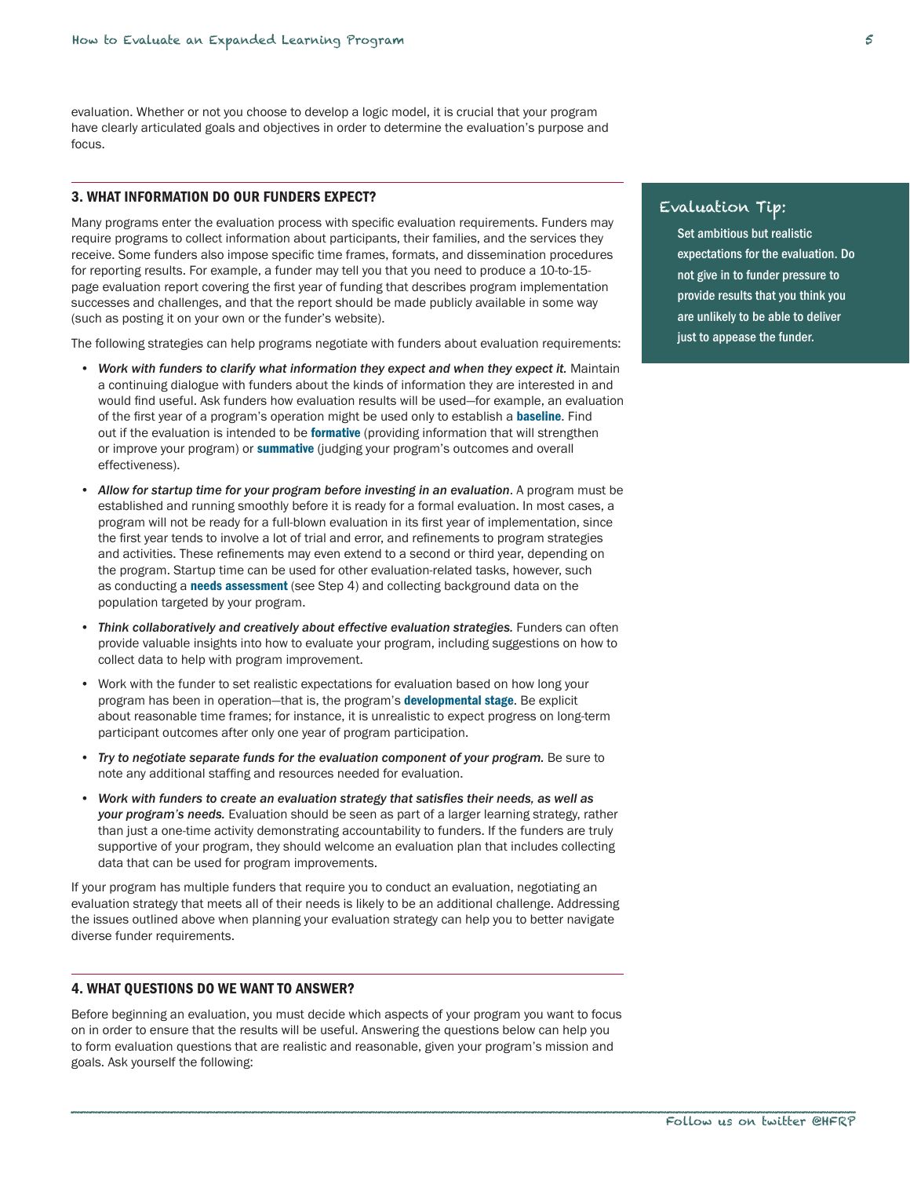evaluation. Whether or not you choose to develop a logic model, it is crucial that your program have clearly articulated goals and objectives in order to determine the evaluation's purpose and focus.

## 3. WHAT INFORMATION DO OUR FUNDERS EXPECT?

Many programs enter the evaluation process with specific evaluation requirements. Funders may require programs to collect information about participants, their families, and the services they receive. Some funders also impose specific time frames, formats, and dissemination procedures for reporting results. For example, a funder may tell you that you need to produce a 10-to-15-page evaluation report covering the first year of funding that describes program implementation successes and challenges, and that the report should be made publicly available in some way (such as posting it on your own or the funder's website).

The following strategies can help programs negotiate with funders about evaluation requirements:

- *Work with funders to clarify what information they expect and when they expect it.* Maintain a continuing dialogue with funders about the kinds of information they are interested in and would find useful. Ask funders how evaluation results will be used—for example, an evaluation of the first year of a program's operation might be used only to establish a **baseline**. Find out if the evaluation is intended to be **formative** (providing information that will strengthen or improve your program) or **summative** (judging your program's outcomes and overall effectiveness).
- *Allow for startup time for your program before investing in an evaluation*. A program must be established and running smoothly before it is ready for a formal evaluation. In most cases, a program will not be ready for a full-blown evaluation in its first year of implementation, since the first year tends to involve a lot of trial and error, and refinements to program strategies and activities. These refinements may even extend to a second or third year, depending on the program. Startup time can be used for other evaluation-related tasks, however, such as conducting a **needs assessment** (see Step 4) and collecting background data on the population targeted by your program.
- *Think collaboratively and creatively about effective evaluation strategies.* Funders can often provide valuable insights into how to evaluate your program, including suggestions on how to collect data to help with program improvement.
- Work with the funder to set realistic expectations for evaluation based on how long your program has been in operation—that is, the program's **developmental stage**. Be explicit about reasonable time frames; for instance, it is unrealistic to expect progress on long-term participant outcomes after only one year of program participation.
- *Try to negotiate separate funds for the evaluation component of your program.* Be sure to note any additional staffing and resources needed for evaluation.
- *Work with funders to create an evaluation strategy that satisfies their needs, as well as your program's needs.* Evaluation should be seen as part of a larger learning strategy, rather than just a one-time activity demonstrating accountability to funders. If the funders are truly supportive of your program, they should welcome an evaluation plan that includes collecting data that can be used for program improvements.

If your program has multiple funders that require you to conduct an evaluation, negotiating an evaluation strategy that meets all of their needs is likely to be an additional challenge. Addressing the issues outlined above when planning your evaluation strategy can help you to better navigate diverse funder requirements.

> **Evaluation Tip:**
>
> Set ambitious but realistic expectations for the evaluation. Do not give in to funder pressure to provide results that you think you are unlikely to be able to deliver just to appease the funder.

## 4. WHAT QUESTIONS DO WE WANT TO ANSWER?

Before beginning an evaluation, you must decide which aspects of your program you want to focus on in order to ensure that the results will be useful. Answering the questions below can help you to form evaluation questions that are realistic and reasonable, given your program's mission and goals. Ask yourself the following: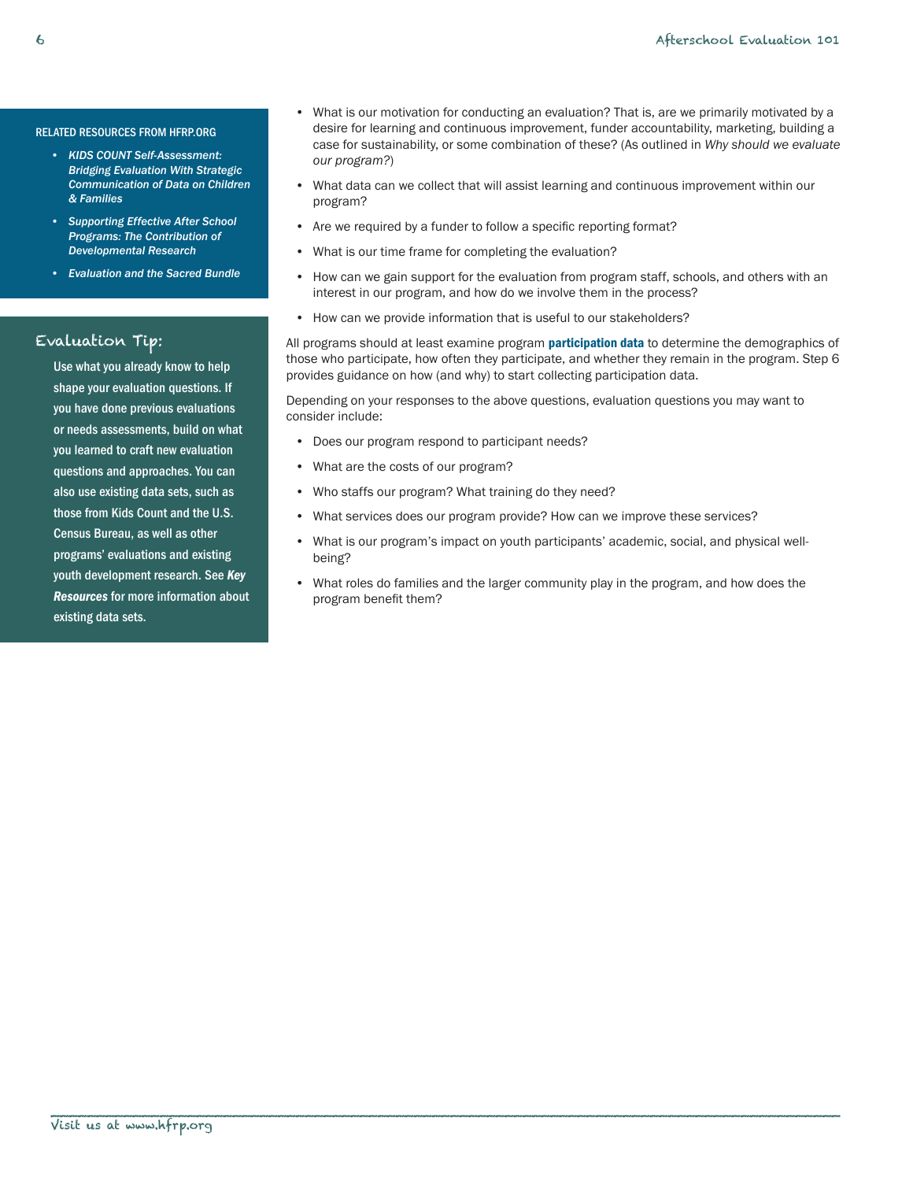- What is our motivation for conducting an evaluation? That is, are we primarily motivated by a desire for learning and continuous improvement, funder accountability, marketing, building a case for sustainability, or some combination of these? (As outlined in *Why should we evaluate our program?*)
- What data can we collect that will assist learning and continuous improvement within our program?
- Are we required by a funder to follow a specific reporting format?
- What is our time frame for completing the evaluation?
- How can we gain support for the evaluation from program staff, schools, and others with an interest in our program, and how do we involve them in the process?
- How can we provide information that is useful to our stakeholders?

All programs should at least examine program **participation data** to determine the demographics of those who participate, how often they participate, and whether they remain in the program. Step 6 provides guidance on how (and why) to start collecting participation data.

Depending on your responses to the above questions, evaluation questions you may want to consider include:

- Does our program respond to participant needs?
- What are the costs of our program?
- Who staffs our program? What training do they need?
- What services does our program provide? How can we improve these services?
- What is our program's impact on youth participants' academic, social, and physical well-being?
- What roles do families and the larger community play in the program, and how does the program benefit them?

RELATED RESOURCES FROM HFRP.ORG

- ***KIDS COUNT Self-Assessment: Bridging Evaluation With Strategic Communication of Data on Children & Families***
- ***Supporting Effective After School Programs: The Contribution of Developmental Research***
- ***Evaluation and the Sacred Bundle***

### Evaluation Tip:

Use what you already know to help shape your evaluation questions. If you have done previous evaluations or needs assessments, build on what you learned to craft new evaluation questions and approaches. You can also use existing data sets, such as those from Kids Count and the U.S. Census Bureau, as well as other programs' evaluations and existing youth development research. See ***Key Resources*** for more information about existing data sets.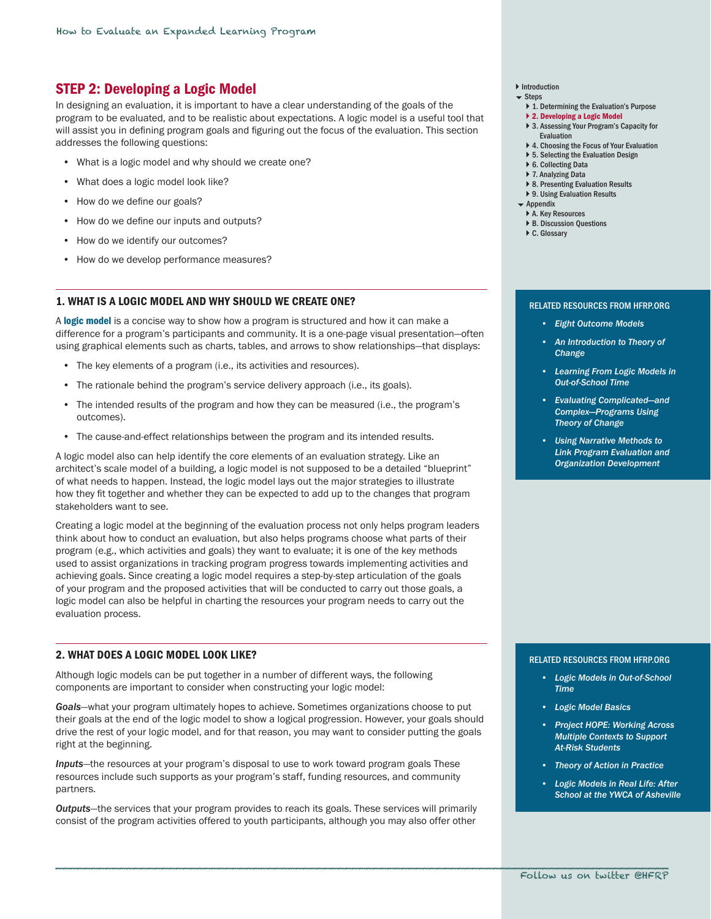## STEP 2: Developing a Logic Model

In designing an evaluation, it is important to have a clear understanding of the goals of the program to be evaluated, and to be realistic about expectations. A logic model is a useful tool that will assist you in defining program goals and figuring out the focus of the evaluation. This section addresses the following questions:

- What is a logic model and why should we create one?
- What does a logic model look like?
- How do we define our goals?
- How do we define our inputs and outputs?
- How do we identify our outcomes?
- How do we develop performance measures?

### 1. WHAT IS A LOGIC MODEL AND WHY SHOULD WE CREATE ONE?

A **logic model** is a concise way to show how a program is structured and how it can make a difference for a program's participants and community. It is a one-page visual presentation—often using graphical elements such as charts, tables, and arrows to show relationships—that displays:

- The key elements of a program (i.e., its activities and resources).
- The rationale behind the program's service delivery approach (i.e., its goals).
- The intended results of the program and how they can be measured (i.e., the program's outcomes).
- The cause-and-effect relationships between the program and its intended results.

A logic model also can help identify the core elements of an evaluation strategy. Like an architect's scale model of a building, a logic model is not supposed to be a detailed "blueprint" of what needs to happen. Instead, the logic model lays out the major strategies to illustrate how they fit together and whether they can be expected to add up to the changes that program stakeholders want to see.

Creating a logic model at the beginning of the evaluation process not only helps program leaders think about how to conduct an evaluation, but also helps programs choose what parts of their program (e.g., which activities and goals) they want to evaluate; it is one of the key methods used to assist organizations in tracking program progress towards implementing activities and achieving goals. Since creating a logic model requires a step-by-step articulation of the goals of your program and the proposed activities that will be conducted to carry out those goals, a logic model can also be helpful in charting the resources your program needs to carry out the evaluation process.

### 2. WHAT DOES A LOGIC MODEL LOOK LIKE?

Although logic models can be put together in a number of different ways, the following components are important to consider when constructing your logic model:

*Goals*—what your program ultimately hopes to achieve. Sometimes organizations choose to put their goals at the end of the logic model to show a logical progression. However, your goals should drive the rest of your logic model, and for that reason, you may want to consider putting the goals right at the beginning.

*Inputs*—the resources at your program's disposal to use to work toward program goals These resources include such supports as your program's staff, funding resources, and community partners.

*Outputs*—the services that your program provides to reach its goals. These services will primarily consist of the program activities offered to youth participants, although you may also offer other

**RELATED RESOURCES FROM HFRP.ORG**

- *Eight Outcome Models*
- *An Introduction to Theory of Change*
- *Learning From Logic Models in Out-of-School Time*
- *Evaluating Complicated—and Complex—Programs Using Theory of Change*
- *Using Narrative Methods to Link Program Evaluation and Organization Development*

**RELATED RESOURCES FROM HFRP.ORG**

- *Logic Models in Out-of-School Time*
- *Logic Model Basics*
- *Project HOPE: Working Across Multiple Contexts to Support At-Risk Students*
- *Theory of Action in Practice*
- *Logic Models in Real Life: After School at the YWCA of Asheville*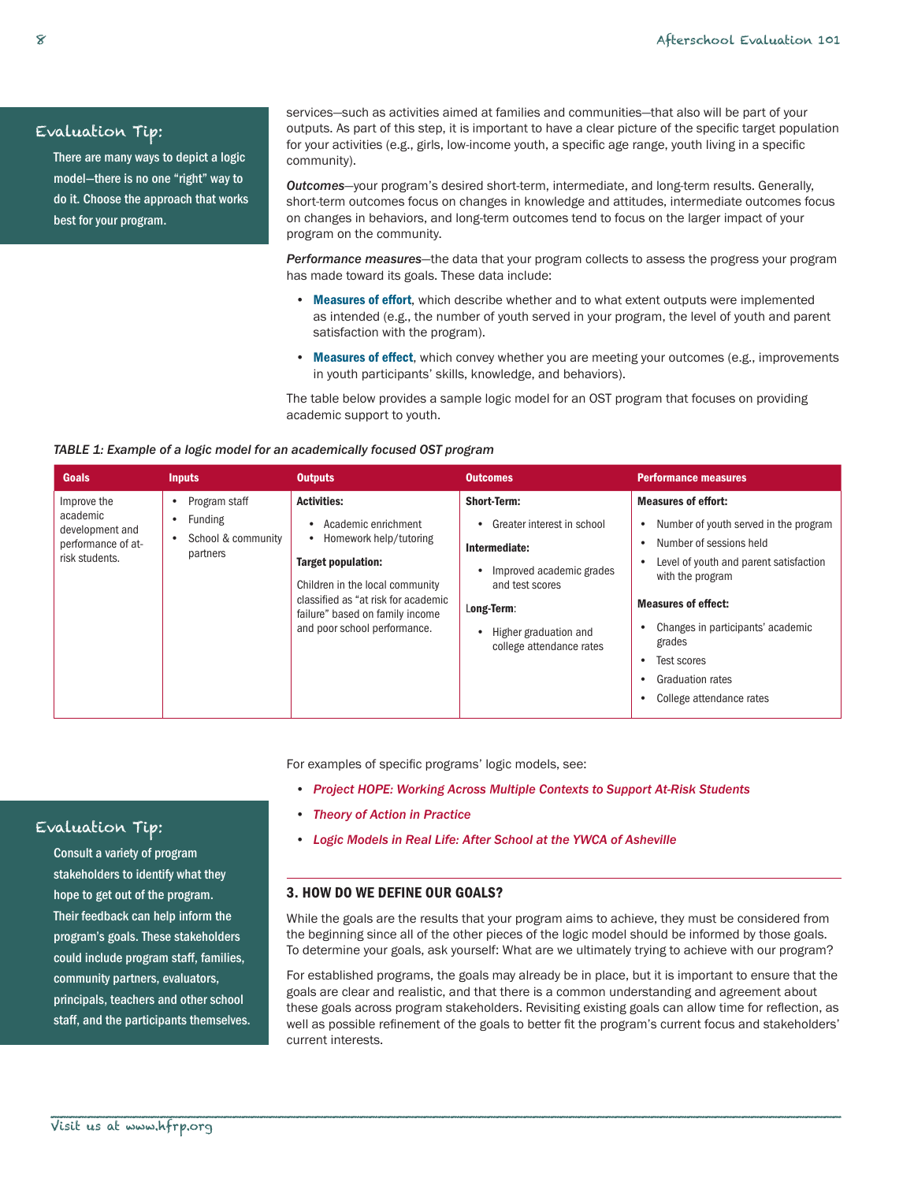> **Evaluation Tip:**
>
> There are many ways to depict a logic model—there is no one "right" way to do it. Choose the approach that works best for your program.

services—such as activities aimed at families and communities—that also will be part of your outputs. As part of this step, it is important to have a clear picture of the specific target population for your activities (e.g., girls, low-income youth, a specific age range, youth living in a specific community).

***Outcomes***—your program's desired short-term, intermediate, and long-term results. Generally, short-term outcomes focus on changes in knowledge and attitudes, intermediate outcomes focus on changes in behaviors, and long-term outcomes tend to focus on the larger impact of your program on the community.

***Performance measures***—the data that your program collects to assess the progress your program has made toward its goals. These data include:

- **Measures of effort**, which describe whether and to what extent outputs were implemented as intended (e.g., the number of youth served in your program, the level of youth and parent satisfaction with the program).
- **Measures of effect**, which convey whether you are meeting your outcomes (e.g., improvements in youth participants' skills, knowledge, and behaviors).

The table below provides a sample logic model for an OST program that focuses on providing academic support to youth.

*TABLE 1: Example of a logic model for an academically focused OST program*

| Goals | Inputs | Outputs | Outcomes | Performance measures |
|---|---|---|---|---|
| Improve the academic development and performance of at-risk students. | • Program staff<br>• Funding<br>• School & community partners | **Activities:**<br>• Academic enrichment<br>• Homework help/tutoring<br>**Target population:**<br>Children in the local community classified as "at risk for academic failure" based on family income and poor school performance. | **Short-Term:**<br>• Greater interest in school<br>**Intermediate:**<br>• Improved academic grades and test scores<br>**Long-Term**:<br>• Higher graduation and college attendance rates | **Measures of effort:**<br>• Number of youth served in the program<br>• Number of sessions held<br>• Level of youth and parent satisfaction with the program<br>**Measures of effect:**<br>• Changes in participants' academic grades<br>• Test scores<br>• Graduation rates<br>• College attendance rates |

For examples of specific programs' logic models, see:

- *Project HOPE: Working Across Multiple Contexts to Support At-Risk Students*
- *Theory of Action in Practice*
- *Logic Models in Real Life: After School at the YWCA of Asheville*

> **Evaluation Tip:**
>
> Consult a variety of program stakeholders to identify what they hope to get out of the program. Their feedback can help inform the program's goals. These stakeholders could include program staff, families, community partners, evaluators, principals, teachers and other school staff, and the participants themselves.

### 3. HOW DO WE DEFINE OUR GOALS?

While the goals are the results that your program aims to achieve, they must be considered from the beginning since all of the other pieces of the logic model should be informed by those goals. To determine your goals, ask yourself: What are we ultimately trying to achieve with our program?

For established programs, the goals may already be in place, but it is important to ensure that the goals are clear and realistic, and that there is a common understanding and agreement about these goals across program stakeholders. Revisiting existing goals can allow time for reflection, as well as possible refinement of the goals to better fit the program's current focus and stakeholders' current interests.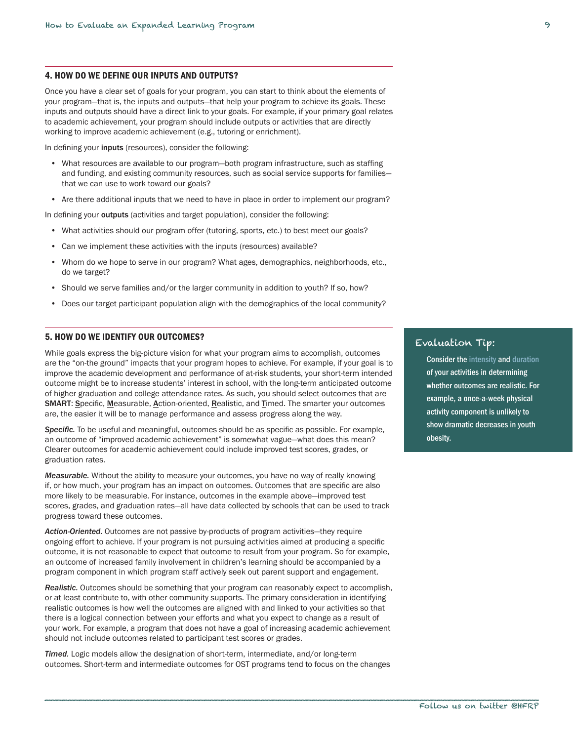## 4. HOW DO WE DEFINE OUR INPUTS AND OUTPUTS?

Once you have a clear set of goals for your program, you can start to think about the elements of your program—that is, the inputs and outputs—that help your program to achieve its goals. These inputs and outputs should have a direct link to your goals. For example, if your primary goal relates to academic achievement, your program should include outputs or activities that are directly working to improve academic achievement (e.g., tutoring or enrichment).

In defining your **inputs** (resources), consider the following:

- What resources are available to our program—both program infrastructure, such as staffing and funding, and existing community resources, such as social service supports for families—that we can use to work toward our goals?
- Are there additional inputs that we need to have in place in order to implement our program?

In defining your **outputs** (activities and target population), consider the following:

- What activities should our program offer (tutoring, sports, etc.) to best meet our goals?
- Can we implement these activities with the inputs (resources) available?
- Whom do we hope to serve in our program? What ages, demographics, neighborhoods, etc., do we target?
- Should we serve families and/or the larger community in addition to youth? If so, how?
- Does our target participant population align with the demographics of the local community?

## 5. HOW DO WE IDENTIFY OUR OUTCOMES?

While goals express the big-picture vision for what your program aims to accomplish, outcomes are the "on-the ground" impacts that your program hopes to achieve. For example, if your goal is to improve the academic development and performance of at-risk students, your short-term intended outcome might be to increase students' interest in school, with the long-term anticipated outcome of higher graduation and college attendance rates. As such, you should select outcomes that are **SMART**: <u>S</u>pecific, <u>M</u>easurable, <u>A</u>ction-oriented, <u>R</u>ealistic, and <u>T</u>imed. The smarter your outcomes are, the easier it will be to manage performance and assess progress along the way.

***Specific.*** To be useful and meaningful, outcomes should be as specific as possible. For example, an outcome of "improved academic achievement" is somewhat vague—what does this mean? Clearer outcomes for academic achievement could include improved test scores, grades, or graduation rates.

***Measurable.*** Without the ability to measure your outcomes, you have no way of really knowing if, or how much, your program has an impact on outcomes. Outcomes that are specific are also more likely to be measurable. For instance, outcomes in the example above—improved test scores, grades, and graduation rates—all have data collected by schools that can be used to track progress toward these outcomes.

***Action-Oriented.*** Outcomes are not passive by-products of program activities—they require ongoing effort to achieve. If your program is not pursuing activities aimed at producing a specific outcome, it is not reasonable to expect that outcome to result from your program. So for example, an outcome of increased family involvement in children's learning should be accompanied by a program component in which program staff actively seek out parent support and engagement.

***Realistic.*** Outcomes should be something that your program can reasonably expect to accomplish, or at least contribute to, with other community supports. The primary consideration in identifying realistic outcomes is how well the outcomes are aligned with and linked to your activities so that there is a logical connection between your efforts and what you expect to change as a result of your work. For example, a program that does not have a goal of increasing academic achievement should not include outcomes related to participant test scores or grades.

***Timed.*** Logic models allow the designation of short-term, intermediate, and/or long-term outcomes. Short-term and intermediate outcomes for OST programs tend to focus on the changes

> **Evaluation Tip:**
>
> **Consider the intensity and duration of your activities in determining whether outcomes are realistic. For example, a once-a-week physical activity component is unlikely to show dramatic decreases in youth obesity.**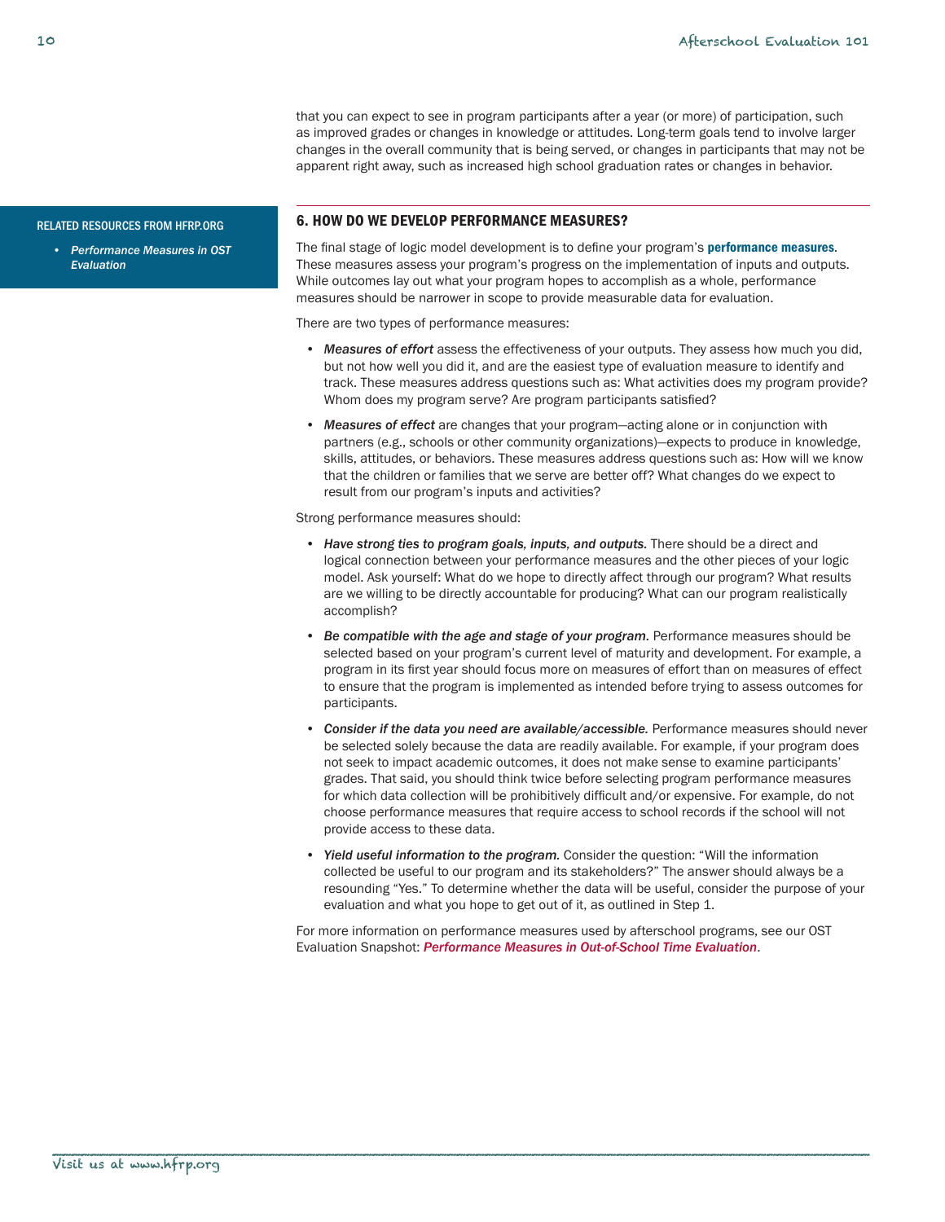that you can expect to see in program participants after a year (or more) of participation, such as improved grades or changes in knowledge or attitudes. Long-term goals tend to involve larger changes in the overall community that is being served, or changes in participants that may not be apparent right away, such as increased high school graduation rates or changes in behavior.

**RELATED RESOURCES FROM HFRP.ORG**

- *Performance Measures in OST Evaluation*

### 6. HOW DO WE DEVELOP PERFORMANCE MEASURES?

The final stage of logic model development is to define your program's **performance measures**. These measures assess your program's progress on the implementation of inputs and outputs. While outcomes lay out what your program hopes to accomplish as a whole, performance measures should be narrower in scope to provide measurable data for evaluation.

There are two types of performance measures:

- ***Measures of effort*** assess the effectiveness of your outputs. They assess how much you did, but not how well you did it, and are the easiest type of evaluation measure to identify and track. These measures address questions such as: What activities does my program provide? Whom does my program serve? Are program participants satisfied?
- ***Measures of effect*** are changes that your program—acting alone or in conjunction with partners (e.g., schools or other community organizations)—expects to produce in knowledge, skills, attitudes, or behaviors. These measures address questions such as: How will we know that the children or families that we serve are better off? What changes do we expect to result from our program's inputs and activities?

Strong performance measures should:

- ***Have strong ties to program goals, inputs, and outputs.*** There should be a direct and logical connection between your performance measures and the other pieces of your logic model. Ask yourself: What do we hope to directly affect through our program? What results are we willing to be directly accountable for producing? What can our program realistically accomplish?
- ***Be compatible with the age and stage of your program.*** Performance measures should be selected based on your program's current level of maturity and development. For example, a program in its first year should focus more on measures of effort than on measures of effect to ensure that the program is implemented as intended before trying to assess outcomes for participants.
- ***Consider if the data you need are available/accessible.*** Performance measures should never be selected solely because the data are readily available. For example, if your program does not seek to impact academic outcomes, it does not make sense to examine participants' grades. That said, you should think twice before selecting program performance measures for which data collection will be prohibitively difficult and/or expensive. For example, do not choose performance measures that require access to school records if the school will not provide access to these data.
- ***Yield useful information to the program.*** Consider the question: "Will the information collected be useful to our program and its stakeholders?" The answer should always be a resounding "Yes." To determine whether the data will be useful, consider the purpose of your evaluation and what you hope to get out of it, as outlined in Step 1.

For more information on performance measures used by afterschool programs, see our OST Evaluation Snapshot: ***Performance Measures in Out-of-School Time Evaluation***.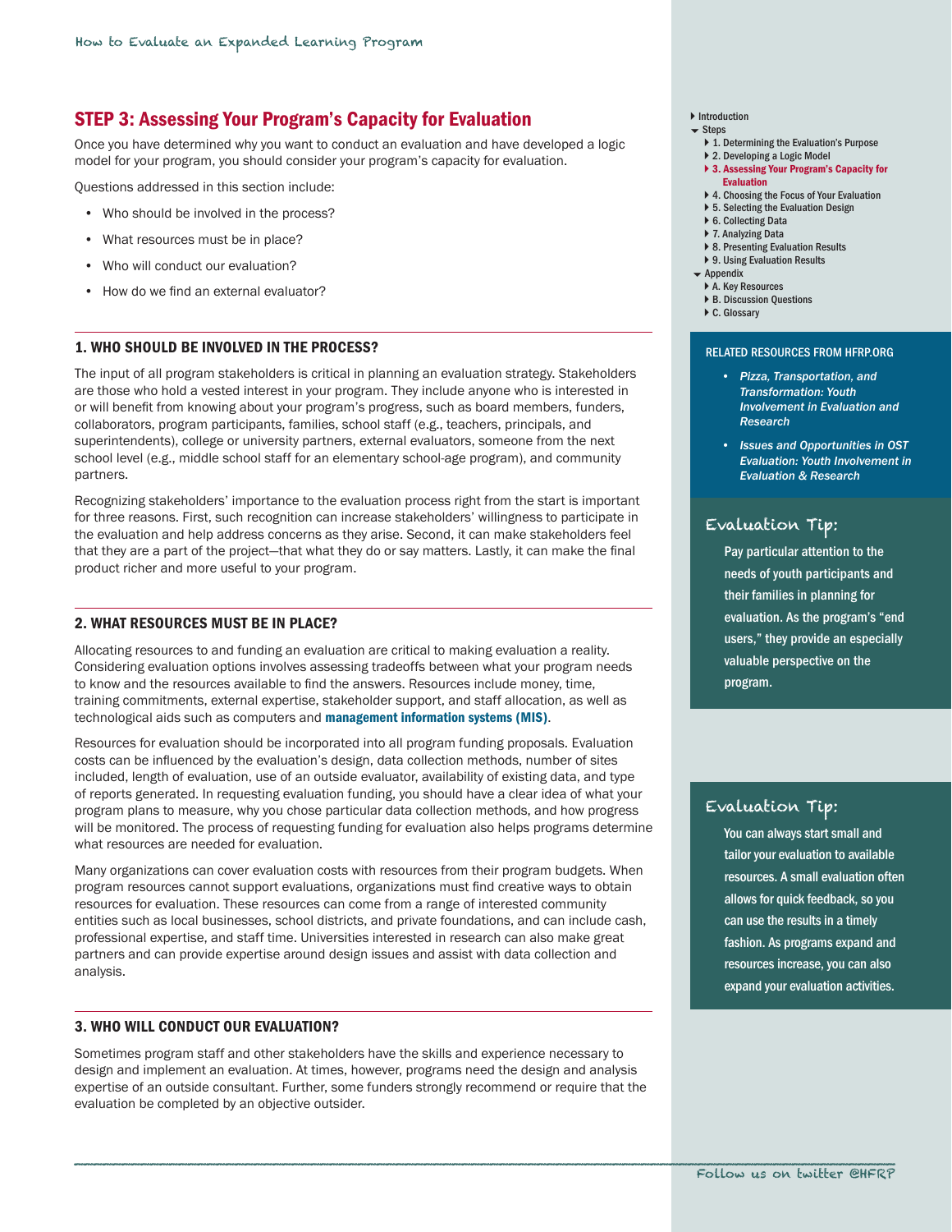## STEP 3: Assessing Your Program's Capacity for Evaluation

Once you have determined why you want to conduct an evaluation and have developed a logic model for your program, you should consider your program's capacity for evaluation.

Questions addressed in this section include:

- Who should be involved in the process?
- What resources must be in place?
- Who will conduct our evaluation?
- How do we find an external evaluator?

### 1. WHO SHOULD BE INVOLVED IN THE PROCESS?

The input of all program stakeholders is critical in planning an evaluation strategy. Stakeholders are those who hold a vested interest in your program. They include anyone who is interested in or will benefit from knowing about your program's progress, such as board members, funders, collaborators, program participants, families, school staff (e.g., teachers, principals, and superintendents), college or university partners, external evaluators, someone from the next school level (e.g., middle school staff for an elementary school-age program), and community partners.

Recognizing stakeholders' importance to the evaluation process right from the start is important for three reasons. First, such recognition can increase stakeholders' willingness to participate in the evaluation and help address concerns as they arise. Second, it can make stakeholders feel that they are a part of the project—that what they do or say matters. Lastly, it can make the final product richer and more useful to your program.

### 2. WHAT RESOURCES MUST BE IN PLACE?

Allocating resources to and funding an evaluation are critical to making evaluation a reality. Considering evaluation options involves assessing tradeoffs between what your program needs to know and the resources available to find the answers. Resources include money, time, training commitments, external expertise, stakeholder support, and staff allocation, as well as technological aids such as computers and **management information systems (MIS)**.

Resources for evaluation should be incorporated into all program funding proposals. Evaluation costs can be influenced by the evaluation's design, data collection methods, number of sites included, length of evaluation, use of an outside evaluator, availability of existing data, and type of reports generated. In requesting evaluation funding, you should have a clear idea of what your program plans to measure, why you chose particular data collection methods, and how progress will be monitored. The process of requesting funding for evaluation also helps programs determine what resources are needed for evaluation.

Many organizations can cover evaluation costs with resources from their program budgets. When program resources cannot support evaluations, organizations must find creative ways to obtain resources for evaluation. These resources can come from a range of interested community entities such as local businesses, school districts, and private foundations, and can include cash, professional expertise, and staff time. Universities interested in research can also make great partners and can provide expertise around design issues and assist with data collection and analysis.

### 3. WHO WILL CONDUCT OUR EVALUATION?

Sometimes program staff and other stakeholders have the skills and experience necessary to design and implement an evaluation. At times, however, programs need the design and analysis expertise of an outside consultant. Further, some funders strongly recommend or require that the evaluation be completed by an objective outsider.

- Introduction
- Steps
  - 1. Determining the Evaluation's Purpose
  - 2. Developing a Logic Model
  - 3. Assessing Your Program's Capacity for Evaluation
  - 4. Choosing the Focus of Your Evaluation
  - 5. Selecting the Evaluation Design
  - 6. Collecting Data
  - 7. Analyzing Data
  - 8. Presenting Evaluation Results
  - 9. Using Evaluation Results
- Appendix
  - A. Key Resources
  - B. Discussion Questions
  - C. Glossary

**RELATED RESOURCES FROM HFRP.ORG**

- *Pizza, Transportation, and Transformation: Youth Involvement in Evaluation and Research*
- *Issues and Opportunities in OST Evaluation: Youth Involvement in Evaluation & Research*

**Evaluation Tip:**

Pay particular attention to the needs of youth participants and their families in planning for evaluation. As the program's "end users," they provide an especially valuable perspective on the program.

**Evaluation Tip:**

You can always start small and tailor your evaluation to available resources. A small evaluation often allows for quick feedback, so you can use the results in a timely fashion. As programs expand and resources increase, you can also expand your evaluation activities.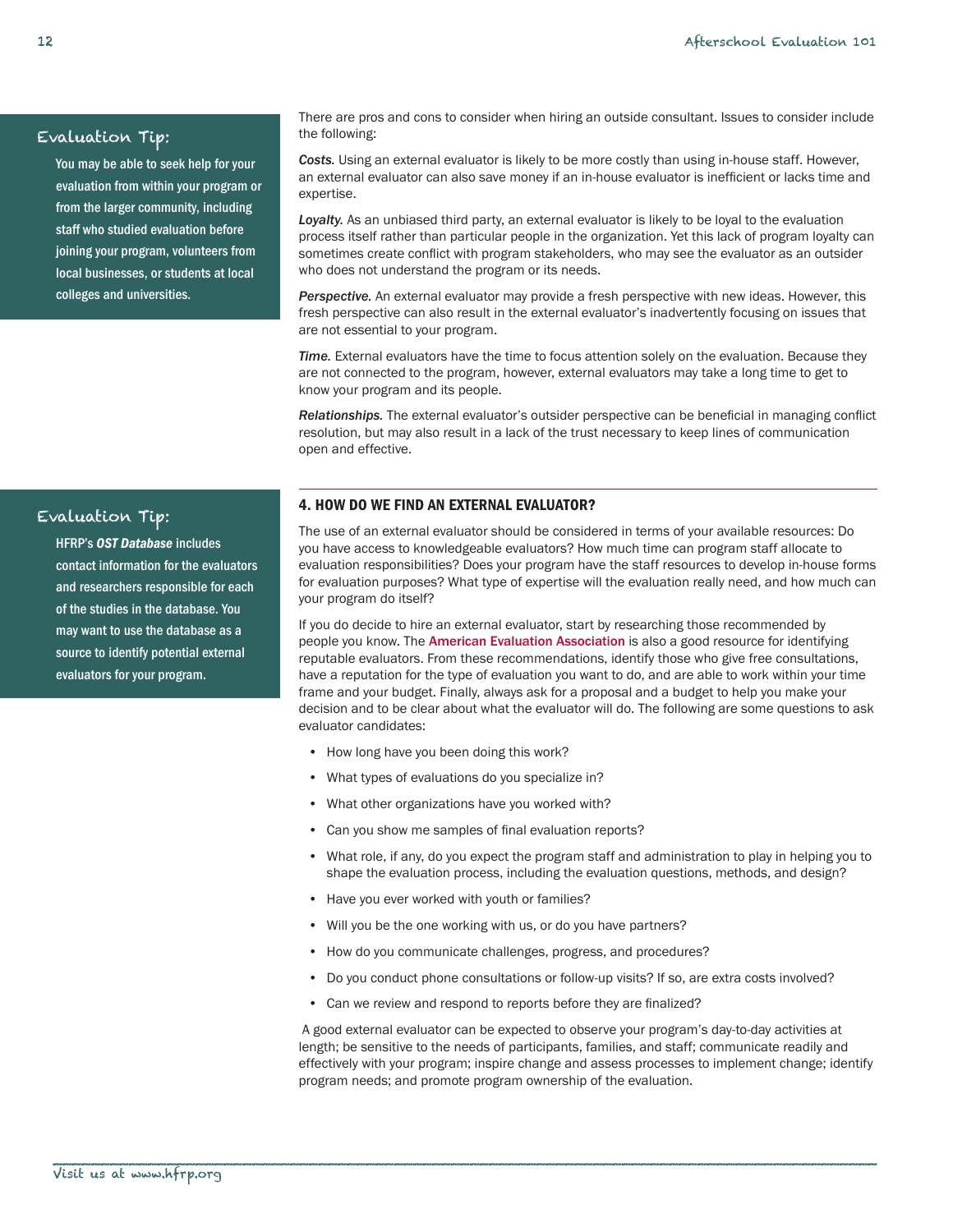**Evaluation Tip:**

You may be able to seek help for your evaluation from within your program or from the larger community, including staff who studied evaluation before joining your program, volunteers from local businesses, or students at local colleges and universities.

There are pros and cons to consider when hiring an outside consultant. Issues to consider include the following:

***Costs.*** Using an external evaluator is likely to be more costly than using in-house staff. However, an external evaluator can also save money if an in-house evaluator is inefficient or lacks time and expertise.

***Loyalty.*** As an unbiased third party, an external evaluator is likely to be loyal to the evaluation process itself rather than particular people in the organization. Yet this lack of program loyalty can sometimes create conflict with program stakeholders, who may see the evaluator as an outsider who does not understand the program or its needs.

***Perspective.*** An external evaluator may provide a fresh perspective with new ideas. However, this fresh perspective can also result in the external evaluator's inadvertently focusing on issues that are not essential to your program.

***Time.*** External evaluators have the time to focus attention solely on the evaluation. Because they are not connected to the program, however, external evaluators may take a long time to get to know your program and its people.

***Relationships.*** The external evaluator's outsider perspective can be beneficial in managing conflict resolution, but may also result in a lack of the trust necessary to keep lines of communication open and effective.

**Evaluation Tip:**

HFRP's ***OST Database*** includes contact information for the evaluators and researchers responsible for each of the studies in the database. You may want to use the database as a source to identify potential external evaluators for your program.

## 4. HOW DO WE FIND AN EXTERNAL EVALUATOR?

The use of an external evaluator should be considered in terms of your available resources: Do you have access to knowledgeable evaluators? How much time can program staff allocate to evaluation responsibilities? Does your program have the staff resources to develop in-house forms for evaluation purposes? What type of expertise will the evaluation really need, and how much can your program do itself?

If you do decide to hire an external evaluator, start by researching those recommended by people you know. The American Evaluation Association is also a good resource for identifying reputable evaluators. From these recommendations, identify those who give free consultations, have a reputation for the type of evaluation you want to do, and are able to work within your time frame and your budget. Finally, always ask for a proposal and a budget to help you make your decision and to be clear about what the evaluator will do. The following are some questions to ask evaluator candidates:

- How long have you been doing this work?
- What types of evaluations do you specialize in?
- What other organizations have you worked with?
- Can you show me samples of final evaluation reports?
- What role, if any, do you expect the program staff and administration to play in helping you to shape the evaluation process, including the evaluation questions, methods, and design?
- Have you ever worked with youth or families?
- Will you be the one working with us, or do you have partners?
- How do you communicate challenges, progress, and procedures?
- Do you conduct phone consultations or follow-up visits? If so, are extra costs involved?
- Can we review and respond to reports before they are finalized?

A good external evaluator can be expected to observe your program's day-to-day activities at length; be sensitive to the needs of participants, families, and staff; communicate readily and effectively with your program; inspire change and assess processes to implement change; identify program needs; and promote program ownership of the evaluation.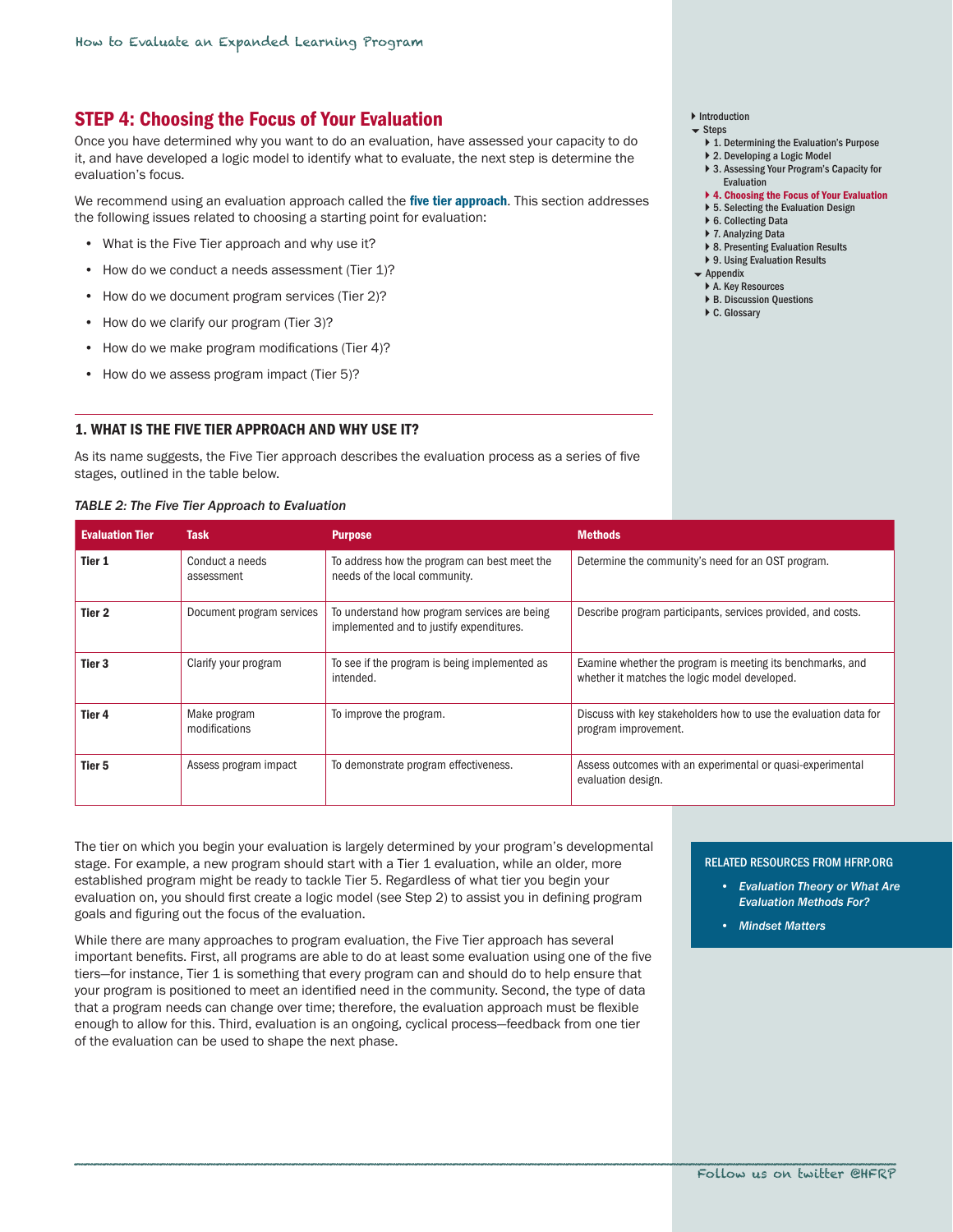## STEP 4: Choosing the Focus of Your Evaluation

Once you have determined why you want to do an evaluation, have assessed your capacity to do it, and have developed a logic model to identify what to evaluate, the next step is determine the evaluation's focus.

We recommend using an evaluation approach called the **five tier approach**. This section addresses the following issues related to choosing a starting point for evaluation:

- What is the Five Tier approach and why use it?
- How do we conduct a needs assessment (Tier 1)?
- How do we document program services (Tier 2)?
- How do we clarify our program (Tier 3)?
- How do we make program modifications (Tier 4)?
- How do we assess program impact (Tier 5)?

### 1. WHAT IS THE FIVE TIER APPROACH AND WHY USE IT?

As its name suggests, the Five Tier approach describes the evaluation process as a series of five stages, outlined in the table below.

*TABLE 2: The Five Tier Approach to Evaluation*

| Evaluation Tier | Task | Purpose | Methods |
|---|---|---|---|
| **Tier 1** | Conduct a needs assessment | To address how the program can best meet the needs of the local community. | Determine the community's need for an OST program. |
| **Tier 2** | Document program services | To understand how program services are being implemented and to justify expenditures. | Describe program participants, services provided, and costs. |
| **Tier 3** | Clarify your program | To see if the program is being implemented as intended. | Examine whether the program is meeting its benchmarks, and whether it matches the logic model developed. |
| **Tier 4** | Make program modifications | To improve the program. | Discuss with key stakeholders how to use the evaluation data for program improvement. |
| **Tier 5** | Assess program impact | To demonstrate program effectiveness. | Assess outcomes with an experimental or quasi-experimental evaluation design. |

The tier on which you begin your evaluation is largely determined by your program's developmental stage. For example, a new program should start with a Tier 1 evaluation, while an older, more established program might be ready to tackle Tier 5. Regardless of what tier you begin your evaluation on, you should first create a logic model (see Step 2) to assist you in defining program goals and figuring out the focus of the evaluation.

While there are many approaches to program evaluation, the Five Tier approach has several important benefits. First, all programs are able to do at least some evaluation using one of the five tiers—for instance, Tier 1 is something that every program can and should do to help ensure that your program is positioned to meet an identified need in the community. Second, the type of data that a program needs can change over time; therefore, the evaluation approach must be flexible enough to allow for this. Third, evaluation is an ongoing, cyclical process—feedback from one tier of the evaluation can be used to shape the next phase.

**RELATED RESOURCES FROM HFRP.ORG**

- *Evaluation Theory or What Are Evaluation Methods For?*
- *Mindset Matters*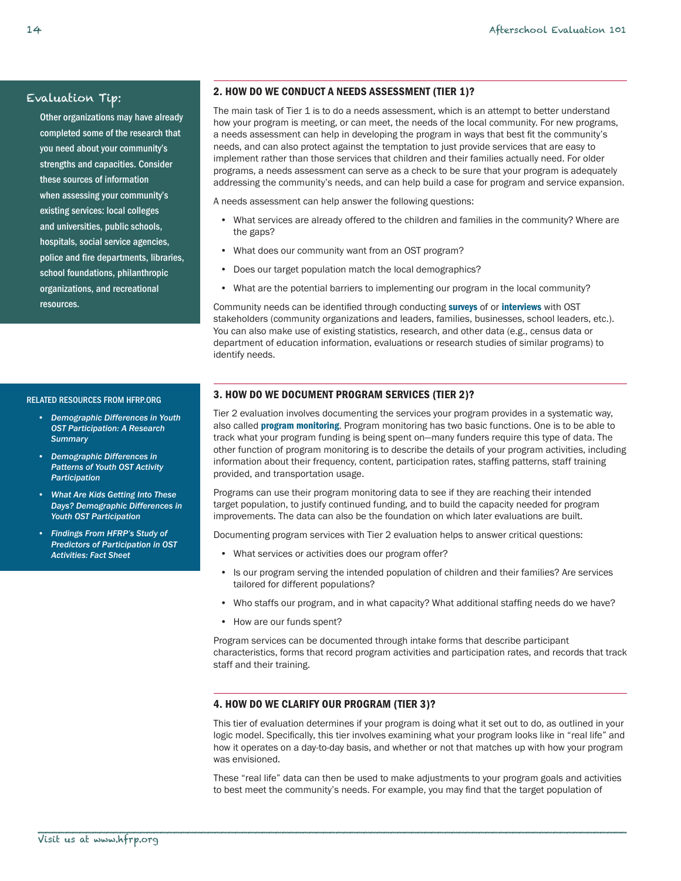## Evaluation Tip:

Other organizations may have already completed some of the research that you need about your community's strengths and capacities. Consider these sources of information when assessing your community's existing services: local colleges and universities, public schools, hospitals, social service agencies, police and fire departments, libraries, school foundations, philanthropic organizations, and recreational resources.

## 2. HOW DO WE CONDUCT A NEEDS ASSESSMENT (TIER 1)?

The main task of Tier 1 is to do a needs assessment, which is an attempt to better understand how your program is meeting, or can meet, the needs of the local community. For new programs, a needs assessment can help in developing the program in ways that best fit the community's needs, and can also protect against the temptation to just provide services that are easy to implement rather than those services that children and their families actually need. For older programs, a needs assessment can serve as a check to be sure that your program is adequately addressing the community's needs, and can help build a case for program and service expansion.

A needs assessment can help answer the following questions:

- What services are already offered to the children and families in the community? Where are the gaps?
- What does our community want from an OST program?
- Does our target population match the local demographics?
- What are the potential barriers to implementing our program in the local community?

Community needs can be identified through conducting **surveys** of or **interviews** with OST stakeholders (community organizations and leaders, families, businesses, school leaders, etc.). You can also make use of existing statistics, research, and other data (e.g., census data or department of education information, evaluations or research studies of similar programs) to identify needs.

### RELATED RESOURCES FROM HFRP.ORG

- *Demographic Differences in Youth OST Participation: A Research Summary*
- *Demographic Differences in Patterns of Youth OST Activity Participation*
- *What Are Kids Getting Into These Days? Demographic Differences in Youth OST Participation*
- *Findings From HFRP's Study of Predictors of Participation in OST Activities: Fact Sheet*

## 3. HOW DO WE DOCUMENT PROGRAM SERVICES (TIER 2)?

Tier 2 evaluation involves documenting the services your program provides in a systematic way, also called **program monitoring**. Program monitoring has two basic functions. One is to be able to track what your program funding is being spent on—many funders require this type of data. The other function of program monitoring is to describe the details of your program activities, including information about their frequency, content, participation rates, staffing patterns, staff training provided, and transportation usage.

Programs can use their program monitoring data to see if they are reaching their intended target population, to justify continued funding, and to build the capacity needed for program improvements. The data can also be the foundation on which later evaluations are built.

Documenting program services with Tier 2 evaluation helps to answer critical questions:

- What services or activities does our program offer?
- Is our program serving the intended population of children and their families? Are services tailored for different populations?
- Who staffs our program, and in what capacity? What additional staffing needs do we have?
- How are our funds spent?

Program services can be documented through intake forms that describe participant characteristics, forms that record program activities and participation rates, and records that track staff and their training.

## 4. HOW DO WE CLARIFY OUR PROGRAM (TIER 3)?

This tier of evaluation determines if your program is doing what it set out to do, as outlined in your logic model. Specifically, this tier involves examining what your program looks like in "real life" and how it operates on a day-to-day basis, and whether or not that matches up with how your program was envisioned.

These "real life" data can then be used to make adjustments to your program goals and activities to best meet the community's needs. For example, you may find that the target population of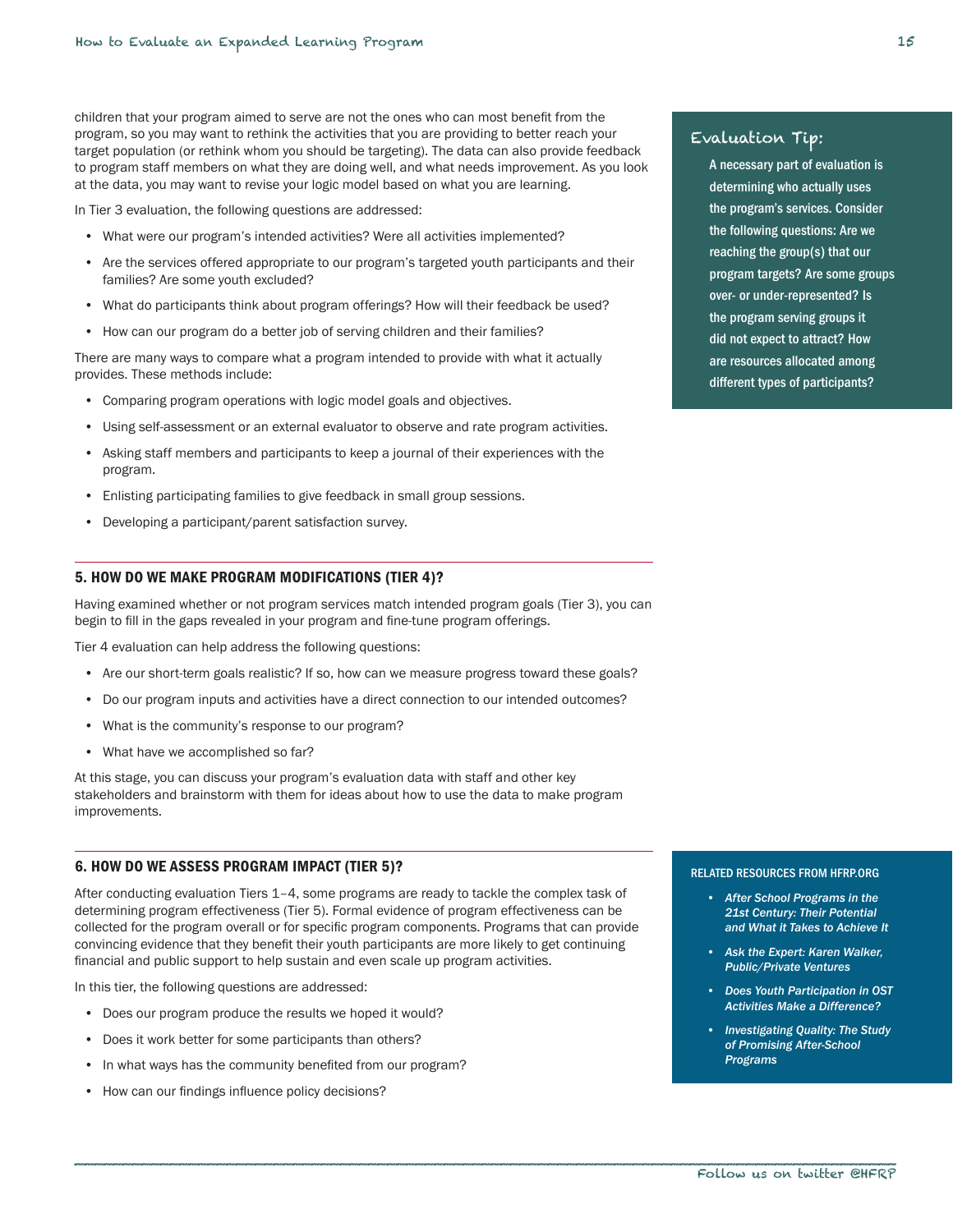children that your program aimed to serve are not the ones who can most benefit from the program, so you may want to rethink the activities that you are providing to better reach your target population (or rethink whom you should be targeting). The data can also provide feedback to program staff members on what they are doing well, and what needs improvement. As you look at the data, you may want to revise your logic model based on what you are learning.

In Tier 3 evaluation, the following questions are addressed:

- What were our program's intended activities? Were all activities implemented?
- Are the services offered appropriate to our program's targeted youth participants and their families? Are some youth excluded?
- What do participants think about program offerings? How will their feedback be used?
- How can our program do a better job of serving children and their families?

There are many ways to compare what a program intended to provide with what it actually provides. These methods include:

- Comparing program operations with logic model goals and objectives.
- Using self-assessment or an external evaluator to observe and rate program activities.
- Asking staff members and participants to keep a journal of their experiences with the program.
- Enlisting participating families to give feedback in small group sessions.
- Developing a participant/parent satisfaction survey.

> **Evaluation Tip:**
>
> A necessary part of evaluation is determining who actually uses the program's services. Consider the following questions: Are we reaching the group(s) that our program targets? Are some groups over- or under-represented? Is the program serving groups it did not expect to attract? How are resources allocated among different types of participants?

## 5. HOW DO WE MAKE PROGRAM MODIFICATIONS (TIER 4)?

Having examined whether or not program services match intended program goals (Tier 3), you can begin to fill in the gaps revealed in your program and fine-tune program offerings.

Tier 4 evaluation can help address the following questions:

- Are our short-term goals realistic? If so, how can we measure progress toward these goals?
- Do our program inputs and activities have a direct connection to our intended outcomes?
- What is the community's response to our program?
- What have we accomplished so far?

At this stage, you can discuss your program's evaluation data with staff and other key stakeholders and brainstorm with them for ideas about how to use the data to make program improvements.

## 6. HOW DO WE ASSESS PROGRAM IMPACT (TIER 5)?

After conducting evaluation Tiers 1–4, some programs are ready to tackle the complex task of determining program effectiveness (Tier 5). Formal evidence of program effectiveness can be collected for the program overall or for specific program components. Programs that can provide convincing evidence that they benefit their youth participants are more likely to get continuing financial and public support to help sustain and even scale up program activities.

In this tier, the following questions are addressed:

- Does our program produce the results we hoped it would?
- Does it work better for some participants than others?
- In what ways has the community benefited from our program?
- How can our findings influence policy decisions?

> **RELATED RESOURCES FROM HFRP.ORG**
>
> - *After School Programs in the 21st Century: Their Potential and What it Takes to Achieve It*
> - *Ask the Expert: Karen Walker, Public/Private Ventures*
> - *Does Youth Participation in OST Activities Make a Difference?*
> - *Investigating Quality: The Study of Promising After-School Programs*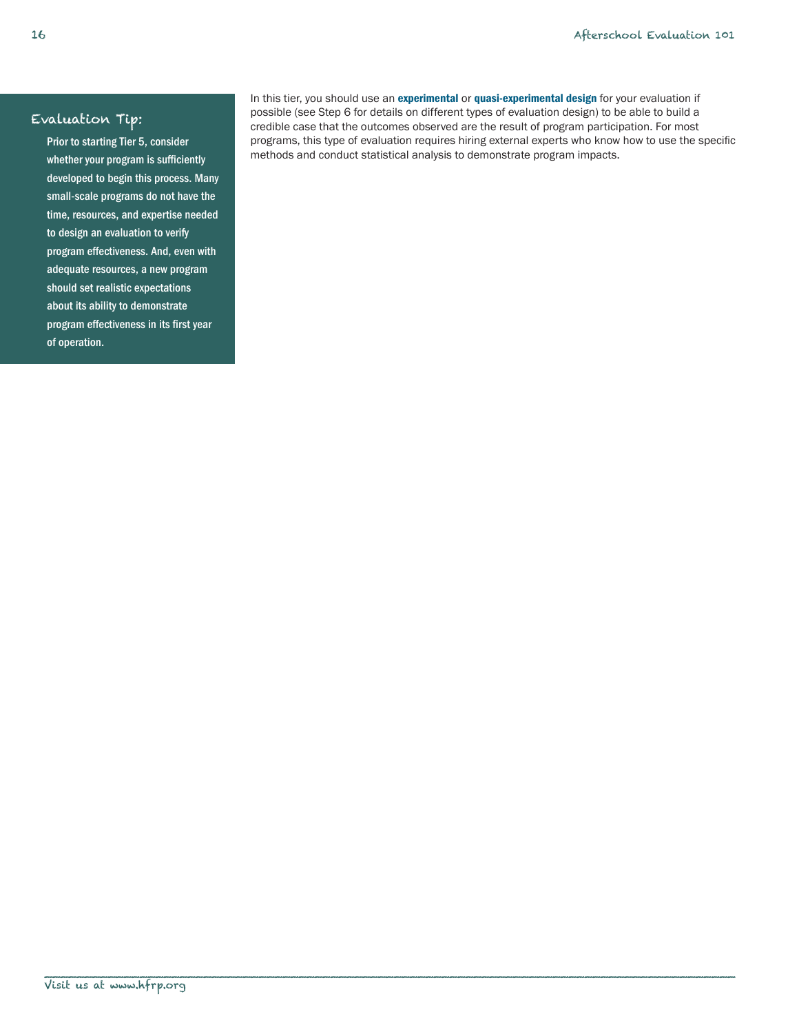### Evaluation Tip:

Prior to starting Tier 5, consider whether your program is sufficiently developed to begin this process. Many small-scale programs do not have the time, resources, and expertise needed to design an evaluation to verify program effectiveness. And, even with adequate resources, a new program should set realistic expectations about its ability to demonstrate program effectiveness in its first year of operation.

In this tier, you should use an **experimental** or **quasi-experimental design** for your evaluation if possible (see Step 6 for details on different types of evaluation design) to be able to build a credible case that the outcomes observed are the result of program participation. For most programs, this type of evaluation requires hiring external experts who know how to use the specific methods and conduct statistical analysis to demonstrate program impacts.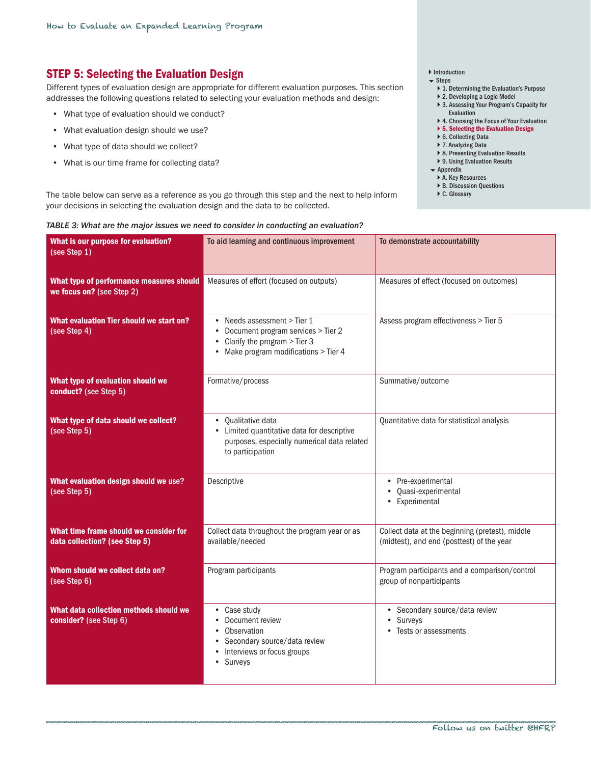## STEP 5: Selecting the Evaluation Design

Different types of evaluation design are appropriate for different evaluation purposes. This section addresses the following questions related to selecting your evaluation methods and design:

- What type of evaluation should we conduct?
- What evaluation design should we use?
- What type of data should we collect?
- What is our time frame for collecting data?

The table below can serve as a reference as you go through this step and the next to help inform your decisions in selecting the evaluation design and the data to be collected.

*TABLE 3: What are the major issues we need to consider in conducting an evaluation?*

| **What is our purpose for evaluation?** (see Step 1) | **To aid learning and continuous improvement** | **To demonstrate accountability** |
|---|---|---|
| **What type of performance measures should we focus on?** (see Step 2) | Measures of effort (focused on outputs) | Measures of effect (focused on outcomes) |
| **What evaluation Tier should we start on?** (see Step 4) | • Needs assessment > Tier 1<br>• Document program services > Tier 2<br>• Clarify the program > Tier 3<br>• Make program modifications > Tier 4 | Assess program effectiveness > Tier 5 |
| **What type of evaluation should we conduct?** (see Step 5) | Formative/process | Summative/outcome |
| **What type of data should we collect?** (see Step 5) | • Qualitative data<br>• Limited quantitative data for descriptive purposes, especially numerical data related to participation | Quantitative data for statistical analysis |
| **What evaluation design should we use?** (see Step 5) | Descriptive | • Pre-experimental<br>• Quasi-experimental<br>• Experimental |
| **What time frame should we consider for data collection? (see Step 5)** | Collect data throughout the program year or as available/needed | Collect data at the beginning (pretest), middle (midtest), and end (posttest) of the year |
| **Whom should we collect data on?** (see Step 6) | Program participants | Program participants and a comparison/control group of nonparticipants |
| **What data collection methods should we consider?** (see Step 6) | • Case study<br>• Document review<br>• Observation<br>• Secondary source/data review<br>• Interviews or focus groups<br>• Surveys | • Secondary source/data review<br>• Surveys<br>• Tests or assessments |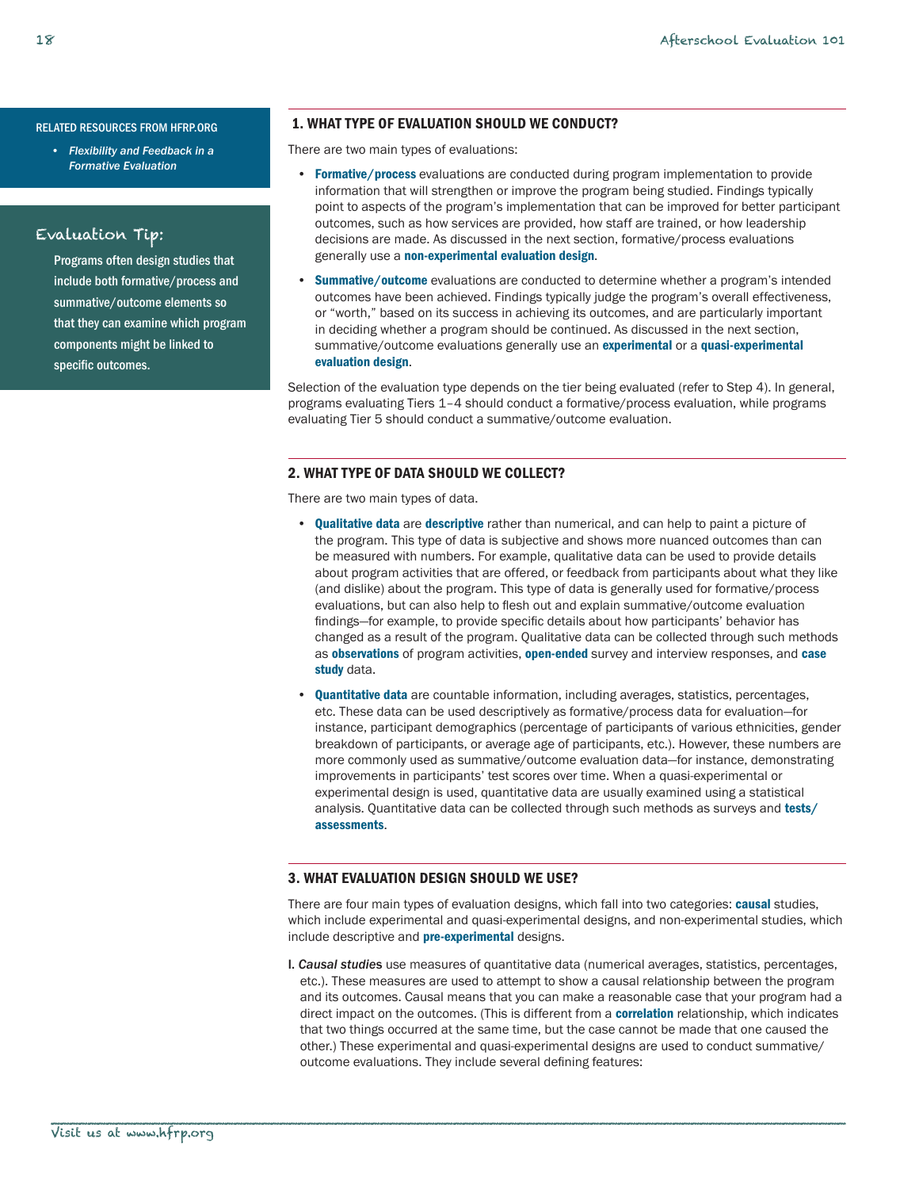RELATED RESOURCES FROM HFRP.ORG

- *Flexibility and Feedback in a Formative Evaluation*

## Evaluation Tip:

**Programs often design studies that include both formative/process and summative/outcome elements so that they can examine which program components might be linked to specific outcomes.**

### 1. WHAT TYPE OF EVALUATION SHOULD WE CONDUCT?

There are two main types of evaluations:

- **Formative/process** evaluations are conducted during program implementation to provide information that will strengthen or improve the program being studied. Findings typically point to aspects of the program's implementation that can be improved for better participant outcomes, such as how services are provided, how staff are trained, or how leadership decisions are made. As discussed in the next section, formative/process evaluations generally use a **non-experimental evaluation design**.
- **Summative/outcome** evaluations are conducted to determine whether a program's intended outcomes have been achieved. Findings typically judge the program's overall effectiveness, or "worth," based on its success in achieving its outcomes, and are particularly important in deciding whether a program should be continued. As discussed in the next section, summative/outcome evaluations generally use an **experimental** or a **quasi-experimental evaluation design**.

Selection of the evaluation type depends on the tier being evaluated (refer to Step 4). In general, programs evaluating Tiers 1–4 should conduct a formative/process evaluation, while programs evaluating Tier 5 should conduct a summative/outcome evaluation.

### 2. WHAT TYPE OF DATA SHOULD WE COLLECT?

There are two main types of data.

- **Qualitative data** are **descriptive** rather than numerical, and can help to paint a picture of the program. This type of data is subjective and shows more nuanced outcomes than can be measured with numbers. For example, qualitative data can be used to provide details about program activities that are offered, or feedback from participants about what they like (and dislike) about the program. This type of data is generally used for formative/process evaluations, but can also help to flesh out and explain summative/outcome evaluation findings—for example, to provide specific details about how participants' behavior has changed as a result of the program. Qualitative data can be collected through such methods as **observations** of program activities, **open-ended** survey and interview responses, and **case study** data.
- **Quantitative data** are countable information, including averages, statistics, percentages, etc. These data can be used descriptively as formative/process data for evaluation—for instance, participant demographics (percentage of participants of various ethnicities, gender breakdown of participants, or average age of participants, etc.). However, these numbers are more commonly used as summative/outcome evaluation data—for instance, demonstrating improvements in participants' test scores over time. When a quasi-experimental or experimental design is used, quantitative data are usually examined using a statistical analysis. Quantitative data can be collected through such methods as surveys and **tests/assessments**.

### 3. WHAT EVALUATION DESIGN SHOULD WE USE?

There are four main types of evaluation designs, which fall into two categories: **causal** studies, which include experimental and quasi-experimental designs, and non-experimental studies, which include descriptive and **pre-experimental** designs.

I. *Causal studies* use measures of quantitative data (numerical averages, statistics, percentages, etc.). These measures are used to attempt to show a causal relationship between the program and its outcomes. Causal means that you can make a reasonable case that your program had a direct impact on the outcomes. (This is different from a **correlation** relationship, which indicates that two things occurred at the same time, but the case cannot be made that one caused the other.) These experimental and quasi-experimental designs are used to conduct summative/outcome evaluations. They include several defining features: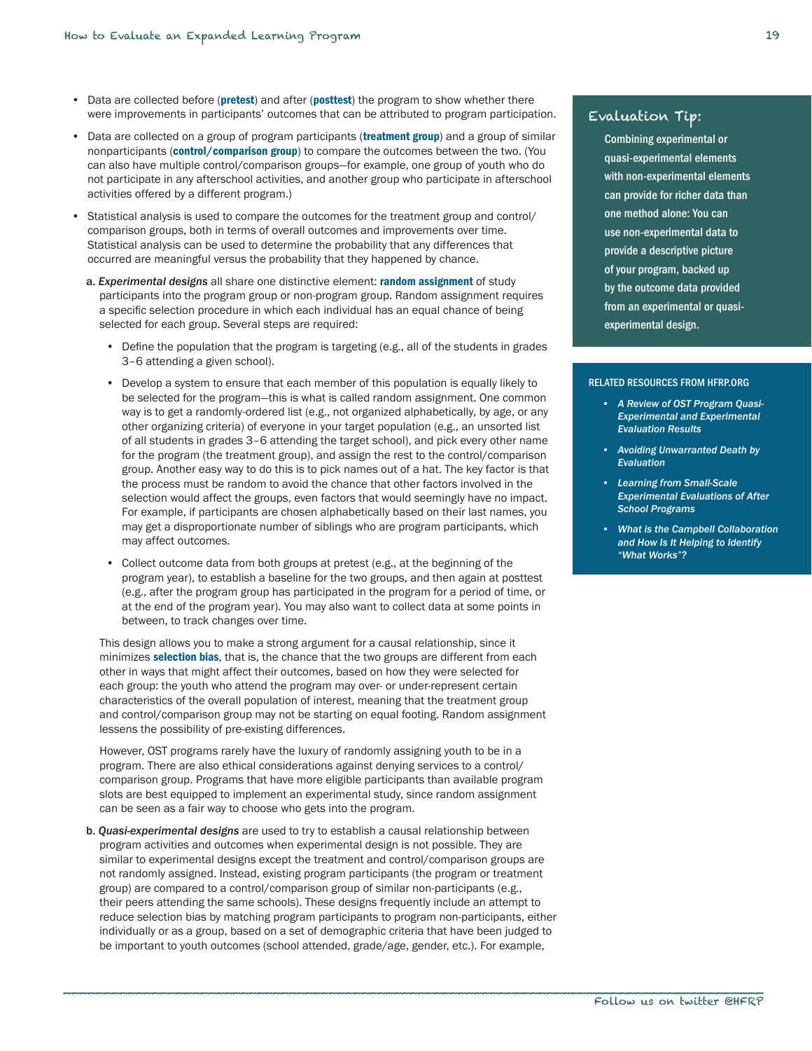- Data are collected before (**pretest**) and after (**posttest**) the program to show whether there were improvements in participants' outcomes that can be attributed to program participation.
- Data are collected on a group of program participants (**treatment group**) and a group of similar nonparticipants (**control/comparison group**) to compare the outcomes between the two. (You can also have multiple control/comparison groups—for example, one group of youth who do not participate in any afterschool activities, and another group who participate in afterschool activities offered by a different program.)
- Statistical analysis is used to compare the outcomes for the treatment group and control/comparison groups, both in terms of overall outcomes and improvements over time. Statistical analysis can be used to determine the probability that any differences that occurred are meaningful versus the probability that they happened by chance.

a. *Experimental designs* all share one distinctive element: **random assignment** of study participants into the program group or non-program group. Random assignment requires a specific selection procedure in which each individual has an equal chance of being selected for each group. Several steps are required:

- Define the population that the program is targeting (e.g., all of the students in grades 3–6 attending a given school).
- Develop a system to ensure that each member of this population is equally likely to be selected for the program—this is what is called random assignment. One common way is to get a randomly-ordered list (e.g., not organized alphabetically, by age, or any other organizing criteria) of everyone in your target population (e.g., an unsorted list of all students in grades 3–6 attending the target school), and pick every other name for the program (the treatment group), and assign the rest to the control/comparison group. Another easy way to do this is to pick names out of a hat. The key factor is that the process must be random to avoid the chance that other factors involved in the selection would affect the groups, even factors that would seemingly have no impact. For example, if participants are chosen alphabetically based on their last names, you may get a disproportionate number of siblings who are program participants, which may affect outcomes.
- Collect outcome data from both groups at pretest (e.g., at the beginning of the program year), to establish a baseline for the two groups, and then again at posttest (e.g., after the program group has participated in the program for a period of time, or at the end of the program year). You may also want to collect data at some points in between, to track changes over time.

This design allows you to make a strong argument for a causal relationship, since it minimizes **selection bias**, that is, the chance that the two groups are different from each other in ways that might affect their outcomes, based on how they were selected for each group: the youth who attend the program may over- or under-represent certain characteristics of the overall population of interest, meaning that the treatment group and control/comparison group may not be starting on equal footing. Random assignment lessens the possibility of pre-existing differences.

However, OST programs rarely have the luxury of randomly assigning youth to be in a program. There are also ethical considerations against denying services to a control/comparison group. Programs that have more eligible participants than available program slots are best equipped to implement an experimental study, since random assignment can be seen as a fair way to choose who gets into the program.

b. *Quasi-experimental designs* are used to try to establish a causal relationship between program activities and outcomes when experimental design is not possible. They are similar to experimental designs except the treatment and control/comparison groups are not randomly assigned. Instead, existing program participants (the program or treatment group) are compared to a control/comparison group of similar non-participants (e.g., their peers attending the same schools). These designs frequently include an attempt to reduce selection bias by matching program participants to program non-participants, either individually or as a group, based on a set of demographic criteria that have been judged to be important to youth outcomes (school attended, grade/age, gender, etc.). For example,

### Evaluation Tip:

Combining experimental or quasi-experimental elements with non-experimental elements can provide for richer data than one method alone: You can use non-experimental data to provide a descriptive picture of your program, backed up by the outcome data provided from an experimental or quasi-experimental design.

**RELATED RESOURCES FROM HFRP.ORG**

- *A Review of OST Program Quasi-Experimental and Experimental Evaluation Results*
- *Avoiding Unwarranted Death by Evaluation*
- *Learning from Small-Scale Experimental Evaluations of After School Programs*
- *What is the Campbell Collaboration and How Is It Helping to Identify "What Works"?*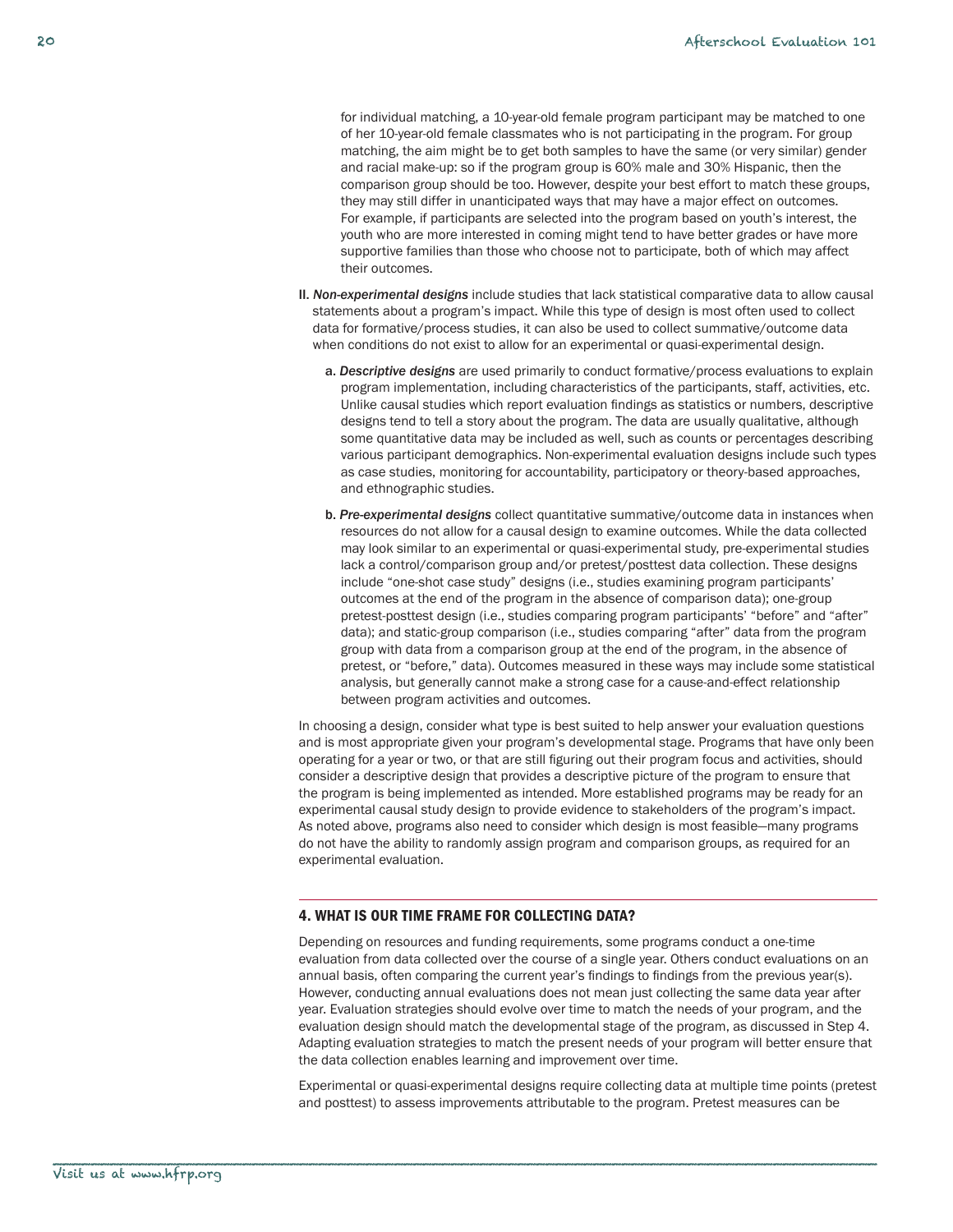for individual matching, a 10-year-old female program participant may be matched to one of her 10-year-old female classmates who is not participating in the program. For group matching, the aim might be to get both samples to have the same (or very similar) gender and racial make-up: so if the program group is 60% male and 30% Hispanic, then the comparison group should be too. However, despite your best effort to match these groups, they may still differ in unanticipated ways that may have a major effect on outcomes. For example, if participants are selected into the program based on youth's interest, the youth who are more interested in coming might tend to have better grades or have more supportive families than those who choose not to participate, both of which may affect their outcomes.

II. *Non-experimental designs* include studies that lack statistical comparative data to allow causal statements about a program's impact. While this type of design is most often used to collect data for formative/process studies, it can also be used to collect summative/outcome data when conditions do not exist to allow for an experimental or quasi-experimental design.

   a. *Descriptive designs* are used primarily to conduct formative/process evaluations to explain program implementation, including characteristics of the participants, staff, activities, etc. Unlike causal studies which report evaluation findings as statistics or numbers, descriptive designs tend to tell a story about the program. The data are usually qualitative, although some quantitative data may be included as well, such as counts or percentages describing various participant demographics. Non-experimental evaluation designs include such types as case studies, monitoring for accountability, participatory or theory-based approaches, and ethnographic studies.

   b. *Pre-experimental designs* collect quantitative summative/outcome data in instances when resources do not allow for a causal design to examine outcomes. While the data collected may look similar to an experimental or quasi-experimental study, pre-experimental studies lack a control/comparison group and/or pretest/posttest data collection. These designs include "one-shot case study" designs (i.e., studies examining program participants' outcomes at the end of the program in the absence of comparison data); one-group pretest-posttest design (i.e., studies comparing program participants' "before" and "after" data); and static-group comparison (i.e., studies comparing "after" data from the program group with data from a comparison group at the end of the program, in the absence of pretest, or "before," data). Outcomes measured in these ways may include some statistical analysis, but generally cannot make a strong case for a cause-and-effect relationship between program activities and outcomes.

In choosing a design, consider what type is best suited to help answer your evaluation questions and is most appropriate given your program's developmental stage. Programs that have only been operating for a year or two, or that are still figuring out their program focus and activities, should consider a descriptive design that provides a descriptive picture of the program to ensure that the program is being implemented as intended. More established programs may be ready for an experimental causal study design to provide evidence to stakeholders of the program's impact. As noted above, programs also need to consider which design is most feasible—many programs do not have the ability to randomly assign program and comparison groups, as required for an experimental evaluation.

## 4. WHAT IS OUR TIME FRAME FOR COLLECTING DATA?

Depending on resources and funding requirements, some programs conduct a one-time evaluation from data collected over the course of a single year. Others conduct evaluations on an annual basis, often comparing the current year's findings to findings from the previous year(s). However, conducting annual evaluations does not mean just collecting the same data year after year. Evaluation strategies should evolve over time to match the needs of your program, and the evaluation design should match the developmental stage of the program, as discussed in Step 4. Adapting evaluation strategies to match the present needs of your program will better ensure that the data collection enables learning and improvement over time.

Experimental or quasi-experimental designs require collecting data at multiple time points (pretest and posttest) to assess improvements attributable to the program. Pretest measures can be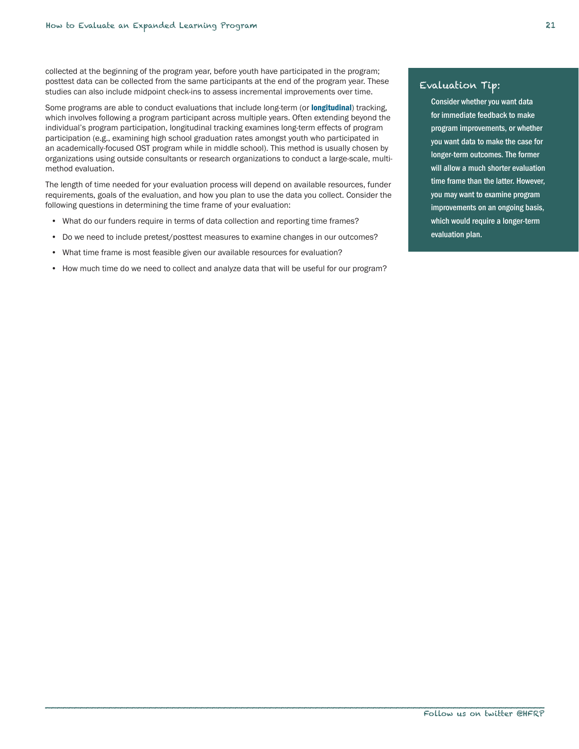collected at the beginning of the program year, before youth have participated in the program; posttest data can be collected from the same participants at the end of the program year. These studies can also include midpoint check-ins to assess incremental improvements over time.

Some programs are able to conduct evaluations that include long-term (or **longitudinal**) tracking, which involves following a program participant across multiple years. Often extending beyond the individual's program participation, longitudinal tracking examines long-term effects of program participation (e.g., examining high school graduation rates amongst youth who participated in an academically-focused OST program while in middle school). This method is usually chosen by organizations using outside consultants or research organizations to conduct a large-scale, multi-method evaluation.

The length of time needed for your evaluation process will depend on available resources, funder requirements, goals of the evaluation, and how you plan to use the data you collect. Consider the following questions in determining the time frame of your evaluation:

- What do our funders require in terms of data collection and reporting time frames?
- Do we need to include pretest/posttest measures to examine changes in our outcomes?
- What time frame is most feasible given our available resources for evaluation?
- How much time do we need to collect and analyze data that will be useful for our program?

### Evaluation Tip:

Consider whether you want data for immediate feedback to make program improvements, or whether you want data to make the case for longer-term outcomes. The former will allow a much shorter evaluation time frame than the latter. However, you may want to examine program improvements on an ongoing basis, which would require a longer-term evaluation plan.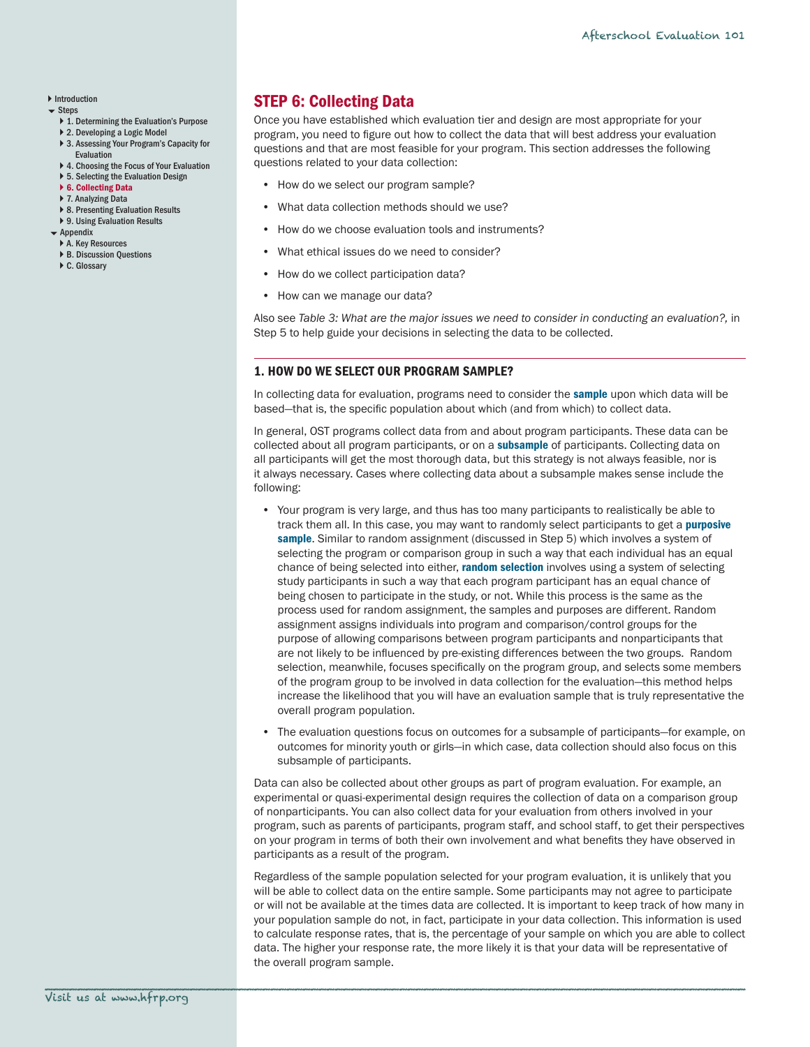## STEP 6: Collecting Data

Once you have established which evaluation tier and design are most appropriate for your program, you need to figure out how to collect the data that will best address your evaluation questions and that are most feasible for your program. This section addresses the following questions related to your data collection:

- How do we select our program sample?
- What data collection methods should we use?
- How do we choose evaluation tools and instruments?
- What ethical issues do we need to consider?
- How do we collect participation data?
- How can we manage our data?

Also see *Table 3: What are the major issues we need to consider in conducting an evaluation?,* in Step 5 to help guide your decisions in selecting the data to be collected.

### 1. HOW DO WE SELECT OUR PROGRAM SAMPLE?

In collecting data for evaluation, programs need to consider the **sample** upon which data will be based—that is, the specific population about which (and from which) to collect data.

In general, OST programs collect data from and about program participants. These data can be collected about all program participants, or on a **subsample** of participants. Collecting data on all participants will get the most thorough data, but this strategy is not always feasible, nor is it always necessary. Cases where collecting data about a subsample makes sense include the following:

- Your program is very large, and thus has too many participants to realistically be able to track them all. In this case, you may want to randomly select participants to get a **purposive sample**. Similar to random assignment (discussed in Step 5) which involves a system of selecting the program or comparison group in such a way that each individual has an equal chance of being selected into either, **random selection** involves using a system of selecting study participants in such a way that each program participant has an equal chance of being chosen to participate in the study, or not. While this process is the same as the process used for random assignment, the samples and purposes are different. Random assignment assigns individuals into program and comparison/control groups for the purpose of allowing comparisons between program participants and nonparticipants that are not likely to be influenced by pre-existing differences between the two groups. Random selection, meanwhile, focuses specifically on the program group, and selects some members of the program group to be involved in data collection for the evaluation—this method helps increase the likelihood that you will have an evaluation sample that is truly representative the overall program population.
- The evaluation questions focus on outcomes for a subsample of participants—for example, on outcomes for minority youth or girls—in which case, data collection should also focus on this subsample of participants.

Data can also be collected about other groups as part of program evaluation. For example, an experimental or quasi-experimental design requires the collection of data on a comparison group of nonparticipants. You can also collect data for your evaluation from others involved in your program, such as parents of participants, program staff, and school staff, to get their perspectives on your program in terms of both their own involvement and what benefits they have observed in participants as a result of the program.

Regardless of the sample population selected for your program evaluation, it is unlikely that you will be able to collect data on the entire sample. Some participants may not agree to participate or will not be available at the times data are collected. It is important to keep track of how many in your population sample do not, in fact, participate in your data collection. This information is used to calculate response rates, that is, the percentage of your sample on which you are able to collect data. The higher your response rate, the more likely it is that your data will be representative of the overall program sample.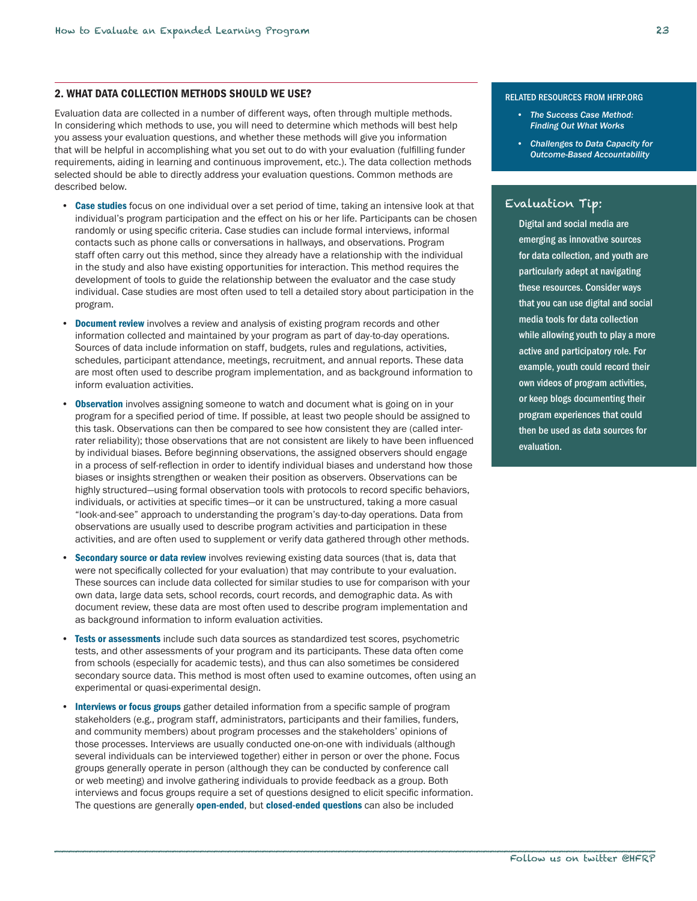## 2. WHAT DATA COLLECTION METHODS SHOULD WE USE?

Evaluation data are collected in a number of different ways, often through multiple methods. In considering which methods to use, you will need to determine which methods will best help you assess your evaluation questions, and whether these methods will give you information that will be helpful in accomplishing what you set out to do with your evaluation (fulfilling funder requirements, aiding in learning and continuous improvement, etc.). The data collection methods selected should be able to directly address your evaluation questions. Common methods are described below.

- **Case studies** focus on one individual over a set period of time, taking an intensive look at that individual's program participation and the effect on his or her life. Participants can be chosen randomly or using specific criteria. Case studies can include formal interviews, informal contacts such as phone calls or conversations in hallways, and observations. Program staff often carry out this method, since they already have a relationship with the individual in the study and also have existing opportunities for interaction. This method requires the development of tools to guide the relationship between the evaluator and the case study individual. Case studies are most often used to tell a detailed story about participation in the program.

- **Document review** involves a review and analysis of existing program records and other information collected and maintained by your program as part of day-to-day operations. Sources of data include information on staff, budgets, rules and regulations, activities, schedules, participant attendance, meetings, recruitment, and annual reports. These data are most often used to describe program implementation, and as background information to inform evaluation activities.

- **Observation** involves assigning someone to watch and document what is going on in your program for a specified period of time. If possible, at least two people should be assigned to this task. Observations can then be compared to see how consistent they are (called inter-rater reliability); those observations that are not consistent are likely to have been influenced by individual biases. Before beginning observations, the assigned observers should engage in a process of self-reflection in order to identify individual biases and understand how those biases or insights strengthen or weaken their position as observers. Observations can be highly structured—using formal observation tools with protocols to record specific behaviors, individuals, or activities at specific times—or it can be unstructured, taking a more casual "look-and-see" approach to understanding the program's day-to-day operations. Data from observations are usually used to describe program activities and participation in these activities, and are often used to supplement or verify data gathered through other methods.

- **Secondary source or data review** involves reviewing existing data sources (that is, data that were not specifically collected for your evaluation) that may contribute to your evaluation. These sources can include data collected for similar studies to use for comparison with your own data, large data sets, school records, court records, and demographic data. As with document review, these data are most often used to describe program implementation and as background information to inform evaluation activities.

- **Tests or assessments** include such data sources as standardized test scores, psychometric tests, and other assessments of your program and its participants. These data often come from schools (especially for academic tests), and thus can also sometimes be considered secondary source data. This method is most often used to examine outcomes, often using an experimental or quasi-experimental design.

- **Interviews or focus groups** gather detailed information from a specific sample of program stakeholders (e.g., program staff, administrators, participants and their families, funders, and community members) about program processes and the stakeholders' opinions of those processes. Interviews are usually conducted one-on-one with individuals (although several individuals can be interviewed together) either in person or over the phone. Focus groups generally operate in person (although they can be conducted by conference call or web meeting) and involve gathering individuals to provide feedback as a group. Both interviews and focus groups require a set of questions designed to elicit specific information. The questions are generally **open-ended**, but **closed-ended questions** can also be included

---

**RELATED RESOURCES FROM HFRP.ORG**

- *The Success Case Method: Finding Out What Works*
- *Challenges to Data Capacity for Outcome-Based Accountability*

---

**Evaluation Tip:**

Digital and social media are emerging as innovative sources for data collection, and youth are particularly adept at navigating these resources. Consider ways that you can use digital and social media tools for data collection while allowing youth to play a more active and participatory role. For example, youth could record their own videos of program activities, or keep blogs documenting their program experiences that could then be used as data sources for evaluation.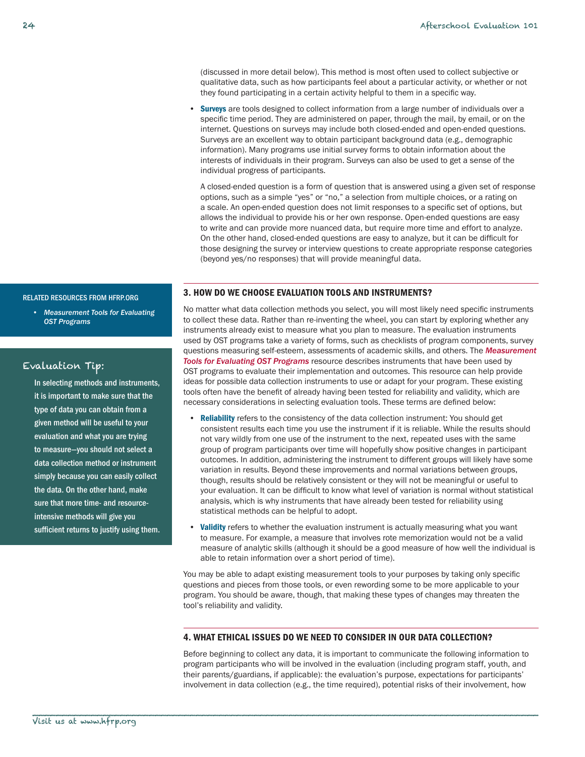(discussed in more detail below). This method is most often used to collect subjective or qualitative data, such as how participants feel about a particular activity, or whether or not they found participating in a certain activity helpful to them in a specific way.

- **Surveys** are tools designed to collect information from a large number of individuals over a specific time period. They are administered on paper, through the mail, by email, or on the internet. Questions on surveys may include both closed-ended and open-ended questions. Surveys are an excellent way to obtain participant background data (e.g., demographic information). Many programs use initial survey forms to obtain information about the interests of individuals in their program. Surveys can also be used to get a sense of the individual progress of participants.

  A closed-ended question is a form of question that is answered using a given set of response options, such as a simple "yes" or "no," a selection from multiple choices, or a rating on a scale. An open-ended question does not limit responses to a specific set of options, but allows the individual to provide his or her own response. Open-ended questions are easy to write and can provide more nuanced data, but require more time and effort to analyze. On the other hand, closed-ended questions are easy to analyze, but it can be difficult for those designing the survey or interview questions to create appropriate response categories (beyond yes/no responses) that will provide meaningful data.

### 3. HOW DO WE CHOOSE EVALUATION TOOLS AND INSTRUMENTS?

No matter what data collection methods you select, you will most likely need specific instruments to collect these data. Rather than re-inventing the wheel, you can start by exploring whether any instruments already exist to measure what you plan to measure. The evaluation instruments used by OST programs take a variety of forms, such as checklists of program components, survey questions measuring self-esteem, assessments of academic skills, and others. The ***Measurement Tools for Evaluating OST Programs*** resource describes instruments that have been used by OST programs to evaluate their implementation and outcomes. This resource can help provide ideas for possible data collection instruments to use or adapt for your program. These existing tools often have the benefit of already having been tested for reliability and validity, which are necessary considerations in selecting evaluation tools. These terms are defined below:

- **Reliability** refers to the consistency of the data collection instrument: You should get consistent results each time you use the instrument if it is reliable. While the results should not vary wildly from one use of the instrument to the next, repeated uses with the same group of program participants over time will hopefully show positive changes in participant outcomes. In addition, administering the instrument to different groups will likely have some variation in results. Beyond these improvements and normal variations between groups, though, results should be relatively consistent or they will not be meaningful or useful to your evaluation. It can be difficult to know what level of variation is normal without statistical analysis, which is why instruments that have already been tested for reliability using statistical methods can be helpful to adopt.
- **Validity** refers to whether the evaluation instrument is actually measuring what you want to measure. For example, a measure that involves rote memorization would not be a valid measure of analytic skills (although it should be a good measure of how well the individual is able to retain information over a short period of time).

You may be able to adapt existing measurement tools to your purposes by taking only specific questions and pieces from those tools, or even rewording some to be more applicable to your program. You should be aware, though, that making these types of changes may threaten the tool's reliability and validity.

**RELATED RESOURCES FROM HFRP.ORG**

- *Measurement Tools for Evaluating OST Programs*

**Evaluation Tip:**

In selecting methods and instruments, it is important to make sure that the type of data you can obtain from a given method will be useful to your evaluation and what you are trying to measure—you should not select a data collection method or instrument simply because you can easily collect the data. On the other hand, make sure that more time- and resource-intensive methods will give you sufficient returns to justify using them.

### 4. WHAT ETHICAL ISSUES DO WE NEED TO CONSIDER IN OUR DATA COLLECTION?

Before beginning to collect any data, it is important to communicate the following information to program participants who will be involved in the evaluation (including program staff, youth, and their parents/guardians, if applicable): the evaluation's purpose, expectations for participants' involvement in data collection (e.g., the time required), potential risks of their involvement, how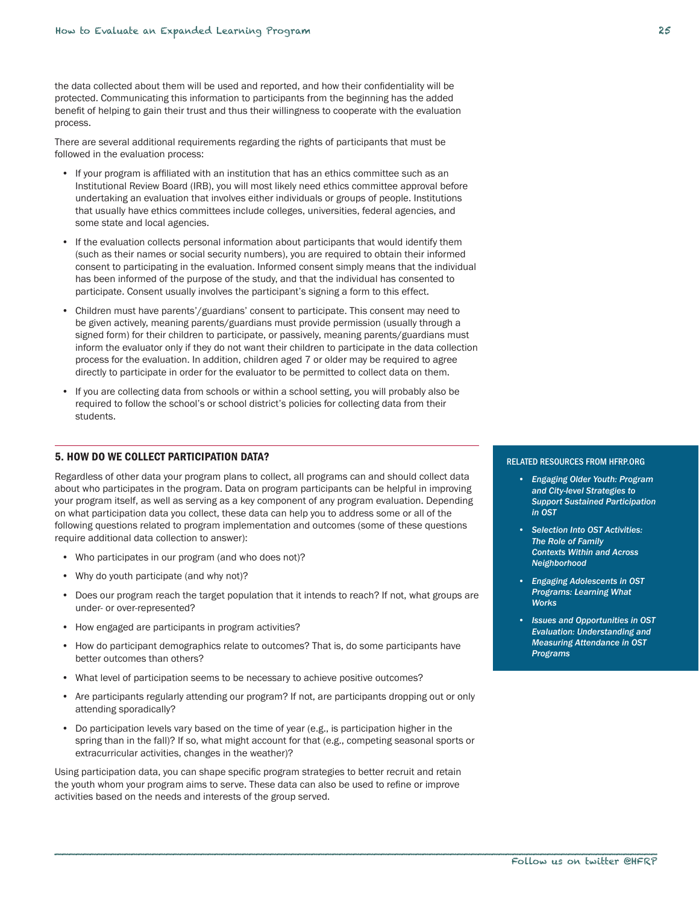the data collected about them will be used and reported, and how their confidentiality will be protected. Communicating this information to participants from the beginning has the added benefit of helping to gain their trust and thus their willingness to cooperate with the evaluation process.

There are several additional requirements regarding the rights of participants that must be followed in the evaluation process:

- If your program is affiliated with an institution that has an ethics committee such as an Institutional Review Board (IRB), you will most likely need ethics committee approval before undertaking an evaluation that involves either individuals or groups of people. Institutions that usually have ethics committees include colleges, universities, federal agencies, and some state and local agencies.
- If the evaluation collects personal information about participants that would identify them (such as their names or social security numbers), you are required to obtain their informed consent to participating in the evaluation. Informed consent simply means that the individual has been informed of the purpose of the study, and that the individual has consented to participate. Consent usually involves the participant's signing a form to this effect.
- Children must have parents'/guardians' consent to participate. This consent may need to be given actively, meaning parents/guardians must provide permission (usually through a signed form) for their children to participate, or passively, meaning parents/guardians must inform the evaluator only if they do not want their children to participate in the data collection process for the evaluation. In addition, children aged 7 or older may be required to agree directly to participate in order for the evaluator to be permitted to collect data on them.
- If you are collecting data from schools or within a school setting, you will probably also be required to follow the school's or school district's policies for collecting data from their students.

## 5. HOW DO WE COLLECT PARTICIPATION DATA?

Regardless of other data your program plans to collect, all programs can and should collect data about who participates in the program. Data on program participants can be helpful in improving your program itself, as well as serving as a key component of any program evaluation. Depending on what participation data you collect, these data can help you to address some or all of the following questions related to program implementation and outcomes (some of these questions require additional data collection to answer):

- Who participates in our program (and who does not)?
- Why do youth participate (and why not)?
- Does our program reach the target population that it intends to reach? If not, what groups are under- or over-represented?
- How engaged are participants in program activities?
- How do participant demographics relate to outcomes? That is, do some participants have better outcomes than others?
- What level of participation seems to be necessary to achieve positive outcomes?
- Are participants regularly attending our program? If not, are participants dropping out or only attending sporadically?
- Do participation levels vary based on the time of year (e.g., is participation higher in the spring than in the fall)? If so, what might account for that (e.g., competing seasonal sports or extracurricular activities, changes in the weather)?

Using participation data, you can shape specific program strategies to better recruit and retain the youth whom your program aims to serve. These data can also be used to refine or improve activities based on the needs and interests of the group served.

**RELATED RESOURCES FROM HFRP.ORG**

- *Engaging Older Youth: Program and City-level Strategies to Support Sustained Participation in OST*
- *Selection Into OST Activities: The Role of Family Contexts Within and Across Neighborhood*
- *Engaging Adolescents in OST Programs: Learning What Works*
- *Issues and Opportunities in OST Evaluation: Understanding and Measuring Attendance in OST Programs*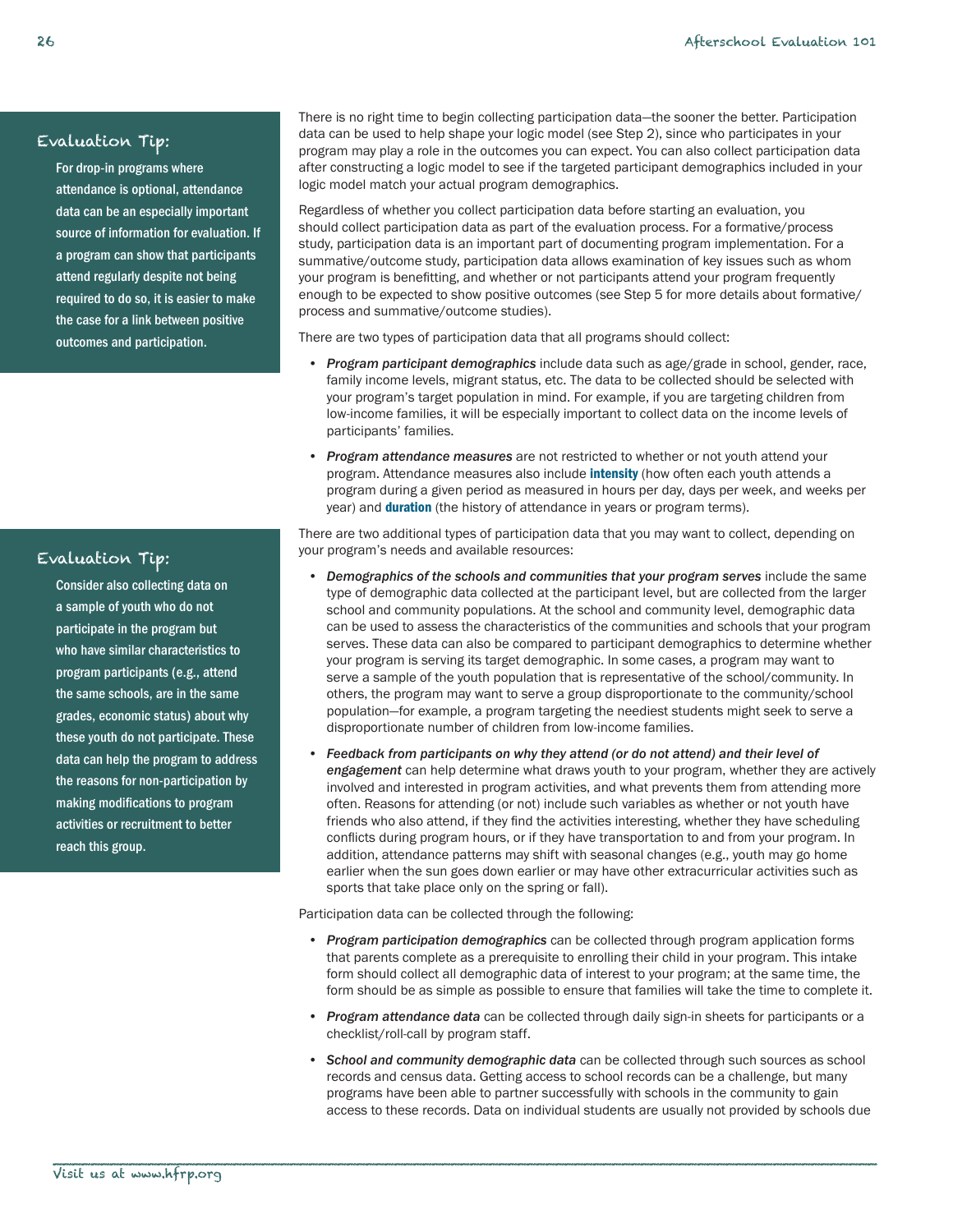### Evaluation Tip:

For drop-in programs where attendance is optional, attendance data can be an especially important source of information for evaluation. If a program can show that participants attend regularly despite not being required to do so, it is easier to make the case for a link between positive outcomes and participation.

There is no right time to begin collecting participation data—the sooner the better. Participation data can be used to help shape your logic model (see Step 2), since who participates in your program may play a role in the outcomes you can expect. You can also collect participation data after constructing a logic model to see if the targeted participant demographics included in your logic model match your actual program demographics.

Regardless of whether you collect participation data before starting an evaluation, you should collect participation data as part of the evaluation process. For a formative/process study, participation data is an important part of documenting program implementation. For a summative/outcome study, participation data allows examination of key issues such as whom your program is benefitting, and whether or not participants attend your program frequently enough to be expected to show positive outcomes (see Step 5 for more details about formative/process and summative/outcome studies).

There are two types of participation data that all programs should collect:

- *Program participant demographics* include data such as age/grade in school, gender, race, family income levels, migrant status, etc. The data to be collected should be selected with your program's target population in mind. For example, if you are targeting children from low-income families, it will be especially important to collect data on the income levels of participants' families.
- *Program attendance measures* are not restricted to whether or not youth attend your program. Attendance measures also include **intensity** (how often each youth attends a program during a given period as measured in hours per day, days per week, and weeks per year) and **duration** (the history of attendance in years or program terms).

### Evaluation Tip:

Consider also collecting data on a sample of youth who do not participate in the program but who have similar characteristics to program participants (e.g., attend the same schools, are in the same grades, economic status) about why these youth do not participate. These data can help the program to address the reasons for non-participation by making modifications to program activities or recruitment to better reach this group.

There are two additional types of participation data that you may want to collect, depending on your program's needs and available resources:

- *Demographics of the schools and communities that your program serves* include the same type of demographic data collected at the participant level, but are collected from the larger school and community populations. At the school and community level, demographic data can be used to assess the characteristics of the communities and schools that your program serves. These data can also be compared to participant demographics to determine whether your program is serving its target demographic. In some cases, a program may want to serve a sample of the youth population that is representative of the school/community. In others, the program may want to serve a group disproportionate to the community/school population—for example, a program targeting the neediest students might seek to serve a disproportionate number of children from low-income families.
- *Feedback from participants on why they attend (or do not attend) and their level of engagement* can help determine what draws youth to your program, whether they are actively involved and interested in program activities, and what prevents them from attending more often. Reasons for attending (or not) include such variables as whether or not youth have friends who also attend, if they find the activities interesting, whether they have scheduling conflicts during program hours, or if they have transportation to and from your program. In addition, attendance patterns may shift with seasonal changes (e.g., youth may go home earlier when the sun goes down earlier or may have other extracurricular activities such as sports that take place only on the spring or fall).

Participation data can be collected through the following:

- *Program participation demographics* can be collected through program application forms that parents complete as a prerequisite to enrolling their child in your program. This intake form should collect all demographic data of interest to your program; at the same time, the form should be as simple as possible to ensure that families will take the time to complete it.
- *Program attendance data* can be collected through daily sign-in sheets for participants or a checklist/roll-call by program staff.
- *School and community demographic data* can be collected through such sources as school records and census data. Getting access to school records can be a challenge, but many programs have been able to partner successfully with schools in the community to gain access to these records. Data on individual students are usually not provided by schools due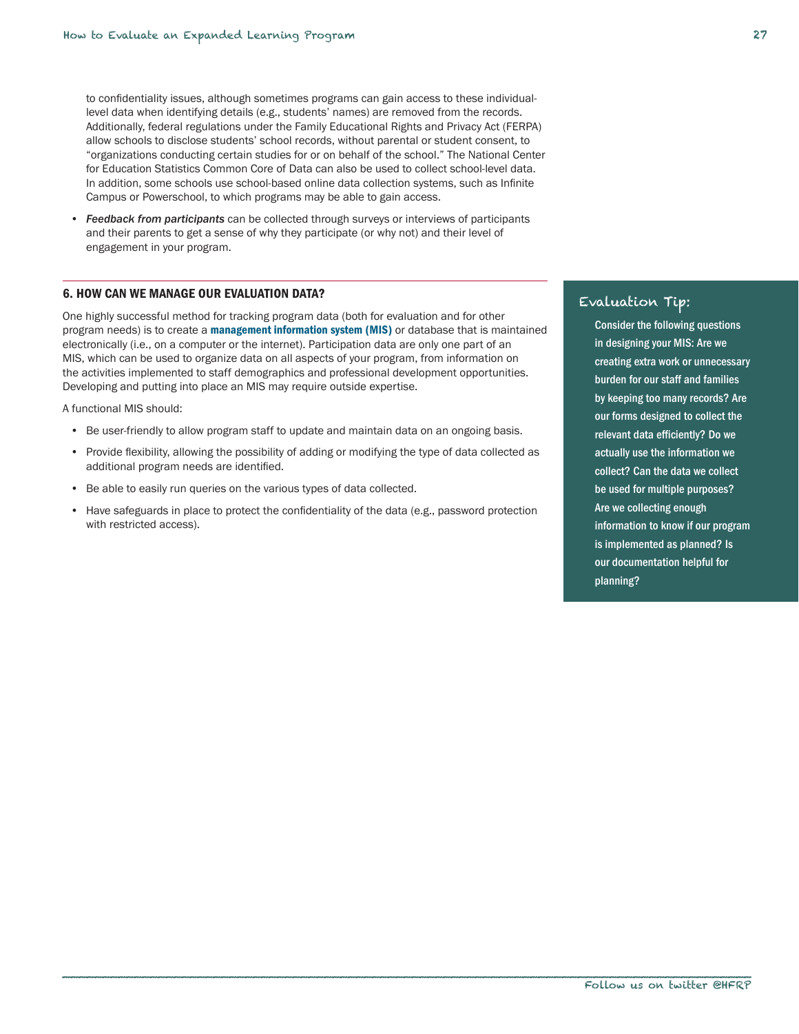to confidentiality issues, although sometimes programs can gain access to these individual-level data when identifying details (e.g., students' names) are removed from the records. Additionally, federal regulations under the Family Educational Rights and Privacy Act (FERPA) allow schools to disclose students' school records, without parental or student consent, to "organizations conducting certain studies for or on behalf of the school." The National Center for Education Statistics Common Core of Data can also be used to collect school-level data. In addition, some schools use school-based online data collection systems, such as Infinite Campus or Powerschool, to which programs may be able to gain access.

- *Feedback from participants* can be collected through surveys or interviews of participants and their parents to get a sense of why they participate (or why not) and their level of engagement in your program.

## 6. HOW CAN WE MANAGE OUR EVALUATION DATA?

One highly successful method for tracking program data (both for evaluation and for other program needs) is to create a **management information system (MIS)** or database that is maintained electronically (i.e., on a computer or the internet). Participation data are only one part of an MIS, which can be used to organize data on all aspects of your program, from information on the activities implemented to staff demographics and professional development opportunities. Developing and putting into place an MIS may require outside expertise.

A functional MIS should:

- Be user-friendly to allow program staff to update and maintain data on an ongoing basis.
- Provide flexibility, allowing the possibility of adding or modifying the type of data collected as additional program needs are identified.
- Be able to easily run queries on the various types of data collected.
- Have safeguards in place to protect the confidentiality of the data (e.g., password protection with restricted access).

**Evaluation Tip:**

**Consider the following questions in designing your MIS: Are we creating extra work or unnecessary burden for our staff and families by keeping too many records? Are our forms designed to collect the relevant data efficiently? Do we actually use the information we collect? Can the data we collect be used for multiple purposes? Are we collecting enough information to know if our program is implemented as planned? Is our documentation helpful for planning?**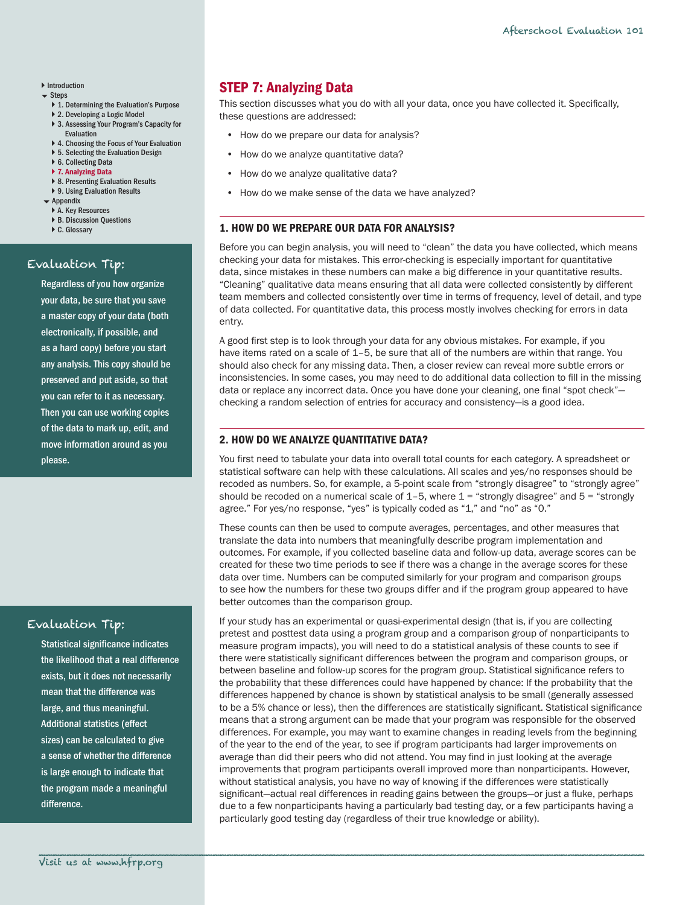## STEP 7: Analyzing Data

This section discusses what you do with all your data, once you have collected it. Specifically, these questions are addressed:

- How do we prepare our data for analysis?
- How do we analyze quantitative data?
- How do we analyze qualitative data?
- How do we make sense of the data we have analyzed?

### 1. HOW DO WE PREPARE OUR DATA FOR ANALYSIS?

Before you can begin analysis, you will need to "clean" the data you have collected, which means checking your data for mistakes. This error-checking is especially important for quantitative data, since mistakes in these numbers can make a big difference in your quantitative results. "Cleaning" qualitative data means ensuring that all data were collected consistently by different team members and collected consistently over time in terms of frequency, level of detail, and type of data collected. For quantitative data, this process mostly involves checking for errors in data entry.

A good first step is to look through your data for any obvious mistakes. For example, if you have items rated on a scale of 1–5, be sure that all of the numbers are within that range. You should also check for any missing data. Then, a closer review can reveal more subtle errors or inconsistencies. In some cases, you may need to do additional data collection to fill in the missing data or replace any incorrect data. Once you have done your cleaning, one final "spot check"—checking a random selection of entries for accuracy and consistency—is a good idea.

### 2. HOW DO WE ANALYZE QUANTITATIVE DATA?

You first need to tabulate your data into overall total counts for each category. A spreadsheet or statistical software can help with these calculations. All scales and yes/no responses should be recoded as numbers. So, for example, a 5-point scale from "strongly disagree" to "strongly agree" should be recoded on a numerical scale of 1–5, where 1 = "strongly disagree" and 5 = "strongly agree." For yes/no response, "yes" is typically coded as "1," and "no" as "0."

These counts can then be used to compute averages, percentages, and other measures that translate the data into numbers that meaningfully describe program implementation and outcomes. For example, if you collected baseline data and follow-up data, average scores can be created for these two time periods to see if there was a change in the average scores for these data over time. Numbers can be computed similarly for your program and comparison groups to see how the numbers for these two groups differ and if the program group appeared to have better outcomes than the comparison group.

If your study has an experimental or quasi-experimental design (that is, if you are collecting pretest and posttest data using a program group and a comparison group of nonparticipants to measure program impacts), you will need to do a statistical analysis of these counts to see if there were statistically significant differences between the program and comparison groups, or between baseline and follow-up scores for the program group. Statistical significance refers to the probability that these differences could have happened by chance: If the probability that the differences happened by chance is shown by statistical analysis to be small (generally assessed to be a 5% chance or less), then the differences are statistically significant. Statistical significance means that a strong argument can be made that your program was responsible for the observed differences. For example, you may want to examine changes in reading levels from the beginning of the year to the end of the year, to see if program participants had larger improvements on average than did their peers who did not attend. You may find in just looking at the average improvements that program participants overall improved more than nonparticipants. However, without statistical analysis, you have no way of knowing if the differences were statistically significant—actual real differences in reading gains between the groups—or just a fluke, perhaps due to a few nonparticipants having a particularly bad testing day, or a few participants having a particularly good testing day (regardless of their true knowledge or ability).

**Evaluation Tip:**

Regardless of you how organize your data, be sure that you save a master copy of your data (both electronically, if possible, and as a hard copy) before you start any analysis. This copy should be preserved and put aside, so that you can refer to it as necessary. Then you can use working copies of the data to mark up, edit, and move information around as you please.

**Evaluation Tip:**

Statistical significance indicates the likelihood that a real difference exists, but it does not necessarily mean that the difference was large, and thus meaningful. Additional statistics (effect sizes) can be calculated to give a sense of whether the difference is large enough to indicate that the program made a meaningful difference.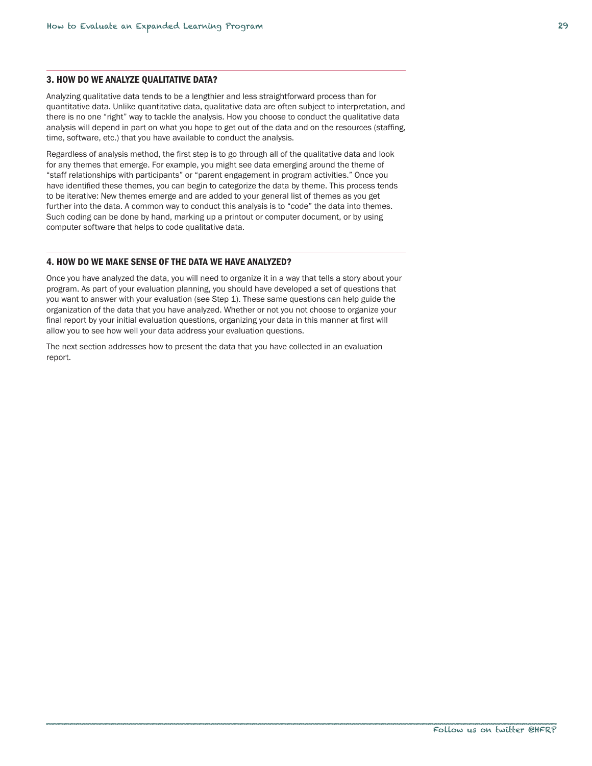### 3. HOW DO WE ANALYZE QUALITATIVE DATA?

Analyzing qualitative data tends to be a lengthier and less straightforward process than for quantitative data. Unlike quantitative data, qualitative data are often subject to interpretation, and there is no one "right" way to tackle the analysis. How you choose to conduct the qualitative data analysis will depend in part on what you hope to get out of the data and on the resources (staffing, time, software, etc.) that you have available to conduct the analysis.

Regardless of analysis method, the first step is to go through all of the qualitative data and look for any themes that emerge. For example, you might see data emerging around the theme of "staff relationships with participants" or "parent engagement in program activities." Once you have identified these themes, you can begin to categorize the data by theme. This process tends to be iterative: New themes emerge and are added to your general list of themes as you get further into the data. A common way to conduct this analysis is to "code" the data into themes. Such coding can be done by hand, marking up a printout or computer document, or by using computer software that helps to code qualitative data.

### 4. HOW DO WE MAKE SENSE OF THE DATA WE HAVE ANALYZED?

Once you have analyzed the data, you will need to organize it in a way that tells a story about your program. As part of your evaluation planning, you should have developed a set of questions that you want to answer with your evaluation (see Step 1). These same questions can help guide the organization of the data that you have analyzed. Whether or not you not choose to organize your final report by your initial evaluation questions, organizing your data in this manner at first will allow you to see how well your data address your evaluation questions.

The next section addresses how to present the data that you have collected in an evaluation report.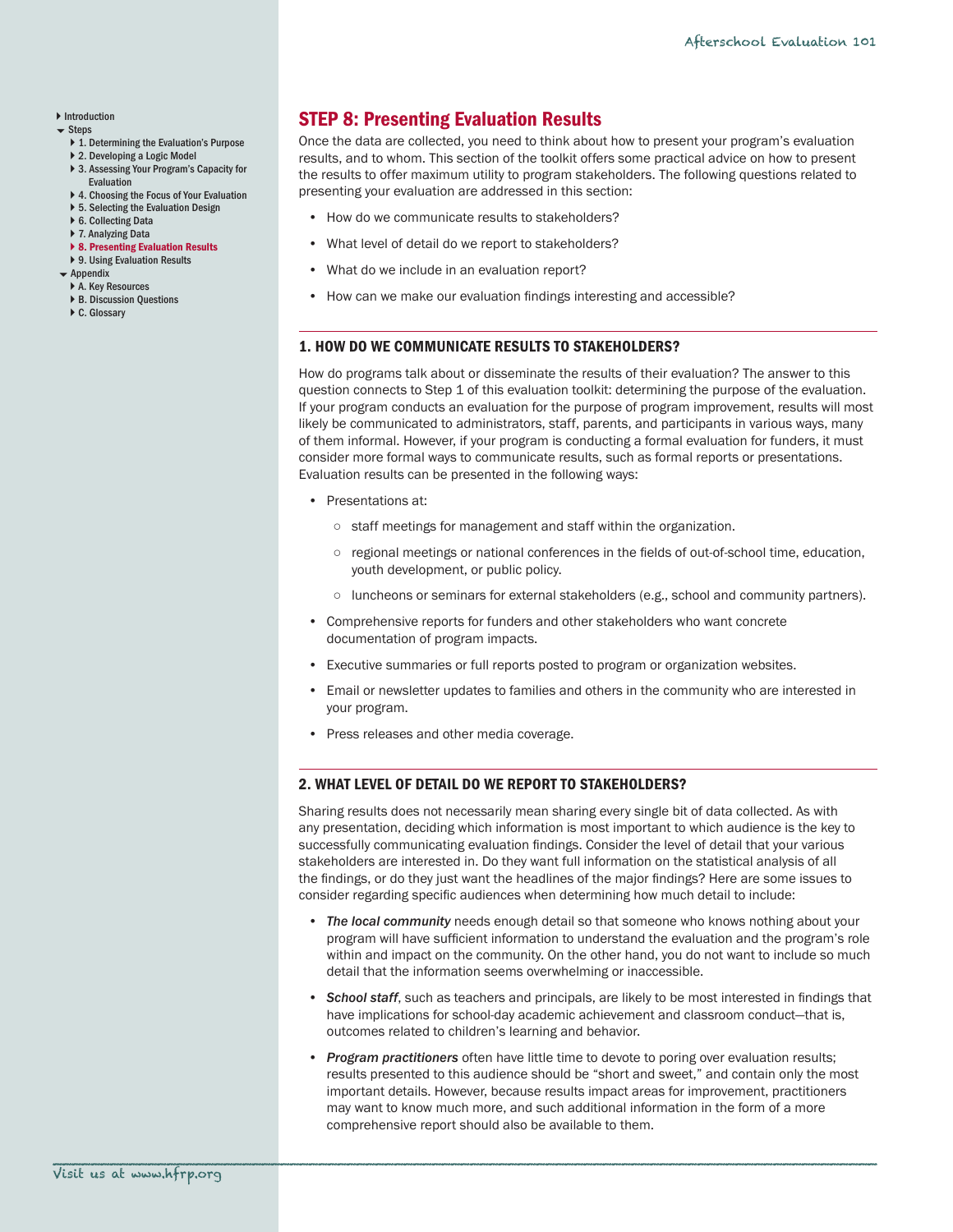## STEP 8: Presenting Evaluation Results

Once the data are collected, you need to think about how to present your program's evaluation results, and to whom. This section of the toolkit offers some practical advice on how to present the results to offer maximum utility to program stakeholders. The following questions related to presenting your evaluation are addressed in this section:

- How do we communicate results to stakeholders?
- What level of detail do we report to stakeholders?
- What do we include in an evaluation report?
- How can we make our evaluation findings interesting and accessible?

### 1. HOW DO WE COMMUNICATE RESULTS TO STAKEHOLDERS?

How do programs talk about or disseminate the results of their evaluation? The answer to this question connects to Step 1 of this evaluation toolkit: determining the purpose of the evaluation. If your program conducts an evaluation for the purpose of program improvement, results will most likely be communicated to administrators, staff, parents, and participants in various ways, many of them informal. However, if your program is conducting a formal evaluation for funders, it must consider more formal ways to communicate results, such as formal reports or presentations. Evaluation results can be presented in the following ways:

- Presentations at:
  - staff meetings for management and staff within the organization.
  - regional meetings or national conferences in the fields of out-of-school time, education, youth development, or public policy.
  - luncheons or seminars for external stakeholders (e.g., school and community partners).
- Comprehensive reports for funders and other stakeholders who want concrete documentation of program impacts.
- Executive summaries or full reports posted to program or organization websites.
- Email or newsletter updates to families and others in the community who are interested in your program.
- Press releases and other media coverage.

### 2. WHAT LEVEL OF DETAIL DO WE REPORT TO STAKEHOLDERS?

Sharing results does not necessarily mean sharing every single bit of data collected. As with any presentation, deciding which information is most important to which audience is the key to successfully communicating evaluation findings. Consider the level of detail that your various stakeholders are interested in. Do they want full information on the statistical analysis of all the findings, or do they just want the headlines of the major findings? Here are some issues to consider regarding specific audiences when determining how much detail to include:

- ***The local community*** needs enough detail so that someone who knows nothing about your program will have sufficient information to understand the evaluation and the program's role within and impact on the community. On the other hand, you do not want to include so much detail that the information seems overwhelming or inaccessible.
- ***School staff***, such as teachers and principals, are likely to be most interested in findings that have implications for school-day academic achievement and classroom conduct—that is, outcomes related to children's learning and behavior.
- ***Program practitioners*** often have little time to devote to poring over evaluation results; results presented to this audience should be "short and sweet," and contain only the most important details. However, because results impact areas for improvement, practitioners may want to know much more, and such additional information in the form of a more comprehensive report should also be available to them.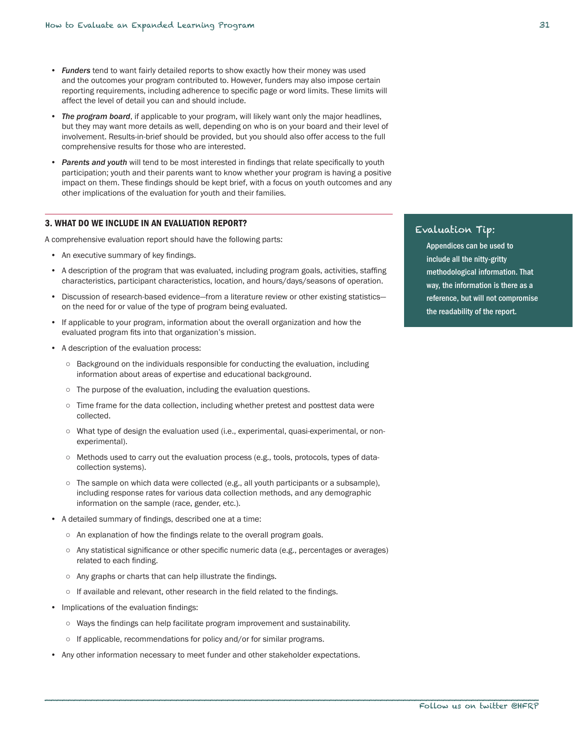- ***Funders*** tend to want fairly detailed reports to show exactly how their money was used and the outcomes your program contributed to. However, funders may also impose certain reporting requirements, including adherence to specific page or word limits. These limits will affect the level of detail you can and should include.
- ***The program board***, if applicable to your program, will likely want only the major headlines, but they may want more details as well, depending on who is on your board and their level of involvement. Results-in-brief should be provided, but you should also offer access to the full comprehensive results for those who are interested.
- ***Parents and youth*** will tend to be most interested in findings that relate specifically to youth participation; youth and their parents want to know whether your program is having a positive impact on them. These findings should be kept brief, with a focus on youth outcomes and any other implications of the evaluation for youth and their families.

### 3. WHAT DO WE INCLUDE IN AN EVALUATION REPORT?

A comprehensive evaluation report should have the following parts:

- An executive summary of key findings.
- A description of the program that was evaluated, including program goals, activities, staffing characteristics, participant characteristics, location, and hours/days/seasons of operation.
- Discussion of research-based evidence—from a literature review or other existing statistics—on the need for or value of the type of program being evaluated.
- If applicable to your program, information about the overall organization and how the evaluated program fits into that organization's mission.
- A description of the evaluation process:
  - Background on the individuals responsible for conducting the evaluation, including information about areas of expertise and educational background.
  - The purpose of the evaluation, including the evaluation questions.
  - Time frame for the data collection, including whether pretest and posttest data were collected.
  - What type of design the evaluation used (i.e., experimental, quasi-experimental, or non-experimental).
  - Methods used to carry out the evaluation process (e.g., tools, protocols, types of data-collection systems).
  - The sample on which data were collected (e.g., all youth participants or a subsample), including response rates for various data collection methods, and any demographic information on the sample (race, gender, etc.).
- A detailed summary of findings, described one at a time:
  - An explanation of how the findings relate to the overall program goals.
  - Any statistical significance or other specific numeric data (e.g., percentages or averages) related to each finding.
  - Any graphs or charts that can help illustrate the findings.
  - If available and relevant, other research in the field related to the findings.
- Implications of the evaluation findings:
  - Ways the findings can help facilitate program improvement and sustainability.
  - If applicable, recommendations for policy and/or for similar programs.
- Any other information necessary to meet funder and other stakeholder expectations.

**Evaluation Tip:**

**Appendices can be used to include all the nitty-gritty methodological information. That way, the information is there as a reference, but will not compromise the readability of the report.**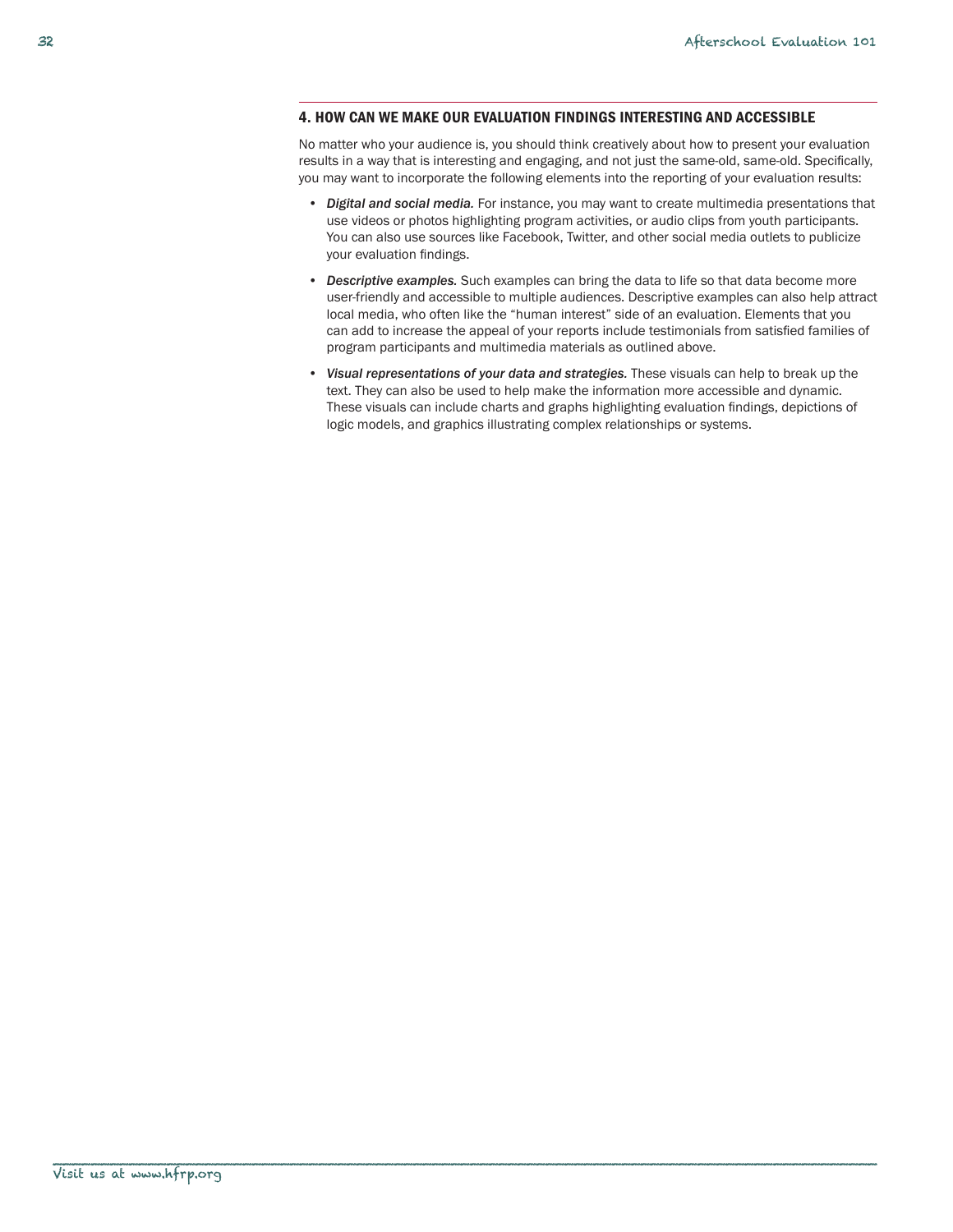### 4. HOW CAN WE MAKE OUR EVALUATION FINDINGS INTERESTING AND ACCESSIBLE

No matter who your audience is, you should think creatively about how to present your evaluation results in a way that is interesting and engaging, and not just the same-old, same-old. Specifically, you may want to incorporate the following elements into the reporting of your evaluation results:

- *Digital and social media.* For instance, you may want to create multimedia presentations that use videos or photos highlighting program activities, or audio clips from youth participants. You can also use sources like Facebook, Twitter, and other social media outlets to publicize your evaluation findings.
- *Descriptive examples.* Such examples can bring the data to life so that data become more user-friendly and accessible to multiple audiences. Descriptive examples can also help attract local media, who often like the "human interest" side of an evaluation. Elements that you can add to increase the appeal of your reports include testimonials from satisfied families of program participants and multimedia materials as outlined above.
- *Visual representations of your data and strategies.* These visuals can help to break up the text. They can also be used to help make the information more accessible and dynamic. These visuals can include charts and graphs highlighting evaluation findings, depictions of logic models, and graphics illustrating complex relationships or systems.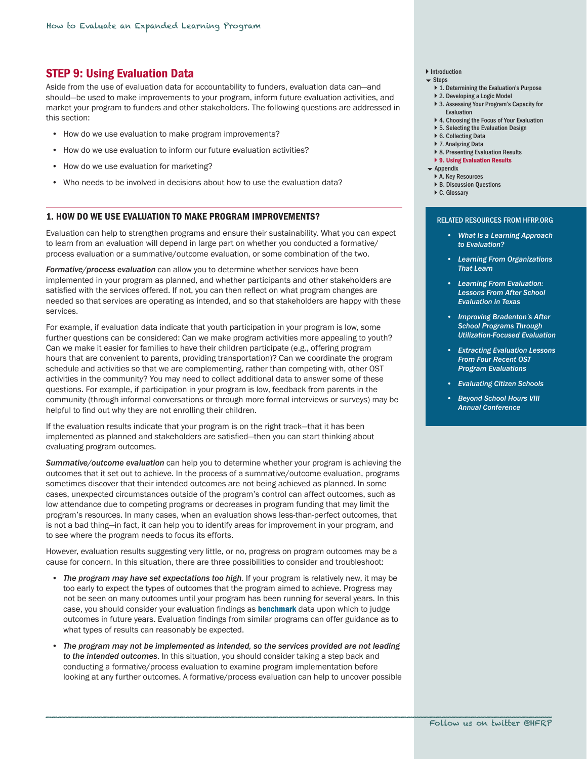## STEP 9: Using Evaluation Data

Aside from the use of evaluation data for accountability to funders, evaluation data can—and should—be used to make improvements to your program, inform future evaluation activities, and market your program to funders and other stakeholders. The following questions are addressed in this section:

- How do we use evaluation to make program improvements?
- How do we use evaluation to inform our future evaluation activities?
- How do we use evaluation for marketing?
- Who needs to be involved in decisions about how to use the evaluation data?

### 1. HOW DO WE USE EVALUATION TO MAKE PROGRAM IMPROVEMENTS?

Evaluation can help to strengthen programs and ensure their sustainability. What you can expect to learn from an evaluation will depend in large part on whether you conducted a formative/process evaluation or a summative/outcome evaluation, or some combination of the two.

*Formative/process evaluation* can allow you to determine whether services have been implemented in your program as planned, and whether participants and other stakeholders are satisfied with the services offered. If not, you can then reflect on what program changes are needed so that services are operating as intended, and so that stakeholders are happy with these services.

For example, if evaluation data indicate that youth participation in your program is low, some further questions can be considered: Can we make program activities more appealing to youth? Can we make it easier for families to have their children participate (e.g., offering program hours that are convenient to parents, providing transportation)? Can we coordinate the program schedule and activities so that we are complementing, rather than competing with, other OST activities in the community? You may need to collect additional data to answer some of these questions. For example, if participation in your program is low, feedback from parents in the community (through informal conversations or through more formal interviews or surveys) may be helpful to find out why they are not enrolling their children.

If the evaluation results indicate that your program is on the right track—that it has been implemented as planned and stakeholders are satisfied—then you can start thinking about evaluating program outcomes.

*Summative/outcome evaluation* can help you to determine whether your program is achieving the outcomes that it set out to achieve. In the process of a summative/outcome evaluation, programs sometimes discover that their intended outcomes are not being achieved as planned. In some cases, unexpected circumstances outside of the program's control can affect outcomes, such as low attendance due to competing programs or decreases in program funding that may limit the program's resources. In many cases, when an evaluation shows less-than-perfect outcomes, that is not a bad thing—in fact, it can help you to identify areas for improvement in your program, and to see where the program needs to focus its efforts.

However, evaluation results suggesting very little, or no, progress on program outcomes may be a cause for concern. In this situation, there are three possibilities to consider and troubleshoot:

- *The program may have set expectations too high*. If your program is relatively new, it may be too early to expect the types of outcomes that the program aimed to achieve. Progress may not be seen on many outcomes until your program has been running for several years. In this case, you should consider your evaluation findings as **benchmark** data upon which to judge outcomes in future years. Evaluation findings from similar programs can offer guidance as to what types of results can reasonably be expected.
- ***The program may not be implemented as intended, so the services provided are not leading to the intended outcomes***. In this situation, you should consider taking a step back and conducting a formative/process evaluation to examine program implementation before looking at any further outcomes. A formative/process evaluation can help to uncover possible

- Introduction
- Steps
  - 1. Determining the Evaluation's Purpose
  - 2. Developing a Logic Model
  - 3. Assessing Your Program's Capacity for Evaluation
  - 4. Choosing the Focus of Your Evaluation
  - 5. Selecting the Evaluation Design
  - 6. Collecting Data
  - 7. Analyzing Data
  - 8. Presenting Evaluation Results
  - 9. Using Evaluation Results
- Appendix
  - A. Key Resources
  - B. Discussion Questions
  - C. Glossary

RELATED RESOURCES FROM HFRP.ORG

- *What Is a Learning Approach to Evaluation?*
- *Learning From Organizations That Learn*
- *Learning From Evaluation: Lessons From After School Evaluation in Texas*
- *Improving Bradenton's After School Programs Through Utilization-Focused Evaluation*
- *Extracting Evaluation Lessons From Four Recent OST Program Evaluations*
- *Evaluating Citizen Schools*
- *Beyond School Hours VIII Annual Conference*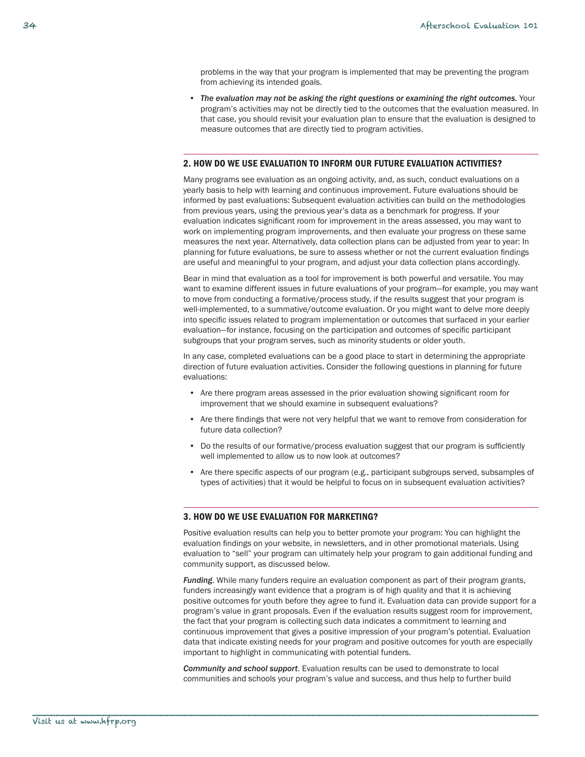problems in the way that your program is implemented that may be preventing the program from achieving its intended goals.

- *The evaluation may not be asking the right questions or examining the right outcomes.* Your program's activities may not be directly tied to the outcomes that the evaluation measured. In that case, you should revisit your evaluation plan to ensure that the evaluation is designed to measure outcomes that are directly tied to program activities.

## 2. HOW DO WE USE EVALUATION TO INFORM OUR FUTURE EVALUATION ACTIVITIES?

Many programs see evaluation as an ongoing activity, and, as such, conduct evaluations on a yearly basis to help with learning and continuous improvement. Future evaluations should be informed by past evaluations: Subsequent evaluation activities can build on the methodologies from previous years, using the previous year's data as a benchmark for progress. If your evaluation indicates significant room for improvement in the areas assessed, you may want to work on implementing program improvements, and then evaluate your progress on these same measures the next year. Alternatively, data collection plans can be adjusted from year to year: In planning for future evaluations, be sure to assess whether or not the current evaluation findings are useful and meaningful to your program, and adjust your data collection plans accordingly.

Bear in mind that evaluation as a tool for improvement is both powerful and versatile. You may want to examine different issues in future evaluations of your program—for example, you may want to move from conducting a formative/process study, if the results suggest that your program is well-implemented, to a summative/outcome evaluation. Or you might want to delve more deeply into specific issues related to program implementation or outcomes that surfaced in your earlier evaluation—for instance, focusing on the participation and outcomes of specific participant subgroups that your program serves, such as minority students or older youth.

In any case, completed evaluations can be a good place to start in determining the appropriate direction of future evaluation activities. Consider the following questions in planning for future evaluations:

- Are there program areas assessed in the prior evaluation showing significant room for improvement that we should examine in subsequent evaluations?
- Are there findings that were not very helpful that we want to remove from consideration for future data collection?
- Do the results of our formative/process evaluation suggest that our program is sufficiently well implemented to allow us to now look at outcomes?
- Are there specific aspects of our program (e.g., participant subgroups served, subsamples of types of activities) that it would be helpful to focus on in subsequent evaluation activities?

## 3. HOW DO WE USE EVALUATION FOR MARKETING?

Positive evaluation results can help you to better promote your program: You can highlight the evaluation findings on your website, in newsletters, and in other promotional materials. Using evaluation to "sell" your program can ultimately help your program to gain additional funding and community support, as discussed below.

***Funding***. While many funders require an evaluation component as part of their program grants, funders increasingly want evidence that a program is of high quality and that it is achieving positive outcomes for youth before they agree to fund it. Evaluation data can provide support for a program's value in grant proposals. Even if the evaluation results suggest room for improvement, the fact that your program is collecting such data indicates a commitment to learning and continuous improvement that gives a positive impression of your program's potential. Evaluation data that indicate existing needs for your program and positive outcomes for youth are especially important to highlight in communicating with potential funders.

***Community and school support***. Evaluation results can be used to demonstrate to local communities and schools your program's value and success, and thus help to further build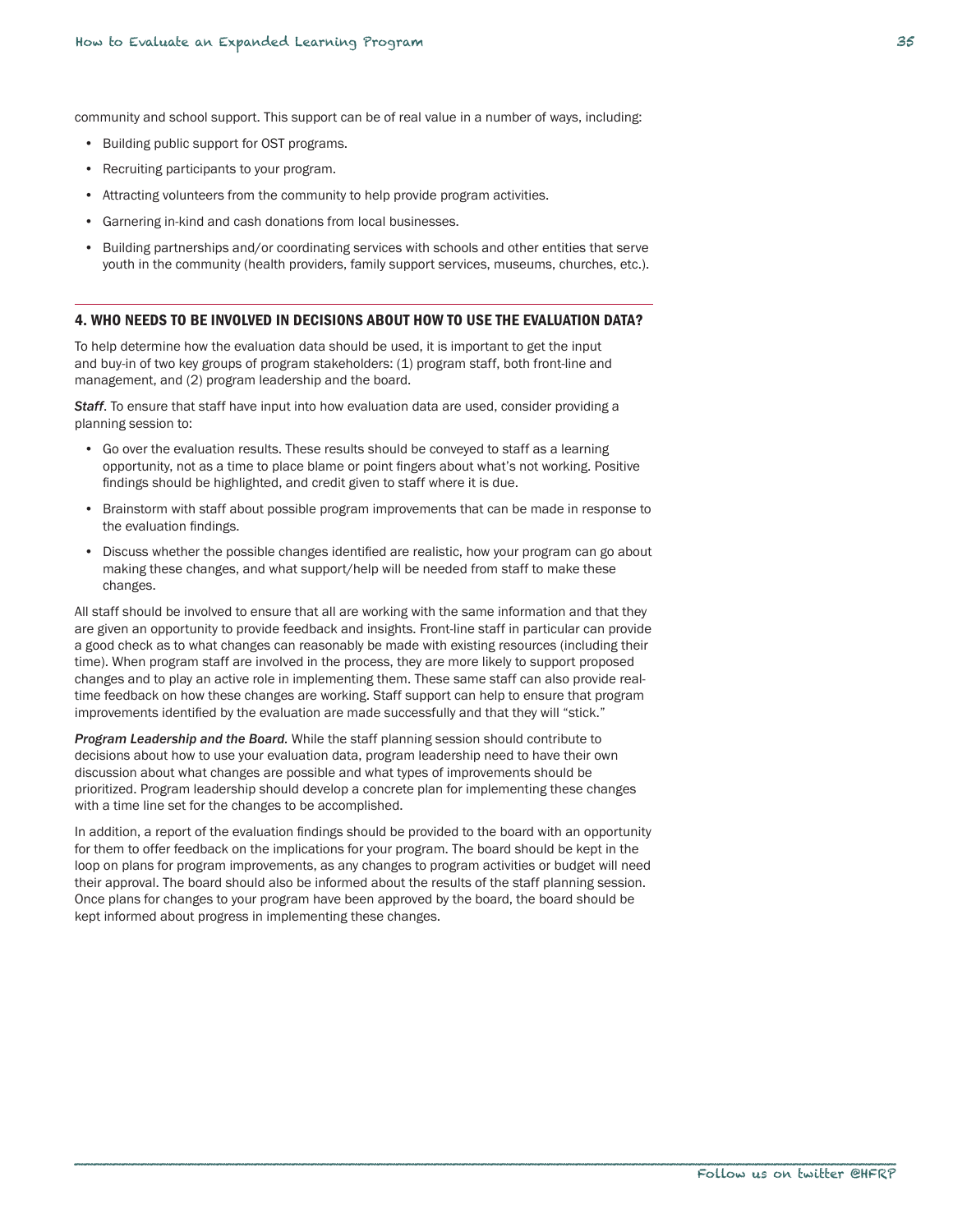community and school support. This support can be of real value in a number of ways, including:

- Building public support for OST programs.
- Recruiting participants to your program.
- Attracting volunteers from the community to help provide program activities.
- Garnering in-kind and cash donations from local businesses.
- Building partnerships and/or coordinating services with schools and other entities that serve youth in the community (health providers, family support services, museums, churches, etc.).

## 4. WHO NEEDS TO BE INVOLVED IN DECISIONS ABOUT HOW TO USE THE EVALUATION DATA?

To help determine how the evaluation data should be used, it is important to get the input and buy-in of two key groups of program stakeholders: (1) program staff, both front-line and management, and (2) program leadership and the board.

***Staff***. To ensure that staff have input into how evaluation data are used, consider providing a planning session to:

- Go over the evaluation results. These results should be conveyed to staff as a learning opportunity, not as a time to place blame or point fingers about what's not working. Positive findings should be highlighted, and credit given to staff where it is due.
- Brainstorm with staff about possible program improvements that can be made in response to the evaluation findings.
- Discuss whether the possible changes identified are realistic, how your program can go about making these changes, and what support/help will be needed from staff to make these changes.

All staff should be involved to ensure that all are working with the same information and that they are given an opportunity to provide feedback and insights. Front-line staff in particular can provide a good check as to what changes can reasonably be made with existing resources (including their time). When program staff are involved in the process, they are more likely to support proposed changes and to play an active role in implementing them. These same staff can also provide real-time feedback on how these changes are working. Staff support can help to ensure that program improvements identified by the evaluation are made successfully and that they will "stick."

***Program Leadership and the Board.*** While the staff planning session should contribute to decisions about how to use your evaluation data, program leadership need to have their own discussion about what changes are possible and what types of improvements should be prioritized. Program leadership should develop a concrete plan for implementing these changes with a time line set for the changes to be accomplished.

In addition, a report of the evaluation findings should be provided to the board with an opportunity for them to offer feedback on the implications for your program. The board should be kept in the loop on plans for program improvements, as any changes to program activities or budget will need their approval. The board should also be informed about the results of the staff planning session. Once plans for changes to your program have been approved by the board, the board should be kept informed about progress in implementing these changes.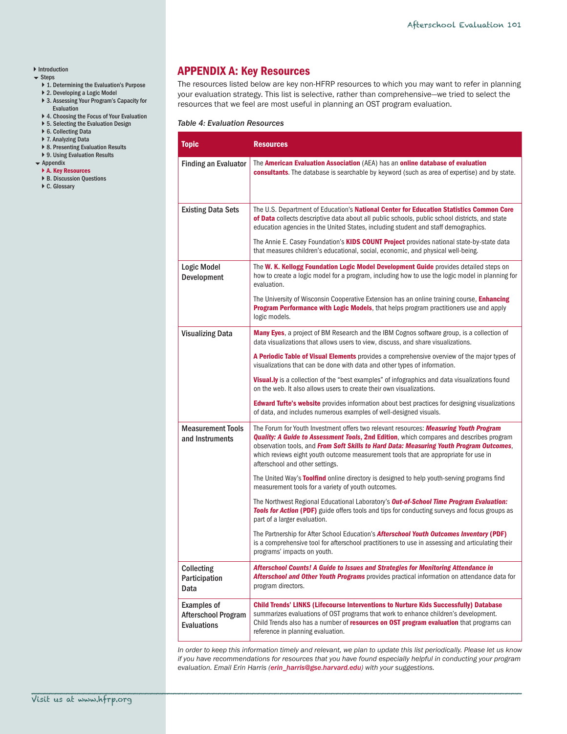## APPENDIX A: Key Resources

The resources listed below are key non-HFRP resources to which you may want to refer in planning your evaluation strategy. This list is selective, rather than comprehensive—we tried to select the resources that we feel are most useful in planning an OST program evaluation.

*Table 4: Evaluation Resources*

| Topic | Resources |
|---|---|
| Finding an Evaluator | The **American Evaluation Association** (AEA) has an **online database of evaluation consultants**. The database is searchable by keyword (such as area of expertise) and by state. |
| Existing Data Sets | The U.S. Department of Education's **National Center for Education Statistics Common Core of Data** collects descriptive data about all public schools, public school districts, and state education agencies in the United States, including student and staff demographics.<br><br>The Annie E. Casey Foundation's **KIDS COUNT Project** provides national state-by-state data that measures children's educational, social, economic, and physical well-being. |
| Logic Model Development | The **W. K. Kellogg Foundation Logic Model Development Guide** provides detailed steps on how to create a logic model for a program, including how to use the logic model in planning for evaluation.<br><br>The University of Wisconsin Cooperative Extension has an online training course, **Enhancing Program Performance with Logic Models**, that helps program practitioners use and apply logic models. |
| Visualizing Data | **Many Eyes**, a project of BM Research and the IBM Cognos software group, is a collection of data visualizations that allows users to view, discuss, and share visualizations.<br><br>**A Periodic Table of Visual Elements** provides a comprehensive overview of the major types of visualizations that can be done with data and other types of information.<br><br>**Visual.ly** is a collection of the "best examples" of infographics and data visualizations found on the web. It also allows users to create their own visualizations.<br><br>**Edward Tufte's website** provides information about best practices for designing visualizations of data, and includes numerous examples of well-designed visuals. |
| Measurement Tools and Instruments | The Forum for Youth Investment offers two relevant resources: ***Measuring Youth Program Quality: A Guide to Assessment Tools*, 2nd Edition**, which compares and describes program observation tools, and ***From Soft Skills to Hard Data: Measuring Youth Program Outcomes***, which reviews eight youth outcome measurement tools that are appropriate for use in afterschool and other settings.<br><br>The United Way's **Toolfind** online directory is designed to help youth-serving programs find measurement tools for a variety of youth outcomes.<br><br>The Northwest Regional Educational Laboratory's ***Out-of-School Time Program Evaluation: Tools for Action* (PDF)** guide offers tools and tips for conducting surveys and focus groups as part of a larger evaluation.<br><br>The Partnership for After School Education's ***Afterschool Youth Outcomes Inventory* (PDF)** is a comprehensive tool for afterschool practitioners to use in assessing and articulating their programs' impacts on youth. |
| Collecting Participation Data | ***Afterschool Counts! A Guide to Issues and Strategies for Monitoring Attendance in Afterschool and Other Youth Programs*** provides practical information on attendance data for program directors. |
| Examples of Afterschool Program Evaluations | **Child Trends' LINKS (Lifecourse Interventions to Nurture Kids Successfully) Database** summarizes evaluations of OST programs that work to enhance children's development. Child Trends also has a number of **resources on OST program evaluation** that programs can reference in planning evaluation. |

*In order to keep this information timely and relevant, we plan to update this list periodically. Please let us know if you have recommendations for resources that you have found especially helpful in conducting your program evaluation. Email Erin Harris (**erin_harris@gse.harvard.edu**) with your suggestions.*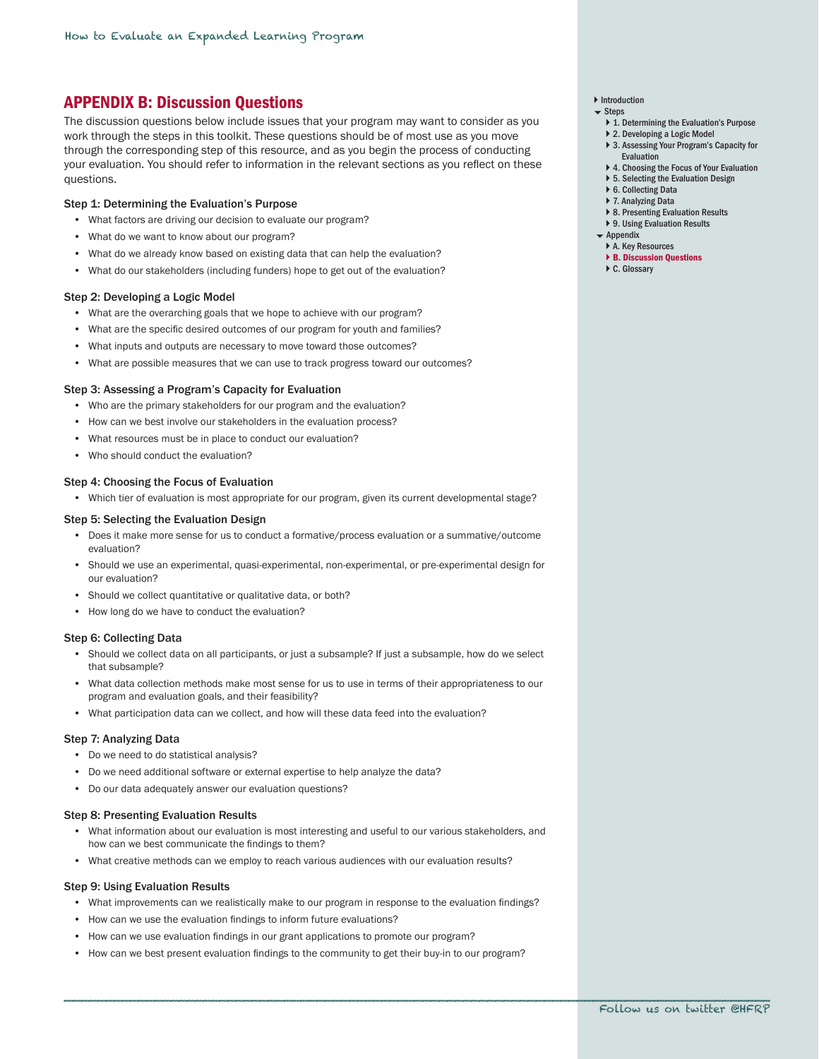## APPENDIX B: Discussion Questions

The discussion questions below include issues that your program may want to consider as you work through the steps in this toolkit. These questions should be of most use as you move through the corresponding step of this resource, and as you begin the process of conducting your evaluation. You should refer to information in the relevant sections as you reflect on these questions.

### Step 1: Determining the Evaluation's Purpose

- What factors are driving our decision to evaluate our program?
- What do we want to know about our program?
- What do we already know based on existing data that can help the evaluation?
- What do our stakeholders (including funders) hope to get out of the evaluation?

### Step 2: Developing a Logic Model

- What are the overarching goals that we hope to achieve with our program?
- What are the specific desired outcomes of our program for youth and families?
- What inputs and outputs are necessary to move toward those outcomes?
- What are possible measures that we can use to track progress toward our outcomes?

### Step 3: Assessing a Program's Capacity for Evaluation

- Who are the primary stakeholders for our program and the evaluation?
- How can we best involve our stakeholders in the evaluation process?
- What resources must be in place to conduct our evaluation?
- Who should conduct the evaluation?

### Step 4: Choosing the Focus of Evaluation

- Which tier of evaluation is most appropriate for our program, given its current developmental stage?

### Step 5: Selecting the Evaluation Design

- Does it make more sense for us to conduct a formative/process evaluation or a summative/outcome evaluation?
- Should we use an experimental, quasi-experimental, non-experimental, or pre-experimental design for our evaluation?
- Should we collect quantitative or qualitative data, or both?
- How long do we have to conduct the evaluation?

### Step 6: Collecting Data

- Should we collect data on all participants, or just a subsample? If just a subsample, how do we select that subsample?
- What data collection methods make most sense for us to use in terms of their appropriateness to our program and evaluation goals, and their feasibility?
- What participation data can we collect, and how will these data feed into the evaluation?

### Step 7: Analyzing Data

- Do we need to do statistical analysis?
- Do we need additional software or external expertise to help analyze the data?
- Do our data adequately answer our evaluation questions?

### Step 8: Presenting Evaluation Results

- What information about our evaluation is most interesting and useful to our various stakeholders, and how can we best communicate the findings to them?
- What creative methods can we employ to reach various audiences with our evaluation results?

### Step 9: Using Evaluation Results

- What improvements can we realistically make to our program in response to the evaluation findings?
- How can we use the evaluation findings to inform future evaluations?
- How can we use evaluation findings in our grant applications to promote our program?
- How can we best present evaluation findings to the community to get their buy-in to our program?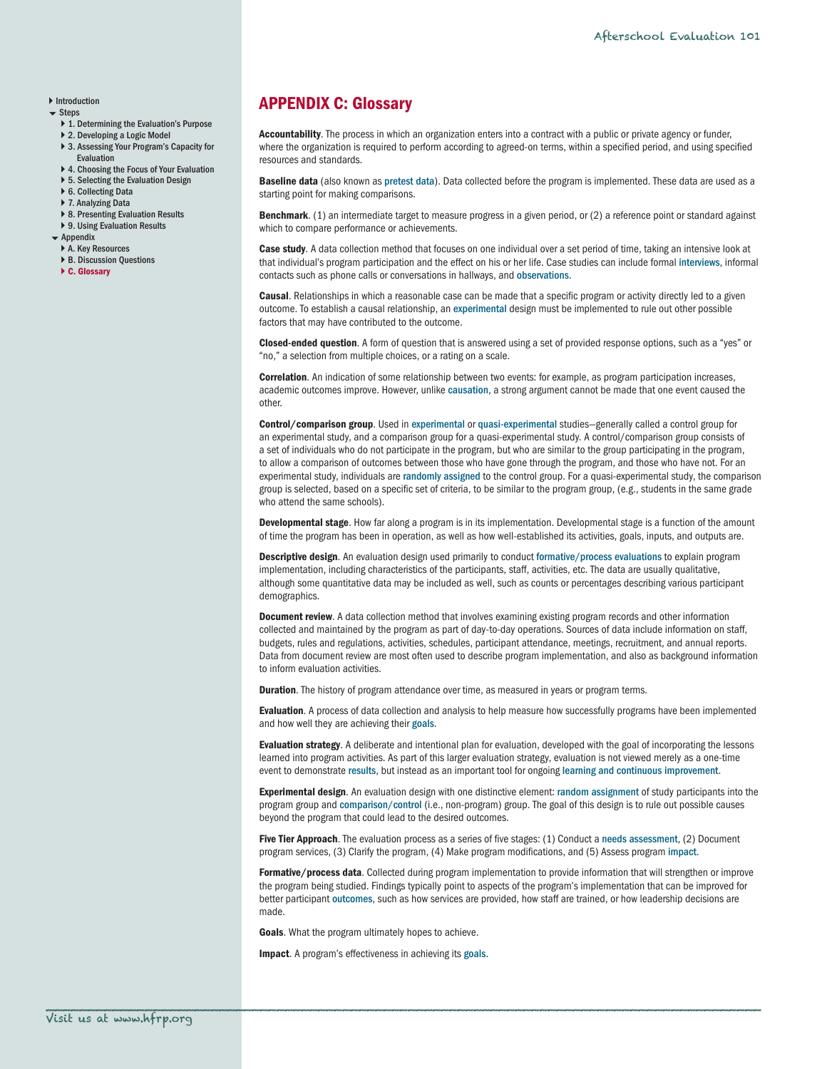## APPENDIX C: Glossary

**Accountability**. The process in which an organization enters into a contract with a public or private agency or funder, where the organization is required to perform according to agreed-on terms, within a specified period, and using specified resources and standards.

**Baseline data** (also known as pretest data). Data collected before the program is implemented. These data are used as a starting point for making comparisons.

**Benchmark**. (1) an intermediate target to measure progress in a given period, or (2) a reference point or standard against which to compare performance or achievements.

**Case study**. A data collection method that focuses on one individual over a set period of time, taking an intensive look at that individual's program participation and the effect on his or her life. Case studies can include formal interviews, informal contacts such as phone calls or conversations in hallways, and observations.

**Causal**. Relationships in which a reasonable case can be made that a specific program or activity directly led to a given outcome. To establish a causal relationship, an experimental design must be implemented to rule out other possible factors that may have contributed to the outcome.

**Closed-ended question**. A form of question that is answered using a set of provided response options, such as a "yes" or "no," a selection from multiple choices, or a rating on a scale.

**Correlation**. An indication of some relationship between two events: for example, as program participation increases, academic outcomes improve. However, unlike causation, a strong argument cannot be made that one event caused the other.

**Control/comparison group**. Used in experimental or quasi-experimental studies—generally called a control group for an experimental study, and a comparison group for a quasi-experimental study. A control/comparison group consists of a set of individuals who do not participate in the program, but who are similar to the group participating in the program, to allow a comparison of outcomes between those who have gone through the program, and those who have not. For an experimental study, individuals are randomly assigned to the control group. For a quasi-experimental study, the comparison group is selected, based on a specific set of criteria, to be similar to the program group, (e.g., students in the same grade who attend the same schools).

**Developmental stage**. How far along a program is in its implementation. Developmental stage is a function of the amount of time the program has been in operation, as well as how well-established its activities, goals, inputs, and outputs are.

**Descriptive design**. An evaluation design used primarily to conduct formative/process evaluations to explain program implementation, including characteristics of the participants, staff, activities, etc. The data are usually qualitative, although some quantitative data may be included as well, such as counts or percentages describing various participant demographics.

**Document review**. A data collection method that involves examining existing program records and other information collected and maintained by the program as part of day-to-day operations. Sources of data include information on staff, budgets, rules and regulations, activities, schedules, participant attendance, meetings, recruitment, and annual reports. Data from document review are most often used to describe program implementation, and also as background information to inform evaluation activities.

**Duration**. The history of program attendance over time, as measured in years or program terms.

**Evaluation**. A process of data collection and analysis to help measure how successfully programs have been implemented and how well they are achieving their goals.

**Evaluation strategy**. A deliberate and intentional plan for evaluation, developed with the goal of incorporating the lessons learned into program activities. As part of this larger evaluation strategy, evaluation is not viewed merely as a one-time event to demonstrate results, but instead as an important tool for ongoing learning and continuous improvement.

**Experimental design**. An evaluation design with one distinctive element: random assignment of study participants into the program group and comparison/control (i.e., non-program) group. The goal of this design is to rule out possible causes beyond the program that could lead to the desired outcomes.

**Five Tier Approach**. The evaluation process as a series of five stages: (1) Conduct a needs assessment, (2) Document program services, (3) Clarify the program, (4) Make program modifications, and (5) Assess program impact.

**Formative/process data**. Collected during program implementation to provide information that will strengthen or improve the program being studied. Findings typically point to aspects of the program's implementation that can be improved for better participant outcomes, such as how services are provided, how staff are trained, or how leadership decisions are made.

**Goals**. What the program ultimately hopes to achieve.

**Impact**. A program's effectiveness in achieving its goals.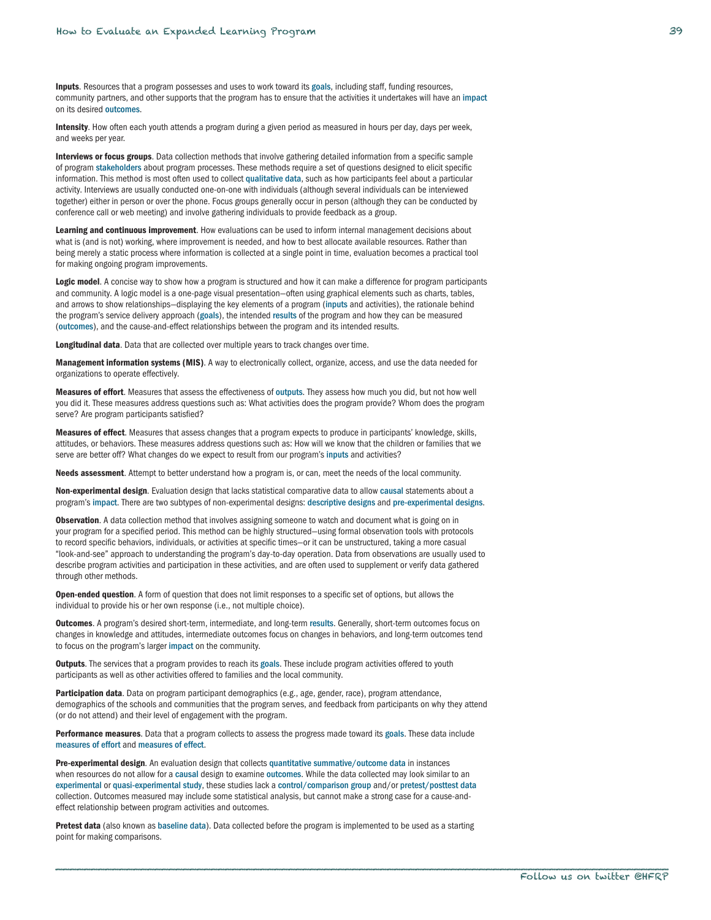**Inputs**. Resources that a program possesses and uses to work toward its goals, including staff, funding resources, community partners, and other supports that the program has to ensure that the activities it undertakes will have an impact on its desired outcomes.

**Intensity**. How often each youth attends a program during a given period as measured in hours per day, days per week, and weeks per year.

**Interviews or focus groups**. Data collection methods that involve gathering detailed information from a specific sample of program stakeholders about program processes. These methods require a set of questions designed to elicit specific information. This method is most often used to collect qualitative data, such as how participants feel about a particular activity. Interviews are usually conducted one-on-one with individuals (although several individuals can be interviewed together) either in person or over the phone. Focus groups generally occur in person (although they can be conducted by conference call or web meeting) and involve gathering individuals to provide feedback as a group.

**Learning and continuous improvement**. How evaluations can be used to inform internal management decisions about what is (and is not) working, where improvement is needed, and how to best allocate available resources. Rather than being merely a static process where information is collected at a single point in time, evaluation becomes a practical tool for making ongoing program improvements.

**Logic model**. A concise way to show how a program is structured and how it can make a difference for program participants and community. A logic model is a one-page visual presentation—often using graphical elements such as charts, tables, and arrows to show relationships—displaying the key elements of a program (inputs and activities), the rationale behind the program's service delivery approach (goals), the intended results of the program and how they can be measured (outcomes), and the cause-and-effect relationships between the program and its intended results.

**Longitudinal data**. Data that are collected over multiple years to track changes over time.

**Management information systems (MIS)**. A way to electronically collect, organize, access, and use the data needed for organizations to operate effectively.

**Measures of effort**. Measures that assess the effectiveness of outputs. They assess how much you did, but not how well you did it. These measures address questions such as: What activities does the program provide? Whom does the program serve? Are program participants satisfied?

**Measures of effect**. Measures that assess changes that a program expects to produce in participants' knowledge, skills, attitudes, or behaviors. These measures address questions such as: How will we know that the children or families that we serve are better off? What changes do we expect to result from our program's inputs and activities?

**Needs assessment**. Attempt to better understand how a program is, or can, meet the needs of the local community.

**Non-experimental design**. Evaluation design that lacks statistical comparative data to allow causal statements about a program's impact. There are two subtypes of non-experimental designs: descriptive designs and pre-experimental designs.

**Observation**. A data collection method that involves assigning someone to watch and document what is going on in your program for a specified period. This method can be highly structured—using formal observation tools with protocols to record specific behaviors, individuals, or activities at specific times—or it can be unstructured, taking a more casual "look-and-see" approach to understanding the program's day-to-day operation. Data from observations are usually used to describe program activities and participation in these activities, and are often used to supplement or verify data gathered through other methods.

**Open-ended question**. A form of question that does not limit responses to a specific set of options, but allows the individual to provide his or her own response (i.e., not multiple choice).

**Outcomes**. A program's desired short-term, intermediate, and long-term results. Generally, short-term outcomes focus on changes in knowledge and attitudes, intermediate outcomes focus on changes in behaviors, and long-term outcomes tend to focus on the program's larger impact on the community.

**Outputs**. The services that a program provides to reach its goals. These include program activities offered to youth participants as well as other activities offered to families and the local community.

**Participation data**. Data on program participant demographics (e.g., age, gender, race), program attendance, demographics of the schools and communities that the program serves, and feedback from participants on why they attend (or do not attend) and their level of engagement with the program.

**Performance measures**. Data that a program collects to assess the progress made toward its goals. These data include measures of effort and measures of effect.

**Pre-experimental design**. An evaluation design that collects quantitative summative/outcome data in instances when resources do not allow for a causal design to examine outcomes. While the data collected may look similar to an experimental or quasi-experimental study, these studies lack a control/comparison group and/or pretest/posttest data collection. Outcomes measured may include some statistical analysis, but cannot make a strong case for a cause-and-effect relationship between program activities and outcomes.

**Pretest data** (also known as baseline data). Data collected before the program is implemented to be used as a starting point for making comparisons.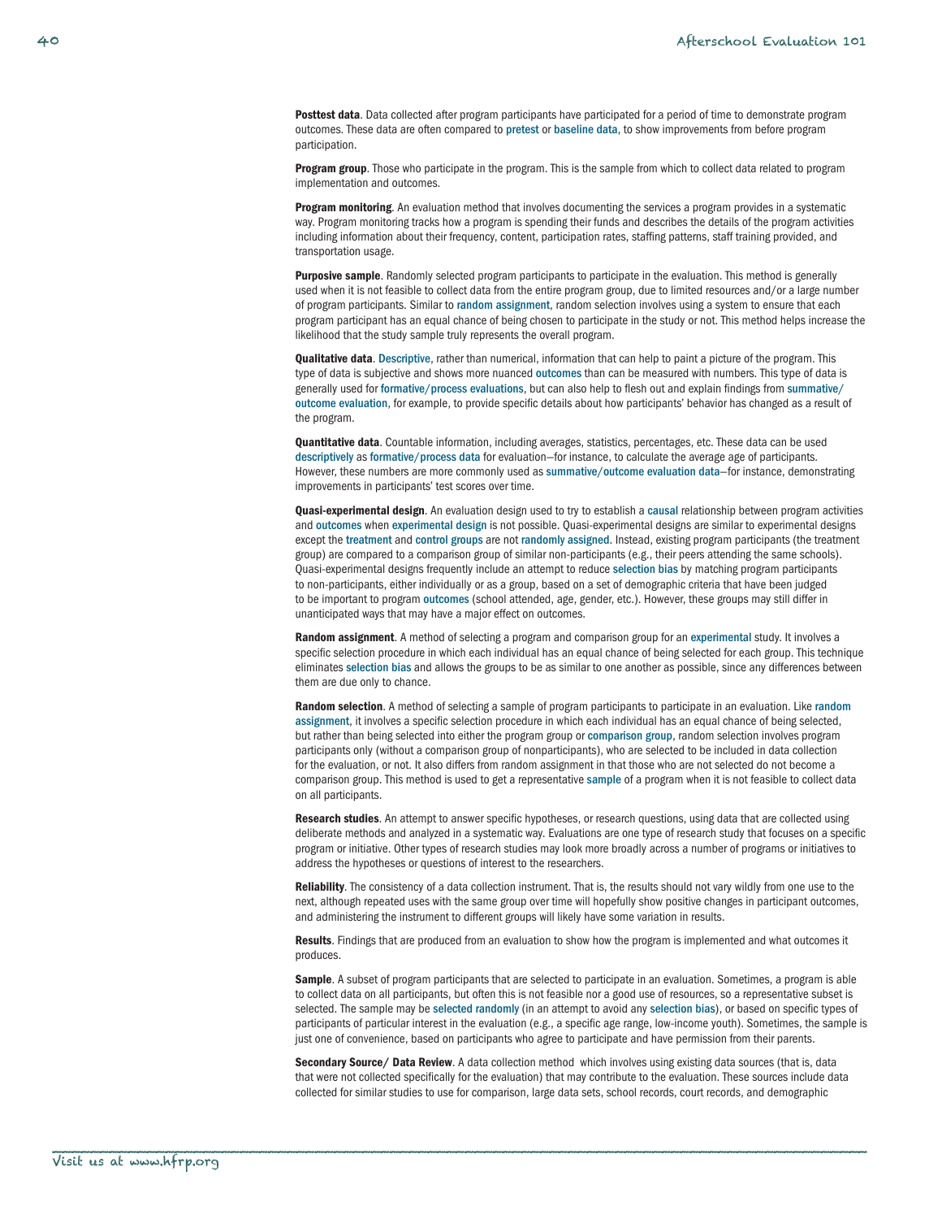**Posttest data**. Data collected after program participants have participated for a period of time to demonstrate program outcomes. These data are often compared to pretest or baseline data, to show improvements from before program participation.

**Program group**. Those who participate in the program. This is the sample from which to collect data related to program implementation and outcomes.

**Program monitoring**. An evaluation method that involves documenting the services a program provides in a systematic way. Program monitoring tracks how a program is spending their funds and describes the details of the program activities including information about their frequency, content, participation rates, staffing patterns, staff training provided, and transportation usage.

**Purposive sample**. Randomly selected program participants to participate in the evaluation. This method is generally used when it is not feasible to collect data from the entire program group, due to limited resources and/or a large number of program participants. Similar to random assignment, random selection involves using a system to ensure that each program participant has an equal chance of being chosen to participate in the study or not. This method helps increase the likelihood that the study sample truly represents the overall program.

**Qualitative data**. Descriptive, rather than numerical, information that can help to paint a picture of the program. This type of data is subjective and shows more nuanced outcomes than can be measured with numbers. This type of data is generally used for formative/process evaluations, but can also help to flesh out and explain findings from summative/outcome evaluation, for example, to provide specific details about how participants' behavior has changed as a result of the program.

**Quantitative data**. Countable information, including averages, statistics, percentages, etc. These data can be used descriptively as formative/process data for evaluation—for instance, to calculate the average age of participants. However, these numbers are more commonly used as summative/outcome evaluation data—for instance, demonstrating improvements in participants' test scores over time.

**Quasi-experimental design**. An evaluation design used to try to establish a causal relationship between program activities and outcomes when experimental design is not possible. Quasi-experimental designs are similar to experimental designs except the treatment and control groups are not randomly assigned. Instead, existing program participants (the treatment group) are compared to a comparison group of similar non-participants (e.g., their peers attending the same schools). Quasi-experimental designs frequently include an attempt to reduce selection bias by matching program participants to non-participants, either individually or as a group, based on a set of demographic criteria that have been judged to be important to program outcomes (school attended, age, gender, etc.). However, these groups may still differ in unanticipated ways that may have a major effect on outcomes.

**Random assignment**. A method of selecting a program and comparison group for an experimental study. It involves a specific selection procedure in which each individual has an equal chance of being selected for each group. This technique eliminates selection bias and allows the groups to be as similar to one another as possible, since any differences between them are due only to chance.

**Random selection**. A method of selecting a sample of program participants to participate in an evaluation. Like random assignment, it involves a specific selection procedure in which each individual has an equal chance of being selected, but rather than being selected into either the program group or comparison group, random selection involves program participants only (without a comparison group of nonparticipants), who are selected to be included in data collection for the evaluation, or not. It also differs from random assignment in that those who are not selected do not become a comparison group. This method is used to get a representative sample of a program when it is not feasible to collect data on all participants.

**Research studies**. An attempt to answer specific hypotheses, or research questions, using data that are collected using deliberate methods and analyzed in a systematic way. Evaluations are one type of research study that focuses on a specific program or initiative. Other types of research studies may look more broadly across a number of programs or initiatives to address the hypotheses or questions of interest to the researchers.

**Reliability**. The consistency of a data collection instrument. That is, the results should not vary wildly from one use to the next, although repeated uses with the same group over time will hopefully show positive changes in participant outcomes, and administering the instrument to different groups will likely have some variation in results.

**Results**. Findings that are produced from an evaluation to show how the program is implemented and what outcomes it produces.

**Sample**. A subset of program participants that are selected to participate in an evaluation. Sometimes, a program is able to collect data on all participants, but often this is not feasible nor a good use of resources, so a representative subset is selected. The sample may be selected randomly (in an attempt to avoid any selection bias), or based on specific types of participants of particular interest in the evaluation (e.g., a specific age range, low-income youth). Sometimes, the sample is just one of convenience, based on participants who agree to participate and have permission from their parents.

**Secondary Source/ Data Review**. A data collection method which involves using existing data sources (that is, data that were not collected specifically for the evaluation) that may contribute to the evaluation. These sources include data collected for similar studies to use for comparison, large data sets, school records, court records, and demographic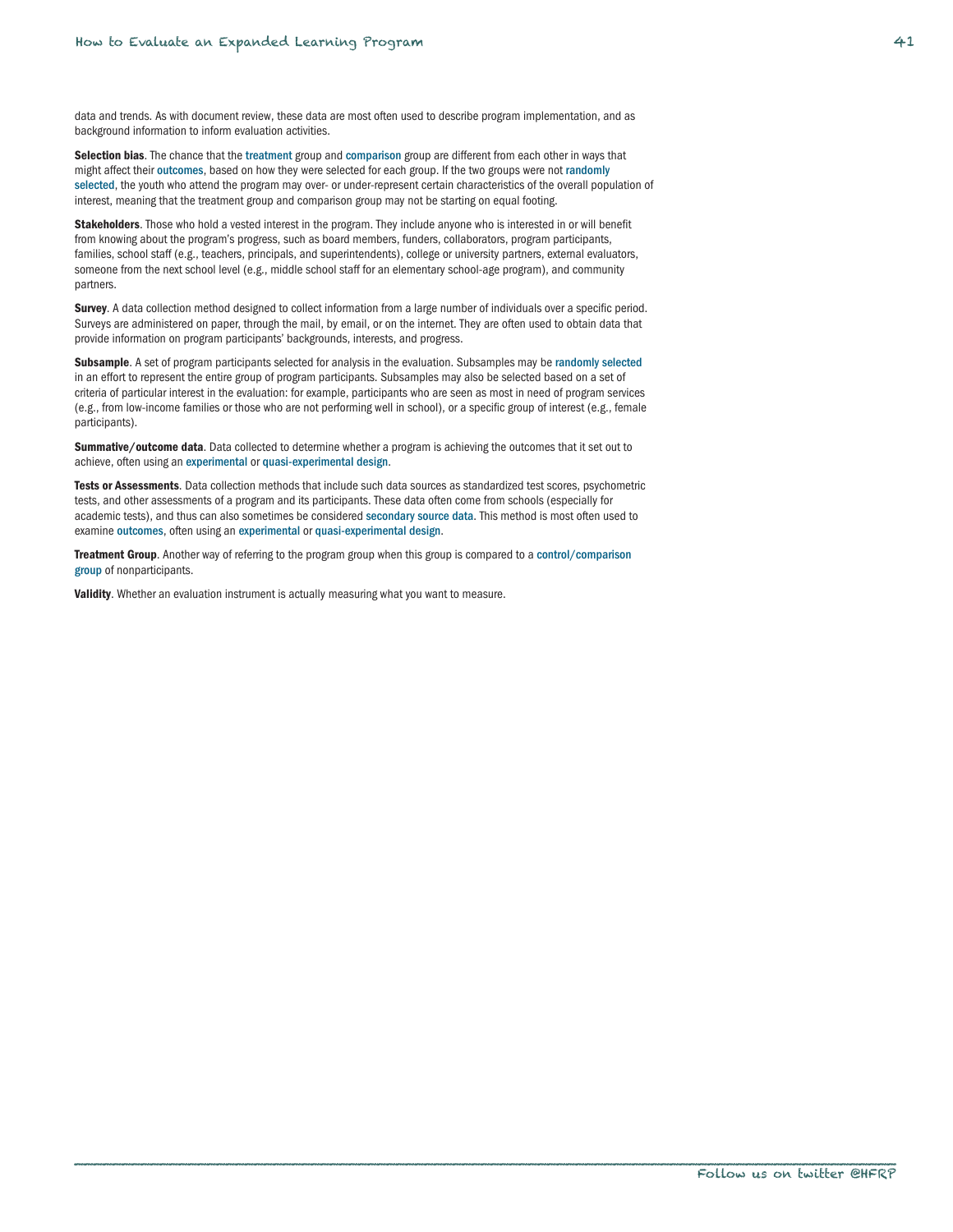data and trends. As with document review, these data are most often used to describe program implementation, and as background information to inform evaluation activities.

**Selection bias**. The chance that the treatment group and comparison group are different from each other in ways that might affect their outcomes, based on how they were selected for each group. If the two groups were not randomly selected, the youth who attend the program may over- or under-represent certain characteristics of the overall population of interest, meaning that the treatment group and comparison group may not be starting on equal footing.

**Stakeholders**. Those who hold a vested interest in the program. They include anyone who is interested in or will benefit from knowing about the program's progress, such as board members, funders, collaborators, program participants, families, school staff (e.g., teachers, principals, and superintendents), college or university partners, external evaluators, someone from the next school level (e.g., middle school staff for an elementary school-age program), and community partners.

**Survey**. A data collection method designed to collect information from a large number of individuals over a specific period. Surveys are administered on paper, through the mail, by email, or on the internet. They are often used to obtain data that provide information on program participants' backgrounds, interests, and progress.

**Subsample**. A set of program participants selected for analysis in the evaluation. Subsamples may be randomly selected in an effort to represent the entire group of program participants. Subsamples may also be selected based on a set of criteria of particular interest in the evaluation: for example, participants who are seen as most in need of program services (e.g., from low-income families or those who are not performing well in school), or a specific group of interest (e.g., female participants).

**Summative/outcome data**. Data collected to determine whether a program is achieving the outcomes that it set out to achieve, often using an experimental or quasi-experimental design.

**Tests or Assessments**. Data collection methods that include such data sources as standardized test scores, psychometric tests, and other assessments of a program and its participants. These data often come from schools (especially for academic tests), and thus can also sometimes be considered secondary source data. This method is most often used to examine outcomes, often using an experimental or quasi-experimental design.

**Treatment Group**. Another way of referring to the program group when this group is compared to a control/comparison group of nonparticipants.

**Validity**. Whether an evaluation instrument is actually measuring what you want to measure.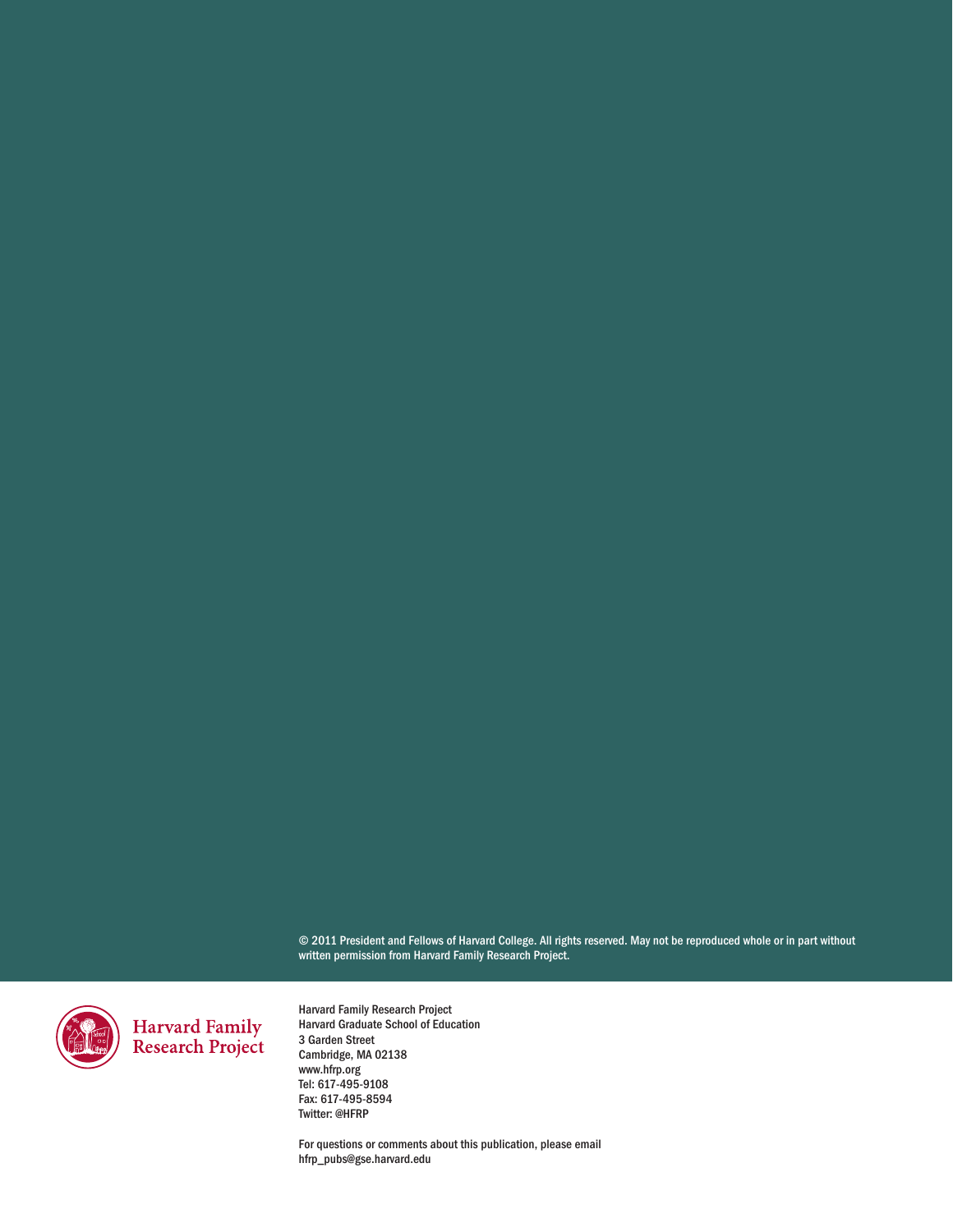© 2011 President and Fellows of Harvard College. All rights reserved. May not be reproduced whole or in part without written permission from Harvard Family Research Project.

Harvard Family Research Project

Harvard Family Research Project
Harvard Graduate School of Education
3 Garden Street
Cambridge, MA 02138
www.hfrp.org
Tel: 617-495-9108
Fax: 617-495-8594
Twitter: @HFRP

For questions or comments about this publication, please email
hfrp_pubs@gse.harvard.edu